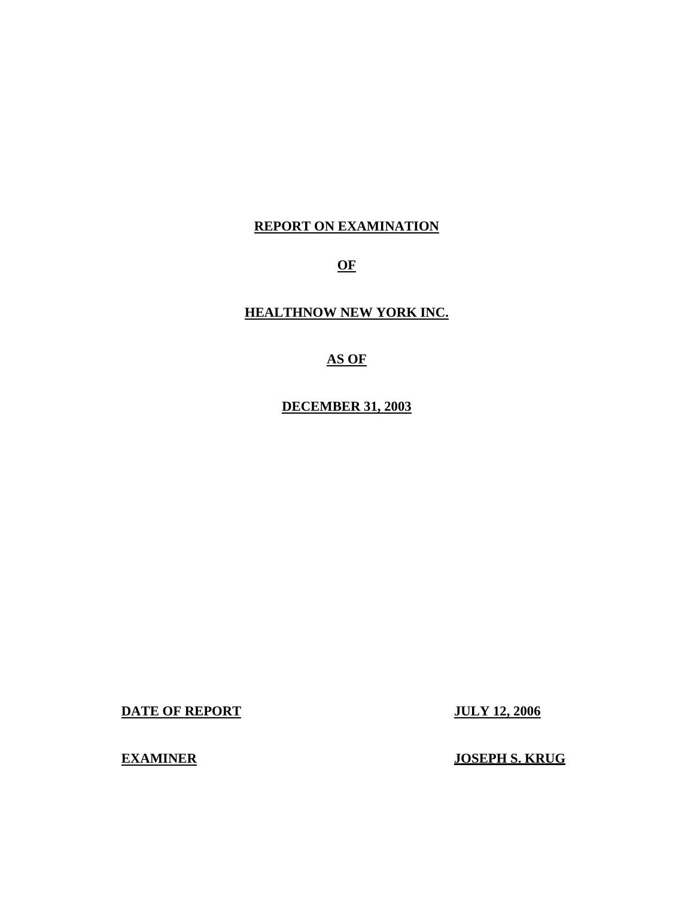# REPORT ON EXAMINATION

# OF

# HEALTHNOW NEW YORK INC.

# AS OF

# DECEMBER 31, 2003

**DATE OF REPORT** **JULY 12, 2006**

**EXAMINER** **JOSEPH S. KRUG**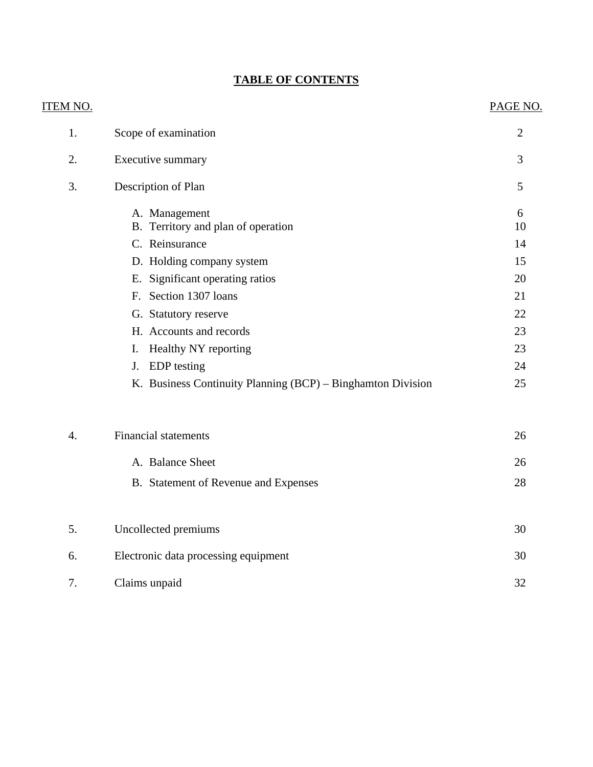# TABLE OF CONTENTS

| ITEM NO. | | PAGE NO. |
|---|---|---|
| 1. | Scope of examination | 2 |
| 2. | Executive summary | 3 |
| 3. | Description of Plan | 5 |
| | A. Management | 6 |
| | B. Territory and plan of operation | 10 |
| | C. Reinsurance | 14 |
| | D. Holding company system | 15 |
| | E. Significant operating ratios | 20 |
| | F. Section 1307 loans | 21 |
| | G. Statutory reserve | 22 |
| | H. Accounts and records | 23 |
| | I. Healthy NY reporting | 23 |
| | J. EDP testing | 24 |
| | K. Business Continuity Planning (BCP) – Binghamton Division | 25 |
| 4. | Financial statements | 26 |
| | A. Balance Sheet | 26 |
| | B. Statement of Revenue and Expenses | 28 |
| 5. | Uncollected premiums | 30 |
| 6. | Electronic data processing equipment | 30 |
| 7. | Claims unpaid | 32 |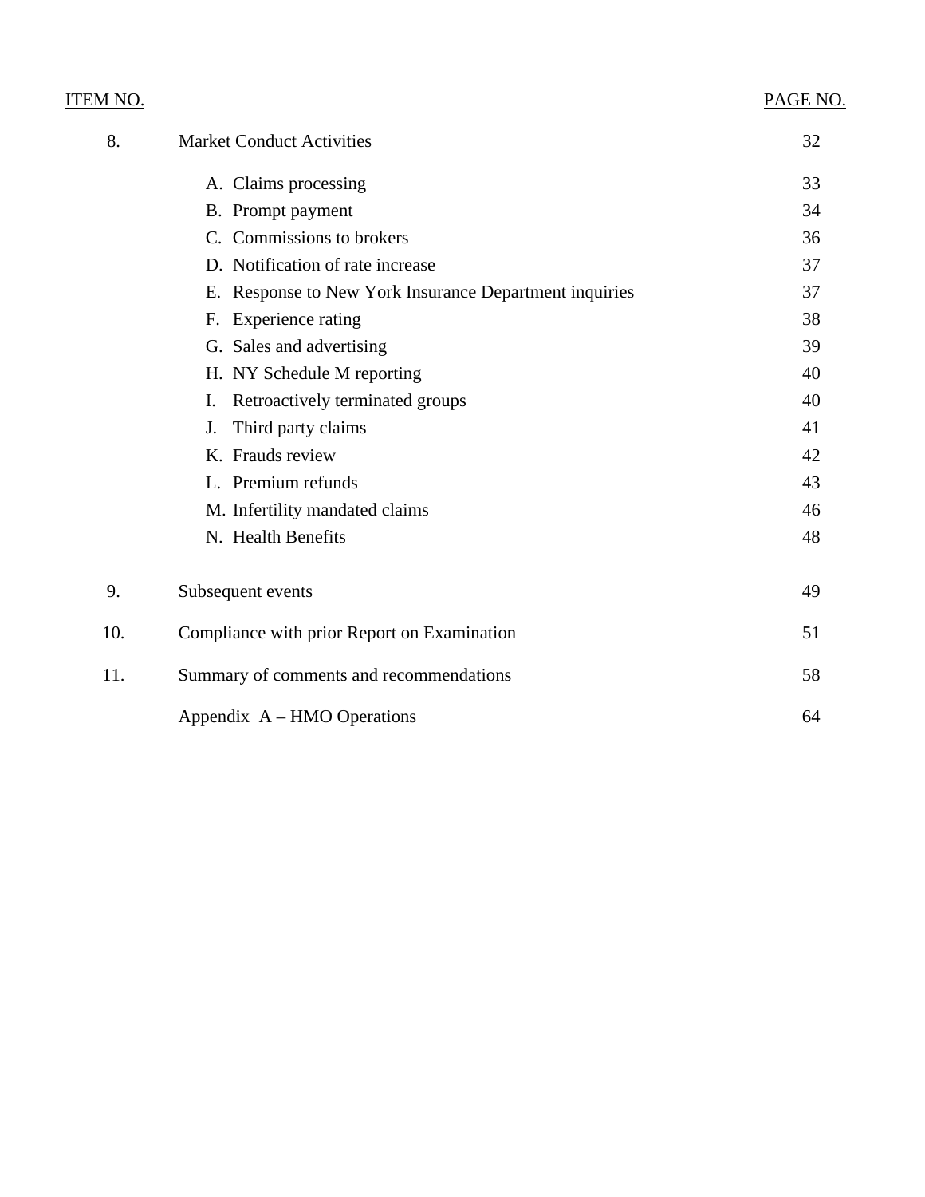| ITEM NO. | | PAGE NO. |
|---|---|---|
| 8. | Market Conduct Activities | 32 |
| | A. Claims processing | 33 |
| | B. Prompt payment | 34 |
| | C. Commissions to brokers | 36 |
| | D. Notification of rate increase | 37 |
| | E. Response to New York Insurance Department inquiries | 37 |
| | F. Experience rating | 38 |
| | G. Sales and advertising | 39 |
| | H. NY Schedule M reporting | 40 |
| | I. Retroactively terminated groups | 40 |
| | J. Third party claims | 41 |
| | K. Frauds review | 42 |
| | L. Premium refunds | 43 |
| | M. Infertility mandated claims | 46 |
| | N. Health Benefits | 48 |
| 9. | Subsequent events | 49 |
| 10. | Compliance with prior Report on Examination | 51 |
| 11. | Summary of comments and recommendations | 58 |
| | Appendix A – HMO Operations | 64 |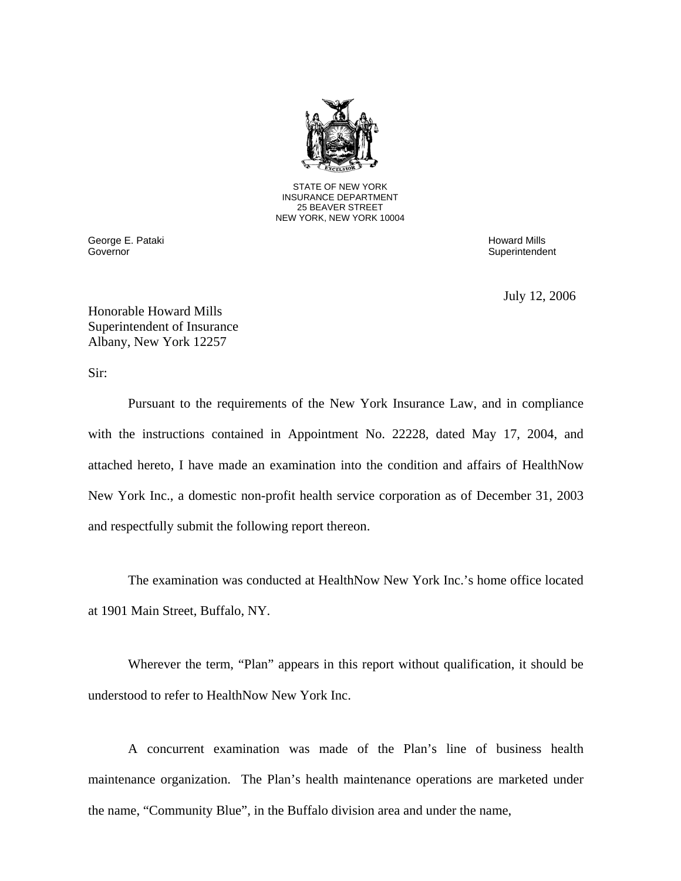STATE OF NEW YORK
INSURANCE DEPARTMENT
25 BEAVER STREET
NEW YORK, NEW YORK 10004

George E. Pataki
Governor

Howard Mills
Superintendent

July 12, 2006

Honorable Howard Mills
Superintendent of Insurance
Albany, New York 12257

Sir:

Pursuant to the requirements of the New York Insurance Law, and in compliance with the instructions contained in Appointment No. 22228, dated May 17, 2004, and attached hereto, I have made an examination into the condition and affairs of HealthNow New York Inc., a domestic non-profit health service corporation as of December 31, 2003 and respectfully submit the following report thereon.

The examination was conducted at HealthNow New York Inc.'s home office located at 1901 Main Street, Buffalo, NY.

Wherever the term, "Plan" appears in this report without qualification, it should be understood to refer to HealthNow New York Inc.

A concurrent examination was made of the Plan's line of business health maintenance organization. The Plan's health maintenance operations are marketed under the name, "Community Blue", in the Buffalo division area and under the name,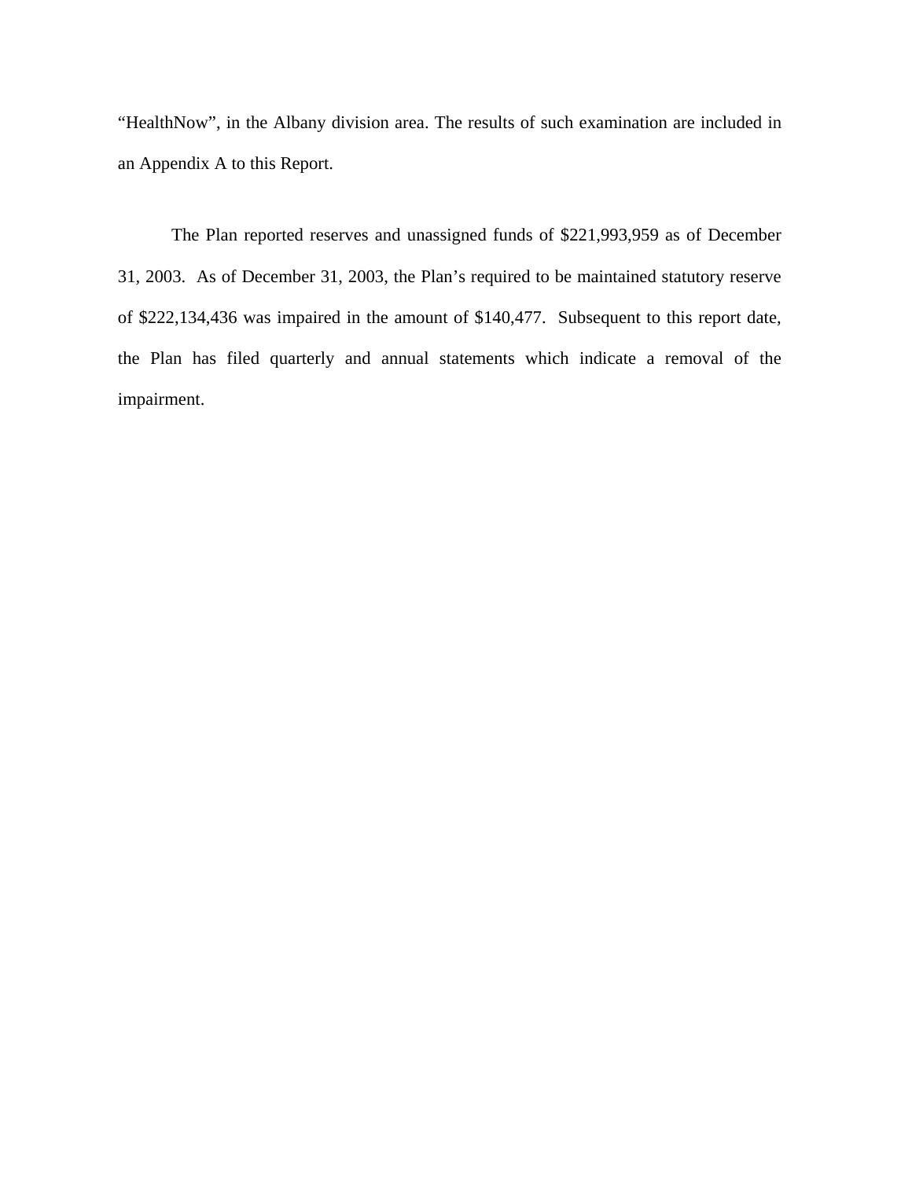"HealthNow", in the Albany division area. The results of such examination are included in an Appendix A to this Report.

The Plan reported reserves and unassigned funds of $221,993,959 as of December 31, 2003. As of December 31, 2003, the Plan's required to be maintained statutory reserve of $222,134,436 was impaired in the amount of $140,477. Subsequent to this report date, the Plan has filed quarterly and annual statements which indicate a removal of the impairment.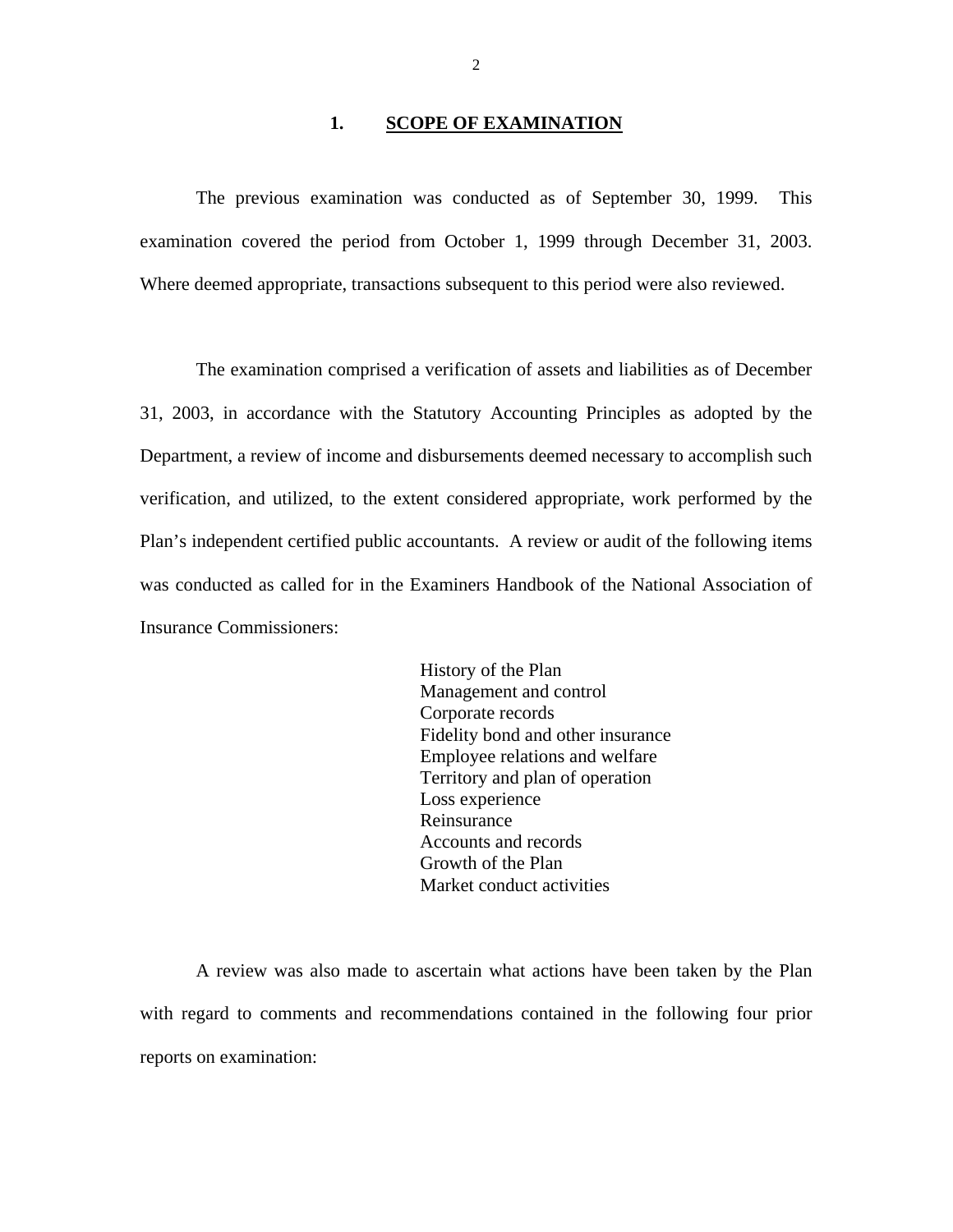## 1. SCOPE OF EXAMINATION

The previous examination was conducted as of September 30, 1999. This examination covered the period from October 1, 1999 through December 31, 2003. Where deemed appropriate, transactions subsequent to this period were also reviewed.

The examination comprised a verification of assets and liabilities as of December 31, 2003, in accordance with the Statutory Accounting Principles as adopted by the Department, a review of income and disbursements deemed necessary to accomplish such verification, and utilized, to the extent considered appropriate, work performed by the Plan's independent certified public accountants. A review or audit of the following items was conducted as called for in the Examiners Handbook of the National Association of Insurance Commissioners:

- History of the Plan
- Management and control
- Corporate records
- Fidelity bond and other insurance
- Employee relations and welfare
- Territory and plan of operation
- Loss experience
- Reinsurance
- Accounts and records
- Growth of the Plan
- Market conduct activities

A review was also made to ascertain what actions have been taken by the Plan with regard to comments and recommendations contained in the following four prior reports on examination: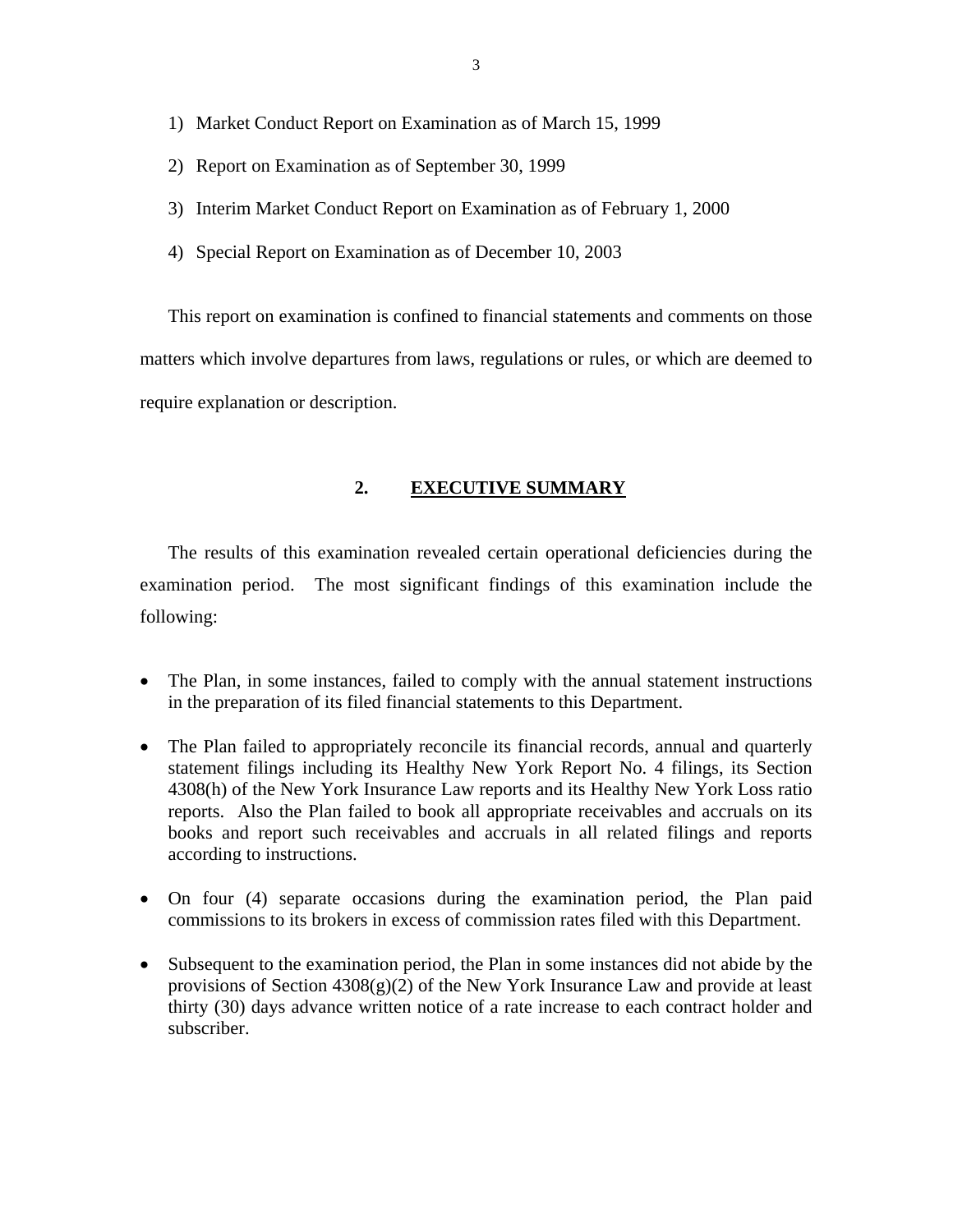1) Market Conduct Report on Examination as of March 15, 1999

2) Report on Examination as of September 30, 1999

3) Interim Market Conduct Report on Examination as of February 1, 2000

4) Special Report on Examination as of December 10, 2003

This report on examination is confined to financial statements and comments on those matters which involve departures from laws, regulations or rules, or which are deemed to require explanation or description.

## 2. EXECUTIVE SUMMARY

The results of this examination revealed certain operational deficiencies during the examination period. The most significant findings of this examination include the following:

- The Plan, in some instances, failed to comply with the annual statement instructions in the preparation of its filed financial statements to this Department.
- The Plan failed to appropriately reconcile its financial records, annual and quarterly statement filings including its Healthy New York Report No. 4 filings, its Section 4308(h) of the New York Insurance Law reports and its Healthy New York Loss ratio reports. Also the Plan failed to book all appropriate receivables and accruals on its books and report such receivables and accruals in all related filings and reports according to instructions.
- On four (4) separate occasions during the examination period, the Plan paid commissions to its brokers in excess of commission rates filed with this Department.
- Subsequent to the examination period, the Plan in some instances did not abide by the provisions of Section 4308(g)(2) of the New York Insurance Law and provide at least thirty (30) days advance written notice of a rate increase to each contract holder and subscriber.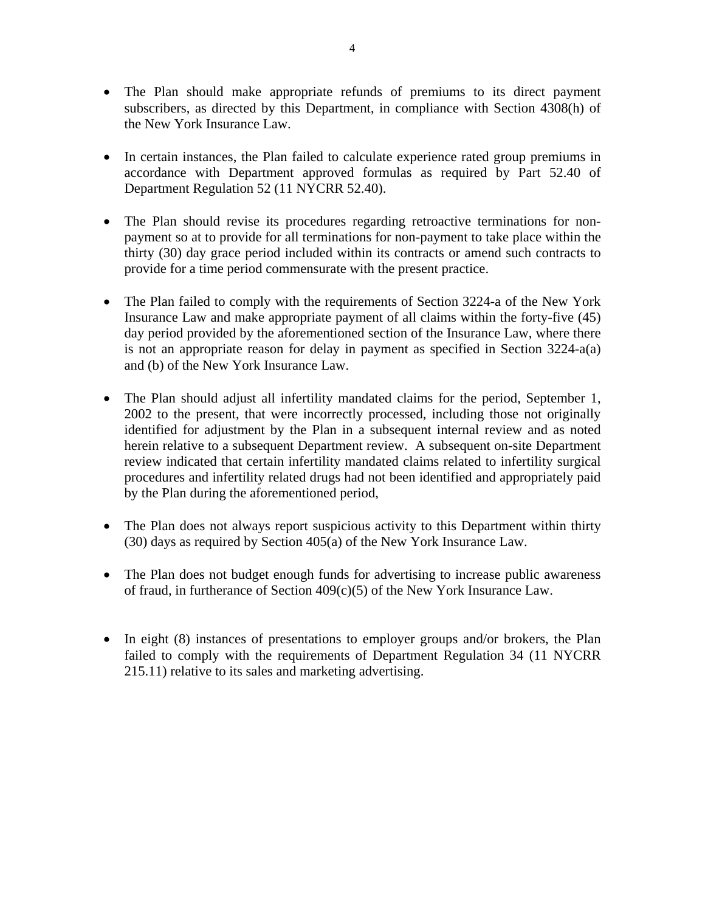- The Plan should make appropriate refunds of premiums to its direct payment subscribers, as directed by this Department, in compliance with Section 4308(h) of the New York Insurance Law.

- In certain instances, the Plan failed to calculate experience rated group premiums in accordance with Department approved formulas as required by Part 52.40 of Department Regulation 52 (11 NYCRR 52.40).

- The Plan should revise its procedures regarding retroactive terminations for non-payment so at to provide for all terminations for non-payment to take place within the thirty (30) day grace period included within its contracts or amend such contracts to provide for a time period commensurate with the present practice.

- The Plan failed to comply with the requirements of Section 3224-a of the New York Insurance Law and make appropriate payment of all claims within the forty-five (45) day period provided by the aforementioned section of the Insurance Law, where there is not an appropriate reason for delay in payment as specified in Section 3224-a(a) and (b) of the New York Insurance Law.

- The Plan should adjust all infertility mandated claims for the period, September 1, 2002 to the present, that were incorrectly processed, including those not originally identified for adjustment by the Plan in a subsequent internal review and as noted herein relative to a subsequent Department review. A subsequent on-site Department review indicated that certain infertility mandated claims related to infertility surgical procedures and infertility related drugs had not been identified and appropriately paid by the Plan during the aforementioned period,

- The Plan does not always report suspicious activity to this Department within thirty (30) days as required by Section 405(a) of the New York Insurance Law.

- The Plan does not budget enough funds for advertising to increase public awareness of fraud, in furtherance of Section 409(c)(5) of the New York Insurance Law.

- In eight (8) instances of presentations to employer groups and/or brokers, the Plan failed to comply with the requirements of Department Regulation 34 (11 NYCRR 215.11) relative to its sales and marketing advertising.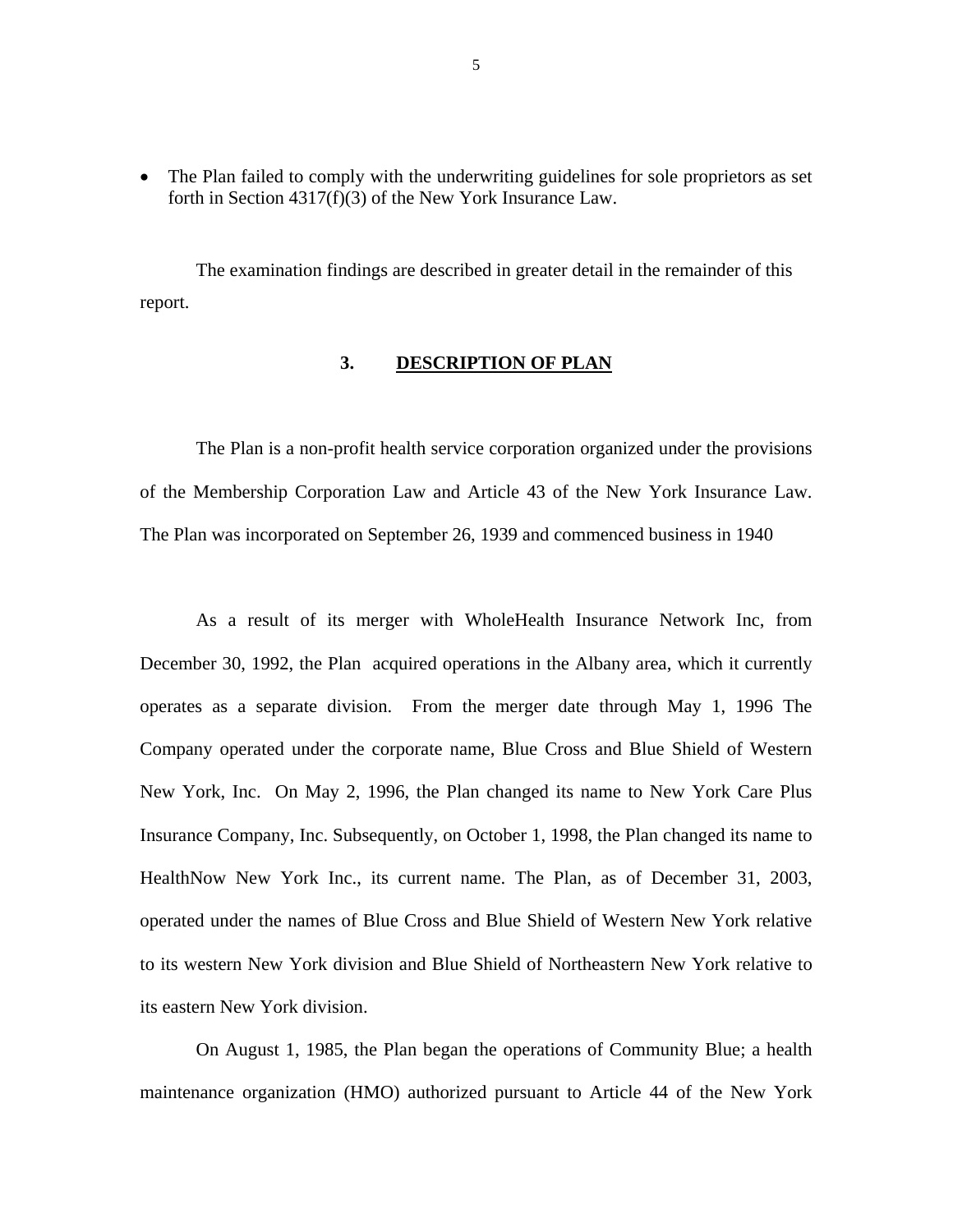- The Plan failed to comply with the underwriting guidelines for sole proprietors as set forth in Section 4317(f)(3) of the New York Insurance Law.

The examination findings are described in greater detail in the remainder of this report.

## 3. DESCRIPTION OF PLAN

The Plan is a non-profit health service corporation organized under the provisions of the Membership Corporation Law and Article 43 of the New York Insurance Law. The Plan was incorporated on September 26, 1939 and commenced business in 1940

As a result of its merger with WholeHealth Insurance Network Inc, from December 30, 1992, the Plan acquired operations in the Albany area, which it currently operates as a separate division. From the merger date through May 1, 1996 The Company operated under the corporate name, Blue Cross and Blue Shield of Western New York, Inc. On May 2, 1996, the Plan changed its name to New York Care Plus Insurance Company, Inc. Subsequently, on October 1, 1998, the Plan changed its name to HealthNow New York Inc., its current name. The Plan, as of December 31, 2003, operated under the names of Blue Cross and Blue Shield of Western New York relative to its western New York division and Blue Shield of Northeastern New York relative to its eastern New York division.

On August 1, 1985, the Plan began the operations of Community Blue; a health maintenance organization (HMO) authorized pursuant to Article 44 of the New York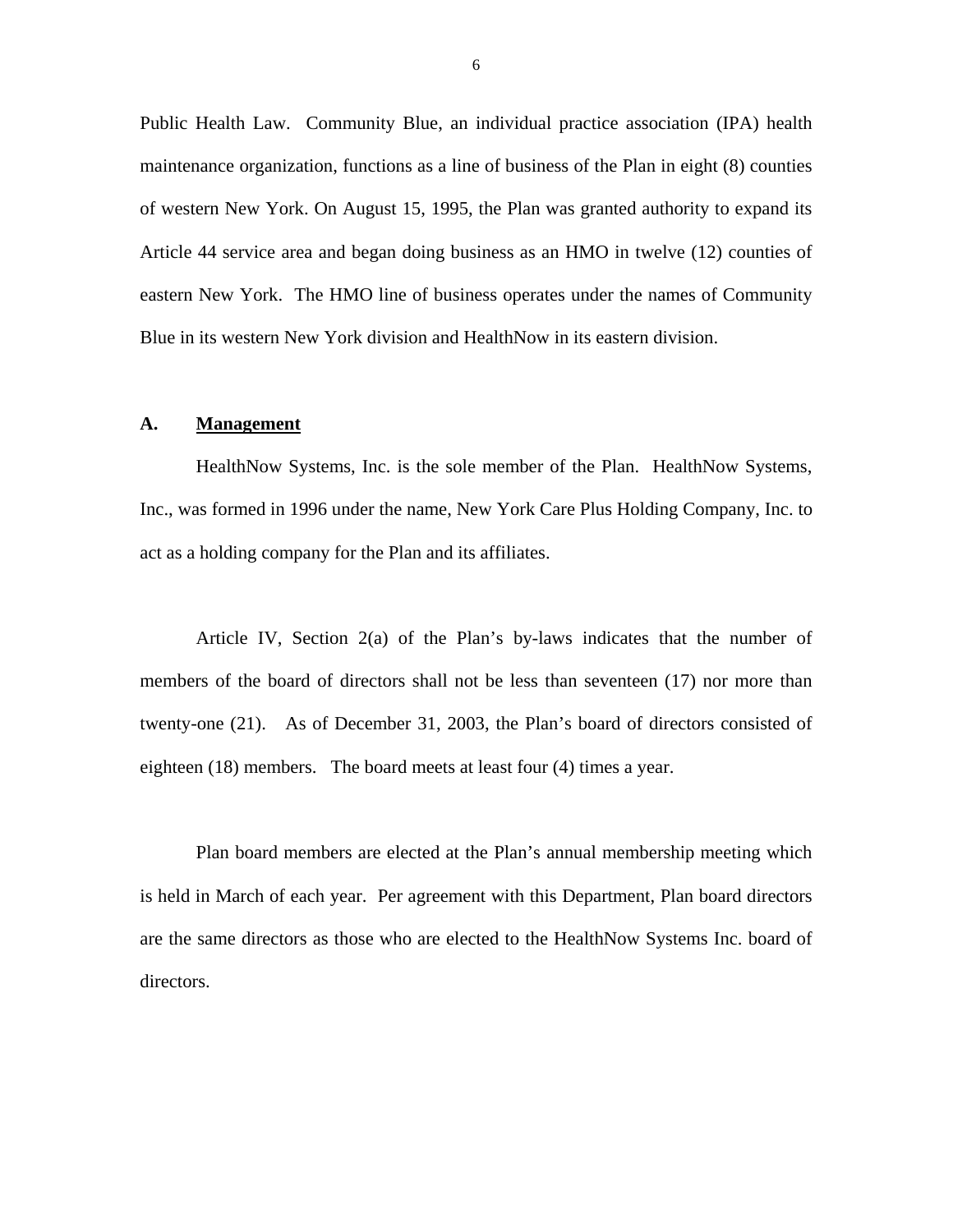Public Health Law. Community Blue, an individual practice association (IPA) health maintenance organization, functions as a line of business of the Plan in eight (8) counties of western New York. On August 15, 1995, the Plan was granted authority to expand its Article 44 service area and began doing business as an HMO in twelve (12) counties of eastern New York. The HMO line of business operates under the names of Community Blue in its western New York division and HealthNow in its eastern division.

## A. Management

HealthNow Systems, Inc. is the sole member of the Plan. HealthNow Systems, Inc., was formed in 1996 under the name, New York Care Plus Holding Company, Inc. to act as a holding company for the Plan and its affiliates.

Article IV, Section 2(a) of the Plan's by-laws indicates that the number of members of the board of directors shall not be less than seventeen (17) nor more than twenty-one (21). As of December 31, 2003, the Plan's board of directors consisted of eighteen (18) members. The board meets at least four (4) times a year.

Plan board members are elected at the Plan's annual membership meeting which is held in March of each year. Per agreement with this Department, Plan board directors are the same directors as those who are elected to the HealthNow Systems Inc. board of directors.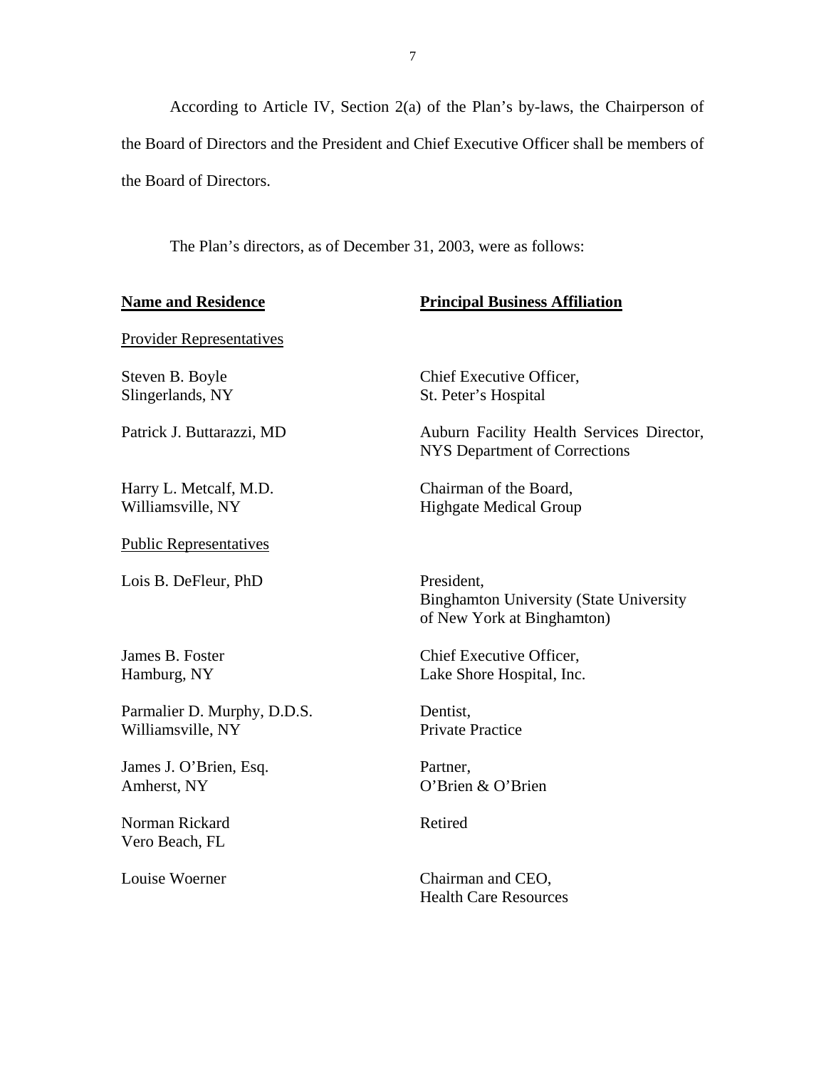According to Article IV, Section 2(a) of the Plan's by-laws, the Chairperson of the Board of Directors and the President and Chief Executive Officer shall be members of the Board of Directors.

The Plan's directors, as of December 31, 2003, were as follows:

| **Name and Residence** | **Principal Business Affiliation** |
|---|---|
| Provider Representatives | |
| Steven B. Boyle<br>Slingerlands, NY | Chief Executive Officer,<br>St. Peter's Hospital |
| Patrick J. Buttarazzi, MD | Auburn Facility Health Services Director,<br>NYS Department of Corrections |
| Harry L. Metcalf, M.D.<br>Williamsville, NY | Chairman of the Board,<br>Highgate Medical Group |
| Public Representatives | |
| Lois B. DeFleur, PhD | President,<br>Binghamton University (State University of New York at Binghamton) |
| James B. Foster<br>Hamburg, NY | Chief Executive Officer,<br>Lake Shore Hospital, Inc. |
| Parmalier D. Murphy, D.D.S.<br>Williamsville, NY | Dentist,<br>Private Practice |
| James J. O'Brien, Esq.<br>Amherst, NY | Partner,<br>O'Brien & O'Brien |
| Norman Rickard<br>Vero Beach, FL | Retired |
| Louise Woerner | Chairman and CEO,<br>Health Care Resources |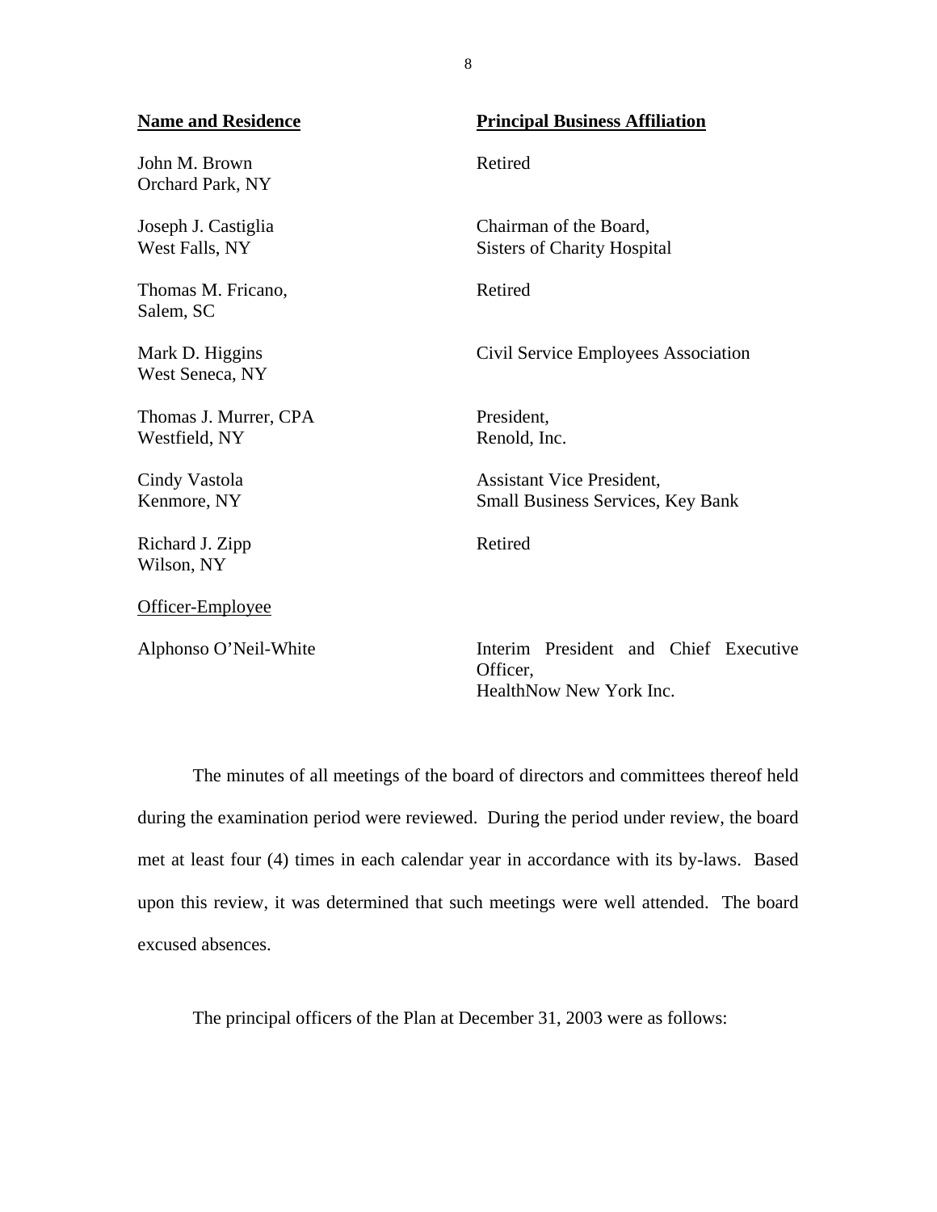| Name and Residence | Principal Business Affiliation |
| --- | --- |
| John M. Brown<br>Orchard Park, NY | Retired |
| Joseph J. Castiglia<br>West Falls, NY | Chairman of the Board,<br>Sisters of Charity Hospital |
| Thomas M. Fricano,<br>Salem, SC | Retired |
| Mark D. Higgins<br>West Seneca, NY | Civil Service Employees Association |
| Thomas J. Murrer, CPA<br>Westfield, NY | President,<br>Renold, Inc. |
| Cindy Vastola<br>Kenmore, NY | Assistant Vice President,<br>Small Business Services, Key Bank |
| Richard J. Zipp<br>Wilson, NY | Retired |
| Officer-Employee | |
| Alphonso O'Neil-White | Interim President and Chief Executive Officer,<br>HealthNow New York Inc. |

The minutes of all meetings of the board of directors and committees thereof held during the examination period were reviewed. During the period under review, the board met at least four (4) times in each calendar year in accordance with its by-laws. Based upon this review, it was determined that such meetings were well attended. The board excused absences.

The principal officers of the Plan at December 31, 2003 were as follows: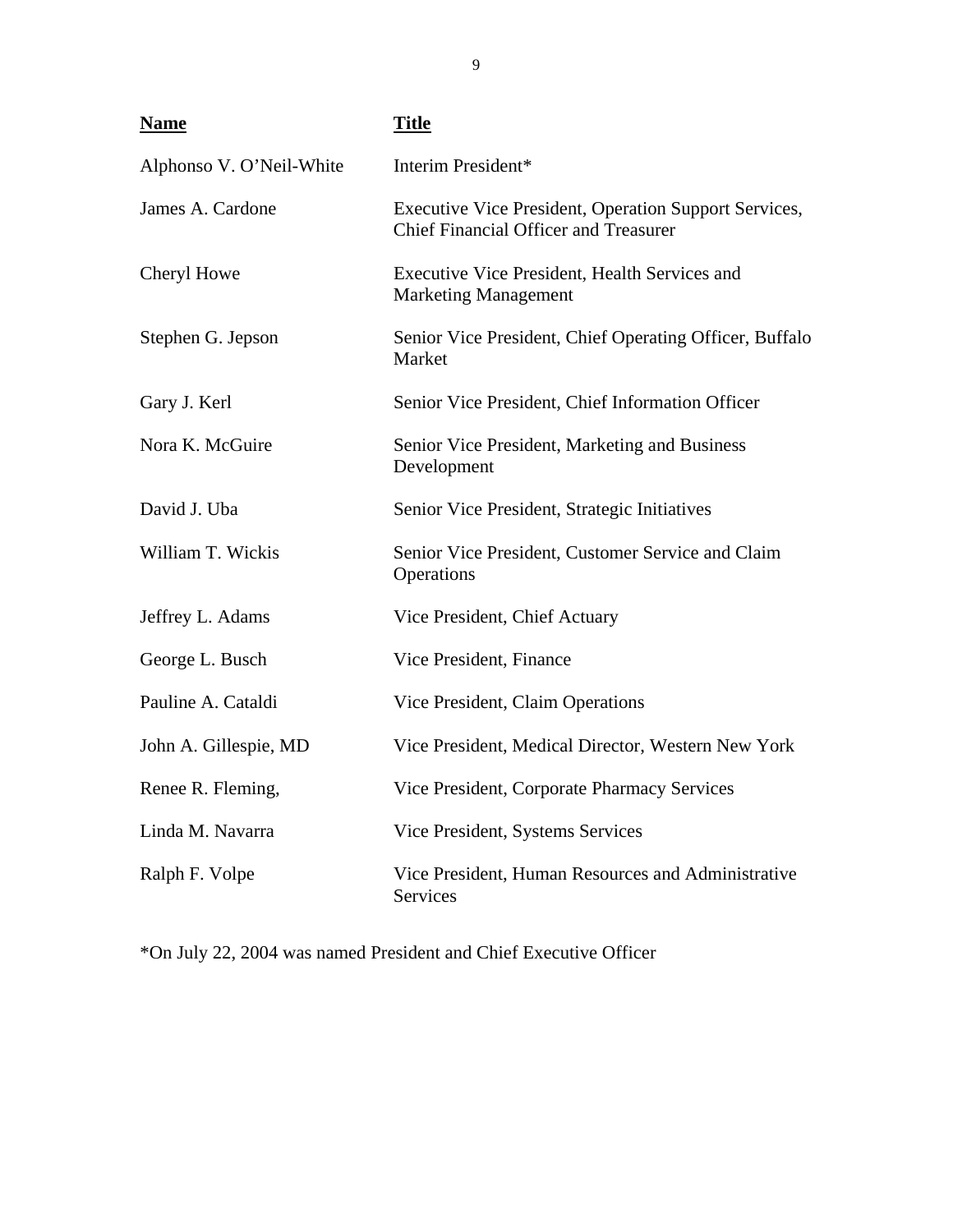| Name | Title |
| --- | --- |
| Alphonso V. O'Neil-White | Interim President* |
| James A. Cardone | Executive Vice President, Operation Support Services, Chief Financial Officer and Treasurer |
| Cheryl Howe | Executive Vice President, Health Services and Marketing Management |
| Stephen G. Jepson | Senior Vice President, Chief Operating Officer, Buffalo Market |
| Gary J. Kerl | Senior Vice President, Chief Information Officer |
| Nora K. McGuire | Senior Vice President, Marketing and Business Development |
| David J. Uba | Senior Vice President, Strategic Initiatives |
| William T. Wickis | Senior Vice President, Customer Service and Claim Operations |
| Jeffrey L. Adams | Vice President, Chief Actuary |
| George L. Busch | Vice President, Finance |
| Pauline A. Cataldi | Vice President, Claim Operations |
| John A. Gillespie, MD | Vice President, Medical Director, Western New York |
| Renee R. Fleming, | Vice President, Corporate Pharmacy Services |
| Linda M. Navarra | Vice President, Systems Services |
| Ralph F. Volpe | Vice President, Human Resources and Administrative Services |

*On July 22, 2004 was named President and Chief Executive Officer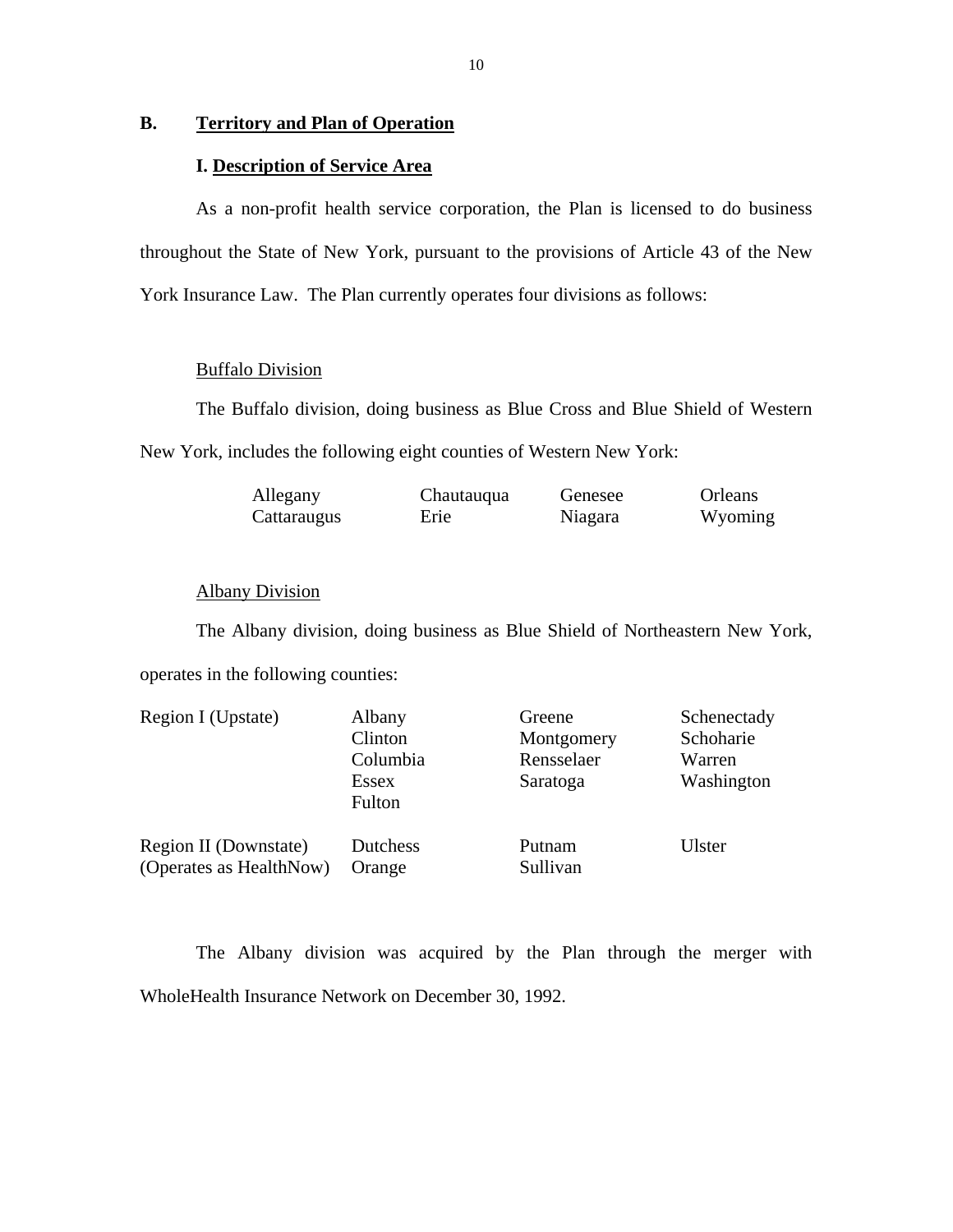## B. Territory and Plan of Operation

### I. Description of Service Area

As a non-profit health service corporation, the Plan is licensed to do business throughout the State of New York, pursuant to the provisions of Article 43 of the New York Insurance Law. The Plan currently operates four divisions as follows:

Buffalo Division

The Buffalo division, doing business as Blue Cross and Blue Shield of Western New York, includes the following eight counties of Western New York:

| | | | |
|---|---|---|---|
| Allegany | Chautauqua | Genesee | Orleans |
| Cattaraugus | Erie | Niagara | Wyoming |

Albany Division

The Albany division, doing business as Blue Shield of Northeastern New York, operates in the following counties:

| | | | |
|---|---|---|---|
| Region I (Upstate) | Albany | Greene | Schenectady |
| | Clinton | Montgomery | Schoharie |
| | Columbia | Rensselaer | Warren |
| | Essex | Saratoga | Washington |
| | Fulton | | |
| Region II (Downstate) | Dutchess | Putnam | Ulster |
| (Operates as HealthNow) | Orange | Sullivan | |

The Albany division was acquired by the Plan through the merger with WholeHealth Insurance Network on December 30, 1992.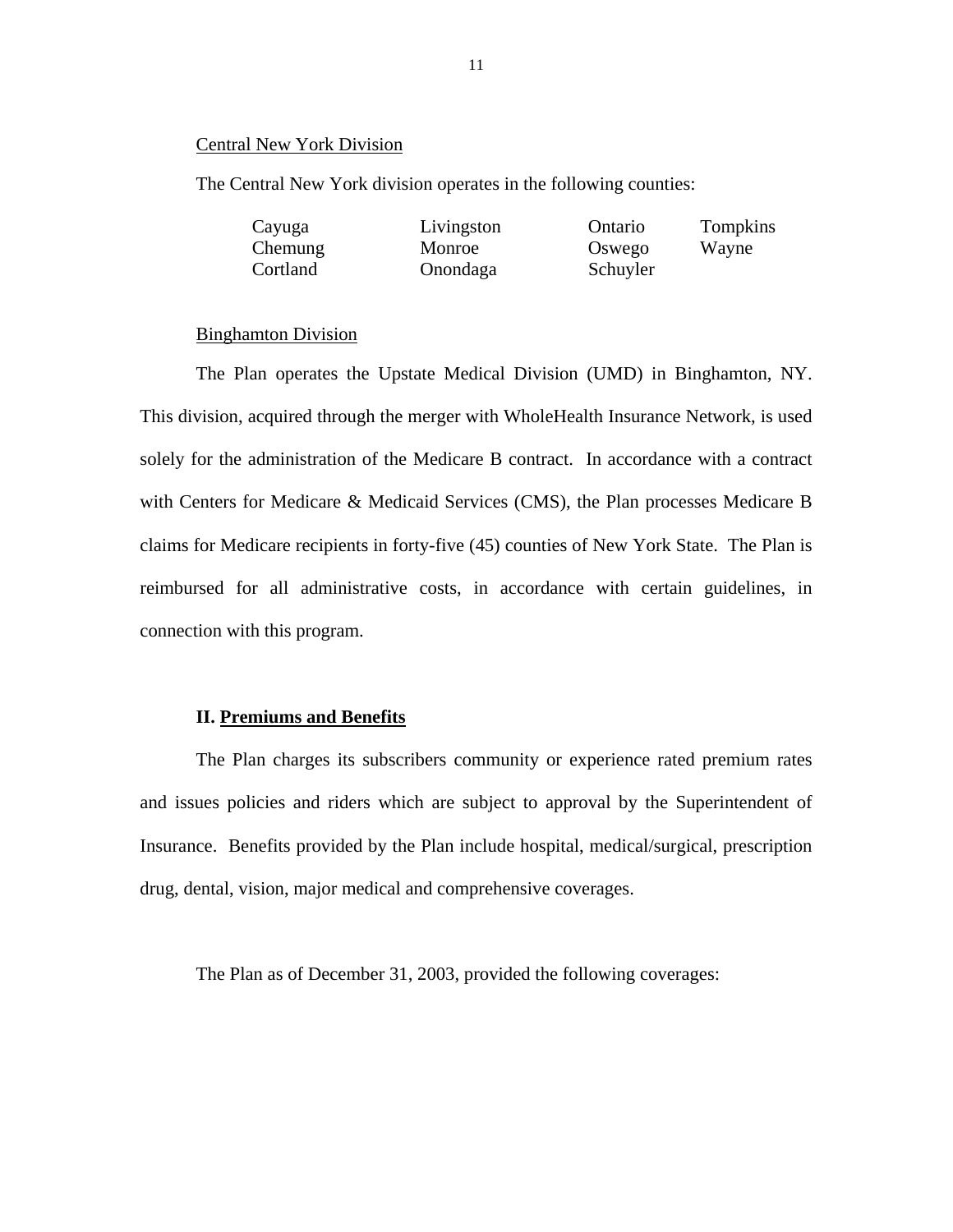Central New York Division

The Central New York division operates in the following counties:

| | | | |
|---|---|---|---|
| Cayuga | Livingston | Ontario | Tompkins |
| Chemung | Monroe | Oswego | Wayne |
| Cortland | Onondaga | Schuyler | |

Binghamton Division

The Plan operates the Upstate Medical Division (UMD) in Binghamton, NY. This division, acquired through the merger with WholeHealth Insurance Network, is used solely for the administration of the Medicare B contract. In accordance with a contract with Centers for Medicare & Medicaid Services (CMS), the Plan processes Medicare B claims for Medicare recipients in forty-five (45) counties of New York State. The Plan is reimbursed for all administrative costs, in accordance with certain guidelines, in connection with this program.

## II. Premiums and Benefits

The Plan charges its subscribers community or experience rated premium rates and issues policies and riders which are subject to approval by the Superintendent of Insurance. Benefits provided by the Plan include hospital, medical/surgical, prescription drug, dental, vision, major medical and comprehensive coverages.

The Plan as of December 31, 2003, provided the following coverages: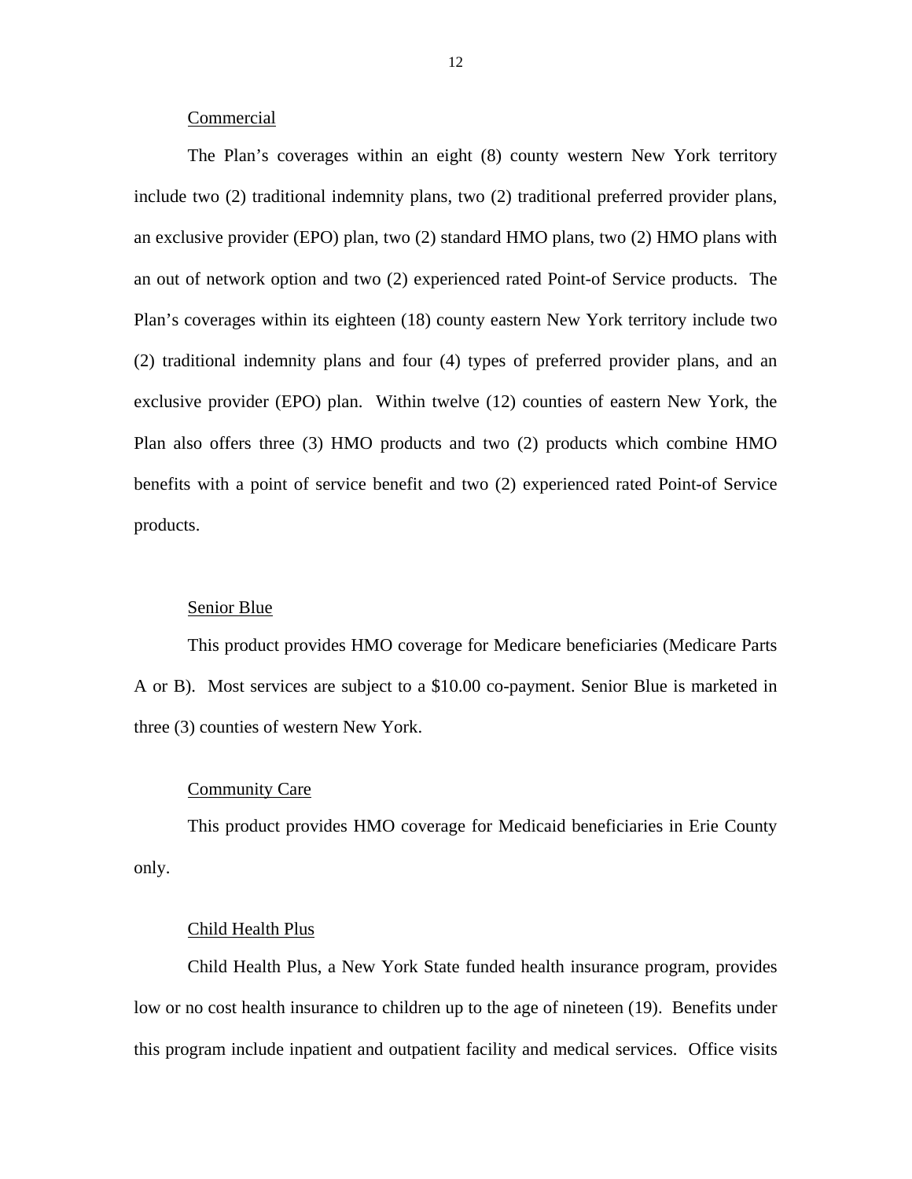## Commercial

The Plan's coverages within an eight (8) county western New York territory include two (2) traditional indemnity plans, two (2) traditional preferred provider plans, an exclusive provider (EPO) plan, two (2) standard HMO plans, two (2) HMO plans with an out of network option and two (2) experienced rated Point-of Service products. The Plan's coverages within its eighteen (18) county eastern New York territory include two (2) traditional indemnity plans and four (4) types of preferred provider plans, and an exclusive provider (EPO) plan. Within twelve (12) counties of eastern New York, the Plan also offers three (3) HMO products and two (2) products which combine HMO benefits with a point of service benefit and two (2) experienced rated Point-of Service products.

## Senior Blue

This product provides HMO coverage for Medicare beneficiaries (Medicare Parts A or B). Most services are subject to a $10.00 co-payment. Senior Blue is marketed in three (3) counties of western New York.

## Community Care

This product provides HMO coverage for Medicaid beneficiaries in Erie County only.

## Child Health Plus

Child Health Plus, a New York State funded health insurance program, provides low or no cost health insurance to children up to the age of nineteen (19). Benefits under this program include inpatient and outpatient facility and medical services. Office visits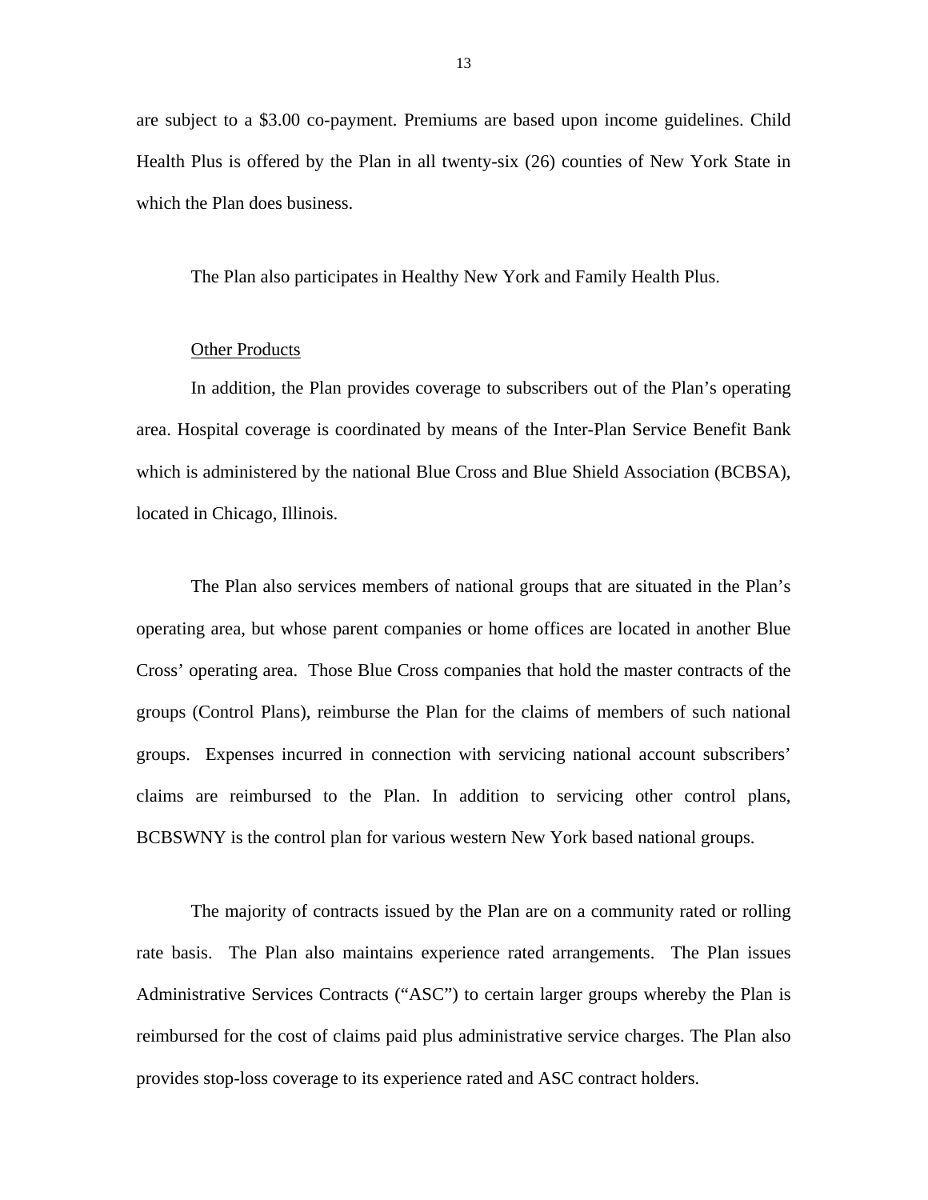are subject to a $3.00 co-payment. Premiums are based upon income guidelines. Child Health Plus is offered by the Plan in all twenty-six (26) counties of New York State in which the Plan does business.

The Plan also participates in Healthy New York and Family Health Plus.

Other Products

In addition, the Plan provides coverage to subscribers out of the Plan's operating area. Hospital coverage is coordinated by means of the Inter-Plan Service Benefit Bank which is administered by the national Blue Cross and Blue Shield Association (BCBSA), located in Chicago, Illinois.

The Plan also services members of national groups that are situated in the Plan's operating area, but whose parent companies or home offices are located in another Blue Cross' operating area. Those Blue Cross companies that hold the master contracts of the groups (Control Plans), reimburse the Plan for the claims of members of such national groups. Expenses incurred in connection with servicing national account subscribers' claims are reimbursed to the Plan. In addition to servicing other control plans, BCBSWNY is the control plan for various western New York based national groups.

The majority of contracts issued by the Plan are on a community rated or rolling rate basis. The Plan also maintains experience rated arrangements. The Plan issues Administrative Services Contracts ("ASC") to certain larger groups whereby the Plan is reimbursed for the cost of claims paid plus administrative service charges. The Plan also provides stop-loss coverage to its experience rated and ASC contract holders.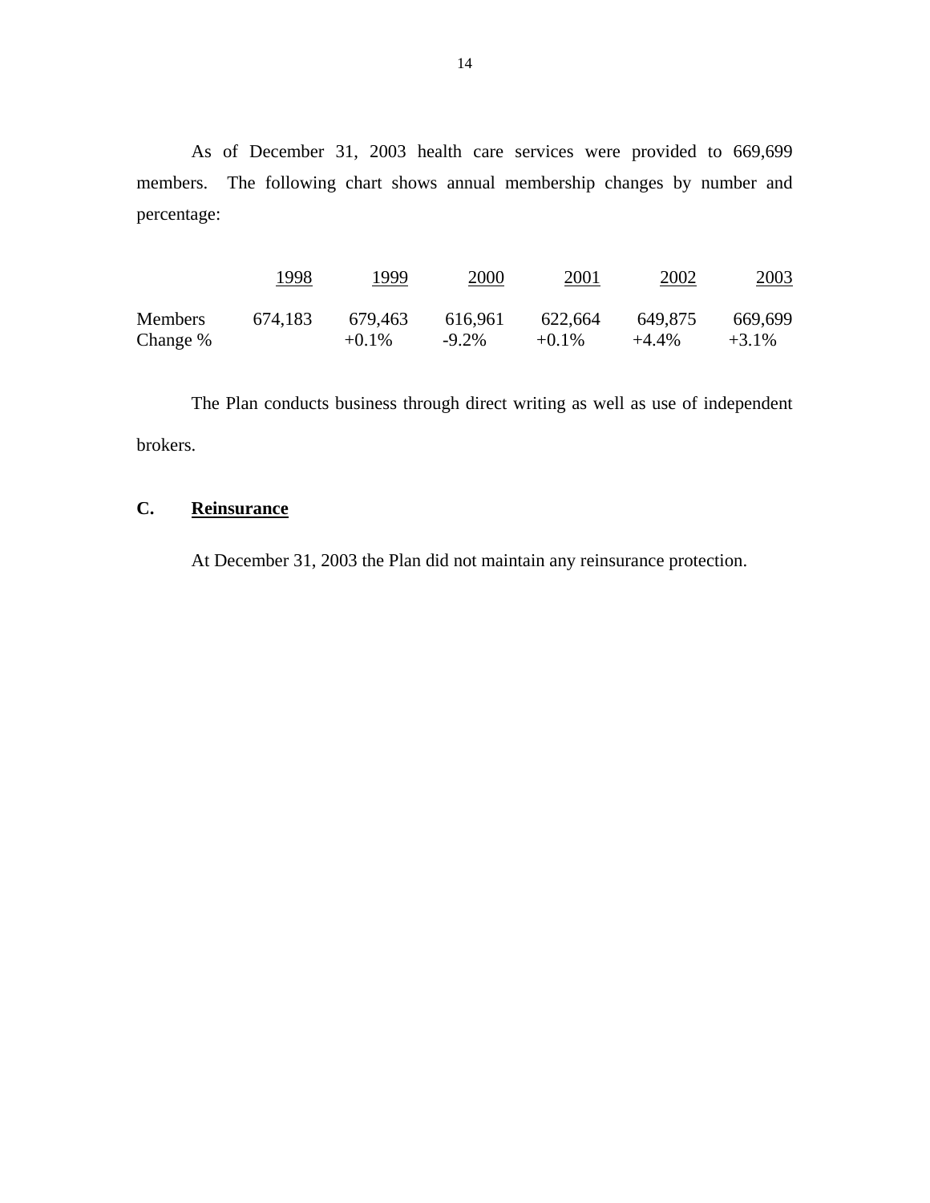As of December 31, 2003 health care services were provided to 669,699 members. The following chart shows annual membership changes by number and percentage:

| | 1998 | 1999 | 2000 | 2001 | 2002 | 2003 |
|---|---|---|---|---|---|---|
| Members | 674,183 | 679,463 | 616,961 | 622,664 | 649,875 | 669,699 |
| Change % | | +0.1% | -9.2% | +0.1% | +4.4% | +3.1% |

The Plan conducts business through direct writing as well as use of independent brokers.

## C. **Reinsurance**

At December 31, 2003 the Plan did not maintain any reinsurance protection.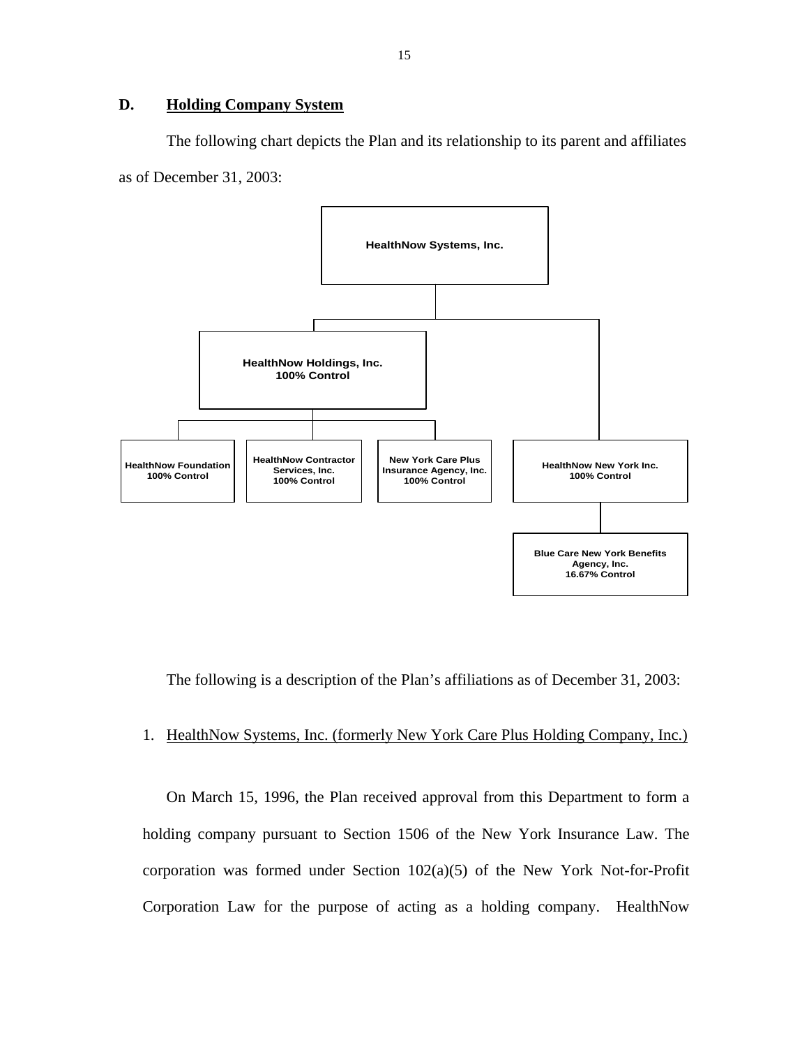## D. Holding Company System

The following chart depicts the Plan and its relationship to its parent and affiliates as of December 31, 2003:

- **HealthNow Systems, Inc.**
  - **HealthNow Holdings, Inc.** 100% Control
    - **HealthNow Foundation** 100% Control
    - **HealthNow Contractor Services, Inc.** 100% Control
    - **New York Care Plus Insurance Agency, Inc.** 100% Control
  - **HealthNow New York Inc.** 100% Control
    - **Blue Care New York Benefits Agency, Inc.** 16.67% Control

The following is a description of the Plan's affiliations as of December 31, 2003:

1. HealthNow Systems, Inc. (formerly New York Care Plus Holding Company, Inc.)

On March 15, 1996, the Plan received approval from this Department to form a holding company pursuant to Section 1506 of the New York Insurance Law. The corporation was formed under Section 102(a)(5) of the New York Not-for-Profit Corporation Law for the purpose of acting as a holding company. HealthNow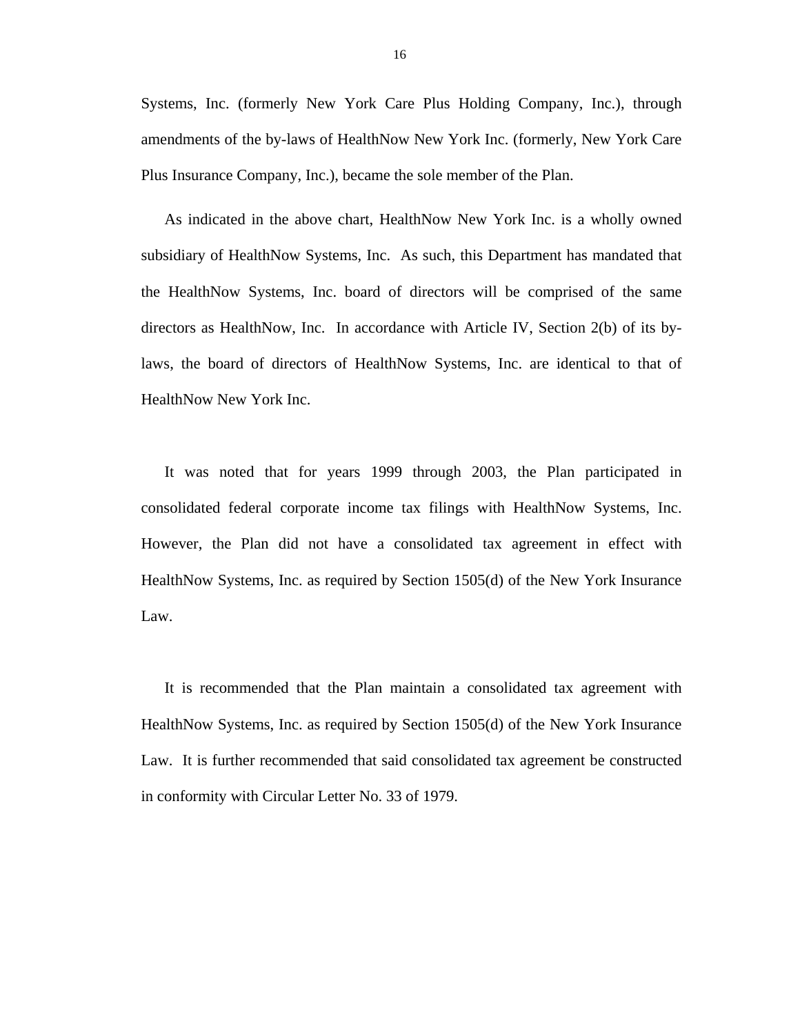Systems, Inc. (formerly New York Care Plus Holding Company, Inc.), through amendments of the by-laws of HealthNow New York Inc. (formerly, New York Care Plus Insurance Company, Inc.), became the sole member of the Plan.

As indicated in the above chart, HealthNow New York Inc. is a wholly owned subsidiary of HealthNow Systems, Inc. As such, this Department has mandated that the HealthNow Systems, Inc. board of directors will be comprised of the same directors as HealthNow, Inc. In accordance with Article IV, Section 2(b) of its by-laws, the board of directors of HealthNow Systems, Inc. are identical to that of HealthNow New York Inc.

It was noted that for years 1999 through 2003, the Plan participated in consolidated federal corporate income tax filings with HealthNow Systems, Inc. However, the Plan did not have a consolidated tax agreement in effect with HealthNow Systems, Inc. as required by Section 1505(d) of the New York Insurance Law.

It is recommended that the Plan maintain a consolidated tax agreement with HealthNow Systems, Inc. as required by Section 1505(d) of the New York Insurance Law. It is further recommended that said consolidated tax agreement be constructed in conformity with Circular Letter No. 33 of 1979.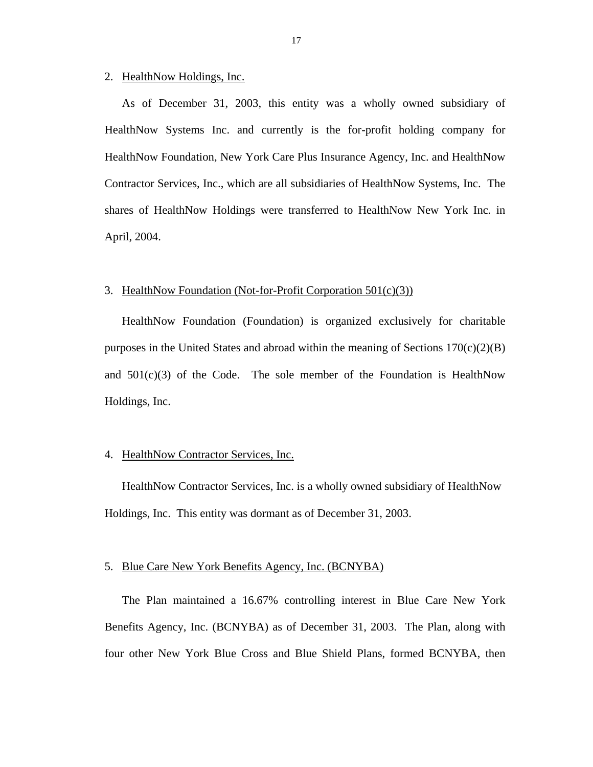2. HealthNow Holdings, Inc.

As of December 31, 2003, this entity was a wholly owned subsidiary of HealthNow Systems Inc. and currently is the for-profit holding company for HealthNow Foundation, New York Care Plus Insurance Agency, Inc. and HealthNow Contractor Services, Inc., which are all subsidiaries of HealthNow Systems, Inc. The shares of HealthNow Holdings were transferred to HealthNow New York Inc. in April, 2004.

3. HealthNow Foundation (Not-for-Profit Corporation 501(c)(3))

HealthNow Foundation (Foundation) is organized exclusively for charitable purposes in the United States and abroad within the meaning of Sections 170(c)(2)(B) and 501(c)(3) of the Code. The sole member of the Foundation is HealthNow Holdings, Inc.

4. HealthNow Contractor Services, Inc.

HealthNow Contractor Services, Inc. is a wholly owned subsidiary of HealthNow Holdings, Inc. This entity was dormant as of December 31, 2003.

5. Blue Care New York Benefits Agency, Inc. (BCNYBA)

The Plan maintained a 16.67% controlling interest in Blue Care New York Benefits Agency, Inc. (BCNYBA) as of December 31, 2003. The Plan, along with four other New York Blue Cross and Blue Shield Plans, formed BCNYBA, then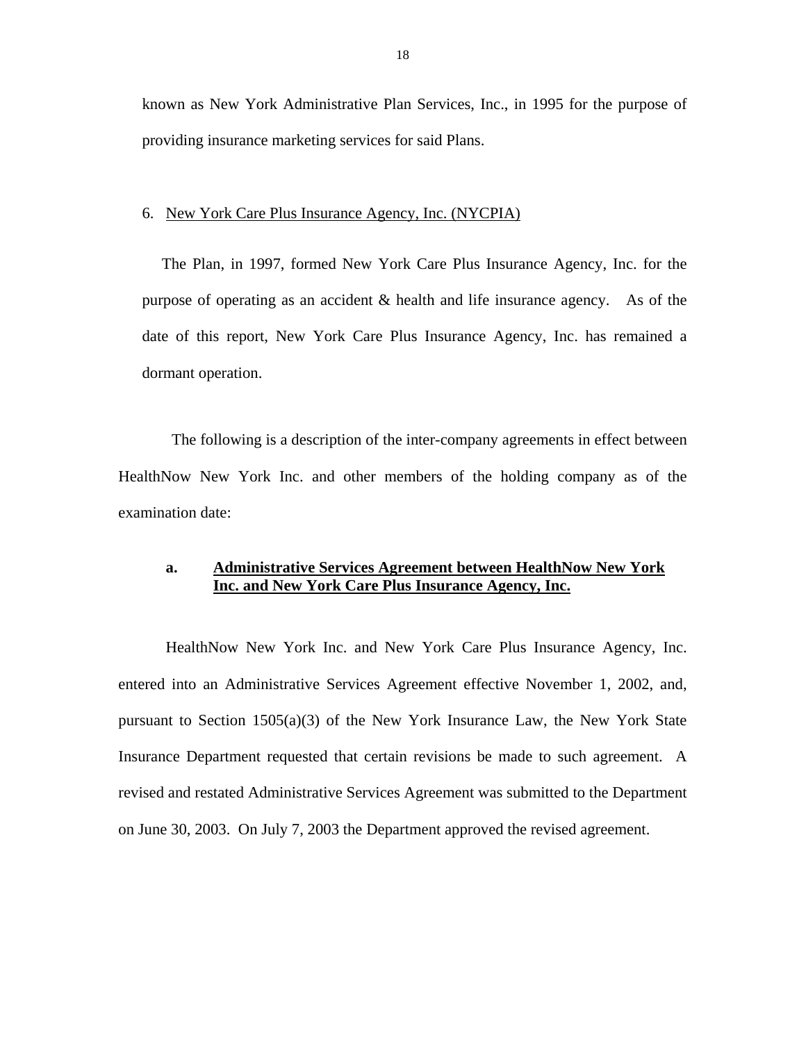known as New York Administrative Plan Services, Inc., in 1995 for the purpose of providing insurance marketing services for said Plans.

6. New York Care Plus Insurance Agency, Inc. (NYCPIA)

The Plan, in 1997, formed New York Care Plus Insurance Agency, Inc. for the purpose of operating as an accident & health and life insurance agency. As of the date of this report, New York Care Plus Insurance Agency, Inc. has remained a dormant operation.

The following is a description of the inter-company agreements in effect between HealthNow New York Inc. and other members of the holding company as of the examination date:

**a. Administrative Services Agreement between HealthNow New York Inc. and New York Care Plus Insurance Agency, Inc.**

HealthNow New York Inc. and New York Care Plus Insurance Agency, Inc. entered into an Administrative Services Agreement effective November 1, 2002, and, pursuant to Section 1505(a)(3) of the New York Insurance Law, the New York State Insurance Department requested that certain revisions be made to such agreement. A revised and restated Administrative Services Agreement was submitted to the Department on June 30, 2003. On July 7, 2003 the Department approved the revised agreement.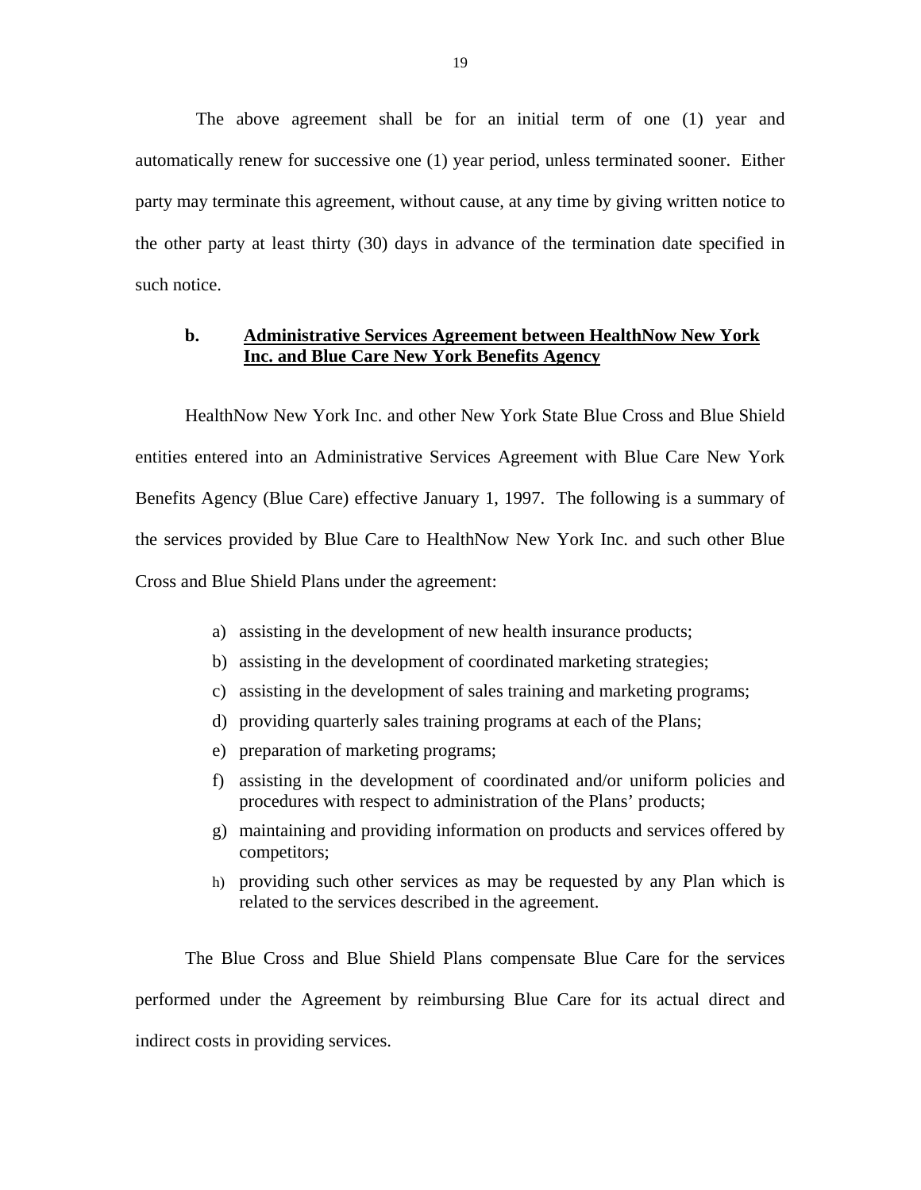The above agreement shall be for an initial term of one (1) year and automatically renew for successive one (1) year period, unless terminated sooner. Either party may terminate this agreement, without cause, at any time by giving written notice to the other party at least thirty (30) days in advance of the termination date specified in such notice.

### b. Administrative Services Agreement between HealthNow New York Inc. and Blue Care New York Benefits Agency

HealthNow New York Inc. and other New York State Blue Cross and Blue Shield entities entered into an Administrative Services Agreement with Blue Care New York Benefits Agency (Blue Care) effective January 1, 1997. The following is a summary of the services provided by Blue Care to HealthNow New York Inc. and such other Blue Cross and Blue Shield Plans under the agreement:

a) assisting in the development of new health insurance products;

b) assisting in the development of coordinated marketing strategies;

c) assisting in the development of sales training and marketing programs;

d) providing quarterly sales training programs at each of the Plans;

e) preparation of marketing programs;

f) assisting in the development of coordinated and/or uniform policies and procedures with respect to administration of the Plans' products;

g) maintaining and providing information on products and services offered by competitors;

h) providing such other services as may be requested by any Plan which is related to the services described in the agreement.

The Blue Cross and Blue Shield Plans compensate Blue Care for the services performed under the Agreement by reimbursing Blue Care for its actual direct and indirect costs in providing services.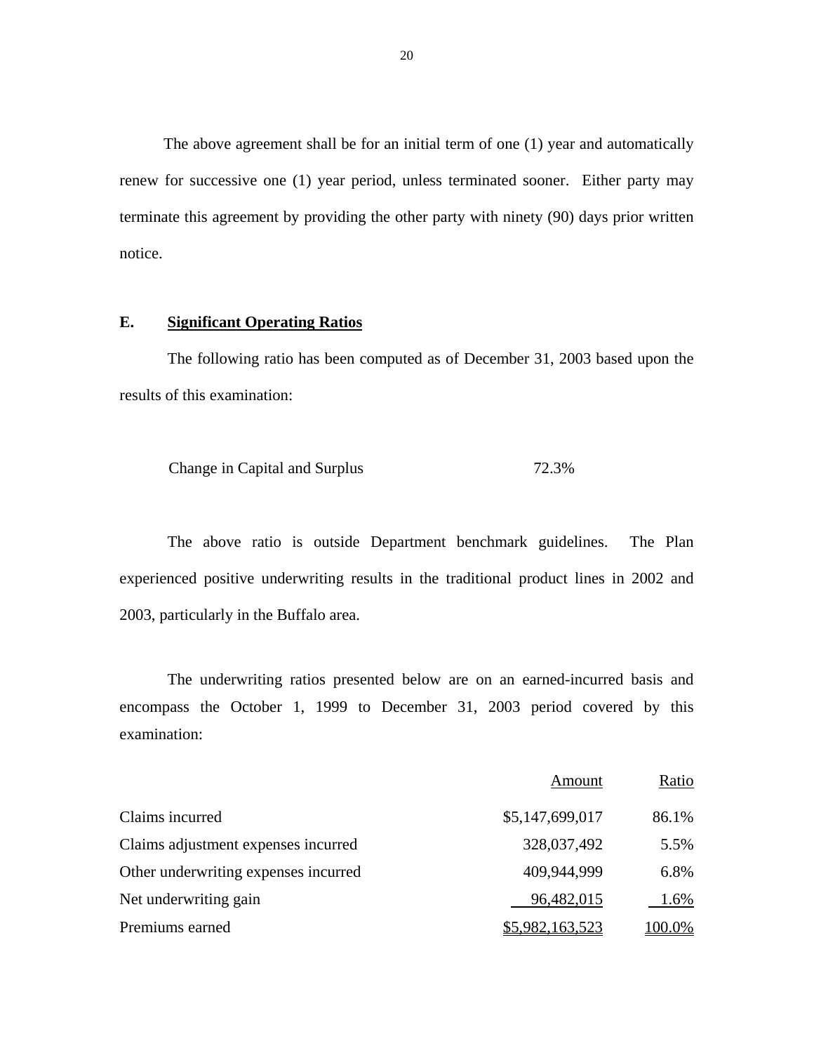The above agreement shall be for an initial term of one (1) year and automatically renew for successive one (1) year period, unless terminated sooner. Either party may terminate this agreement by providing the other party with ninety (90) days prior written notice.

### E. Significant Operating Ratios

The following ratio has been computed as of December 31, 2003 based upon the results of this examination:

| | |
|---|---|
| Change in Capital and Surplus | 72.3% |

The above ratio is outside Department benchmark guidelines. The Plan experienced positive underwriting results in the traditional product lines in 2002 and 2003, particularly in the Buffalo area.

The underwriting ratios presented below are on an earned-incurred basis and encompass the October 1, 1999 to December 31, 2003 period covered by this examination:

| | Amount | Ratio |
|---|---|---|
| Claims incurred | $5,147,699,017 | 86.1% |
| Claims adjustment expenses incurred | 328,037,492 | 5.5% |
| Other underwriting expenses incurred | 409,944,999 | 6.8% |
| Net underwriting gain | 96,482,015 | 1.6% |
| Premiums earned | $5,982,163,523 | 100.0% |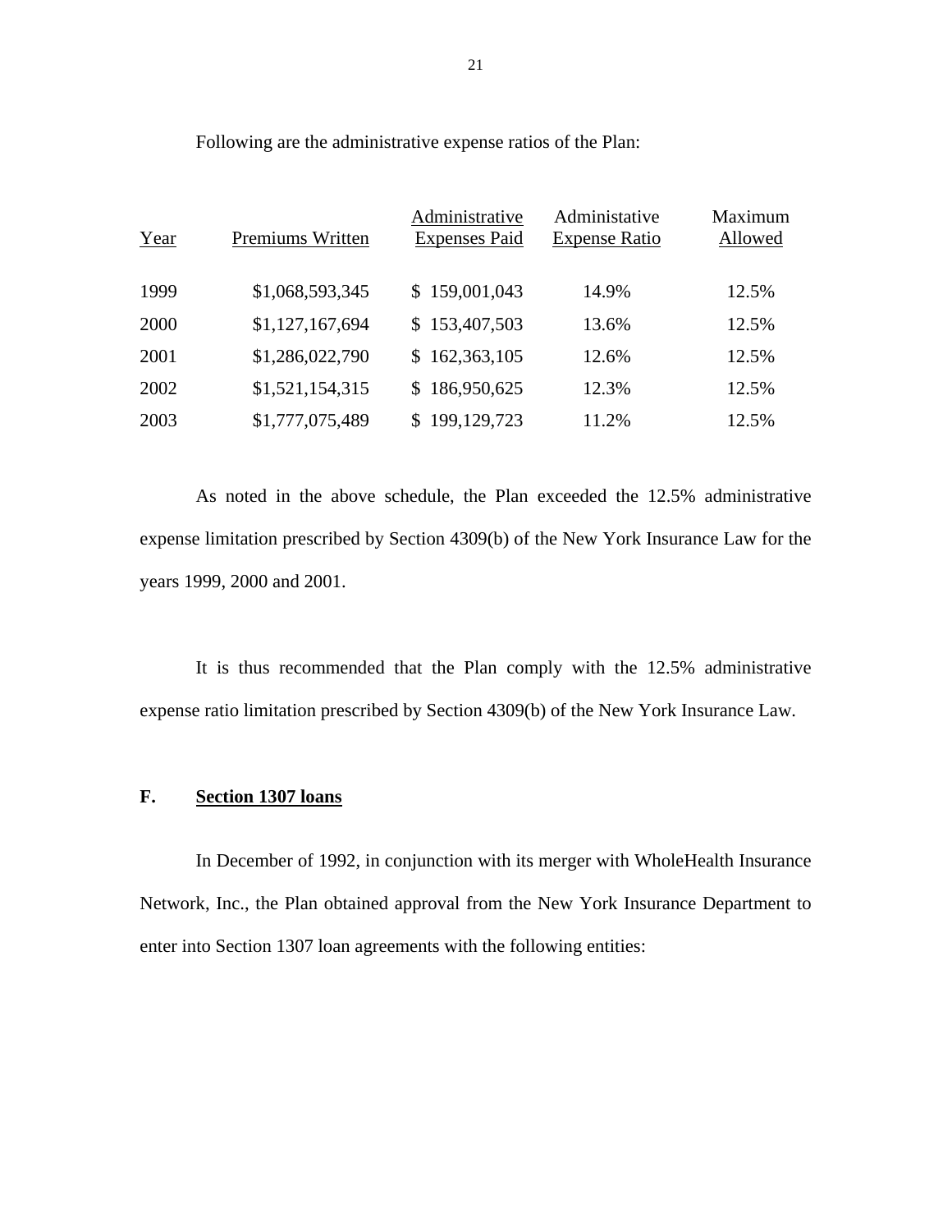Following are the administrative expense ratios of the Plan:

| Year | Premiums Written | Administrative Expenses Paid | Administative Expense Ratio | Maximum Allowed |
|---|---|---|---|---|
| 1999 | $1,068,593,345 | $ 159,001,043 | 14.9% | 12.5% |
| 2000 | $1,127,167,694 | $ 153,407,503 | 13.6% | 12.5% |
| 2001 | $1,286,022,790 | $ 162,363,105 | 12.6% | 12.5% |
| 2002 | $1,521,154,315 | $ 186,950,625 | 12.3% | 12.5% |
| 2003 | $1,777,075,489 | $ 199,129,723 | 11.2% | 12.5% |

As noted in the above schedule, the Plan exceeded the 12.5% administrative expense limitation prescribed by Section 4309(b) of the New York Insurance Law for the years 1999, 2000 and 2001.

It is thus recommended that the Plan comply with the 12.5% administrative expense ratio limitation prescribed by Section 4309(b) of the New York Insurance Law.

**F. Section 1307 loans**

In December of 1992, in conjunction with its merger with WholeHealth Insurance Network, Inc., the Plan obtained approval from the New York Insurance Department to enter into Section 1307 loan agreements with the following entities: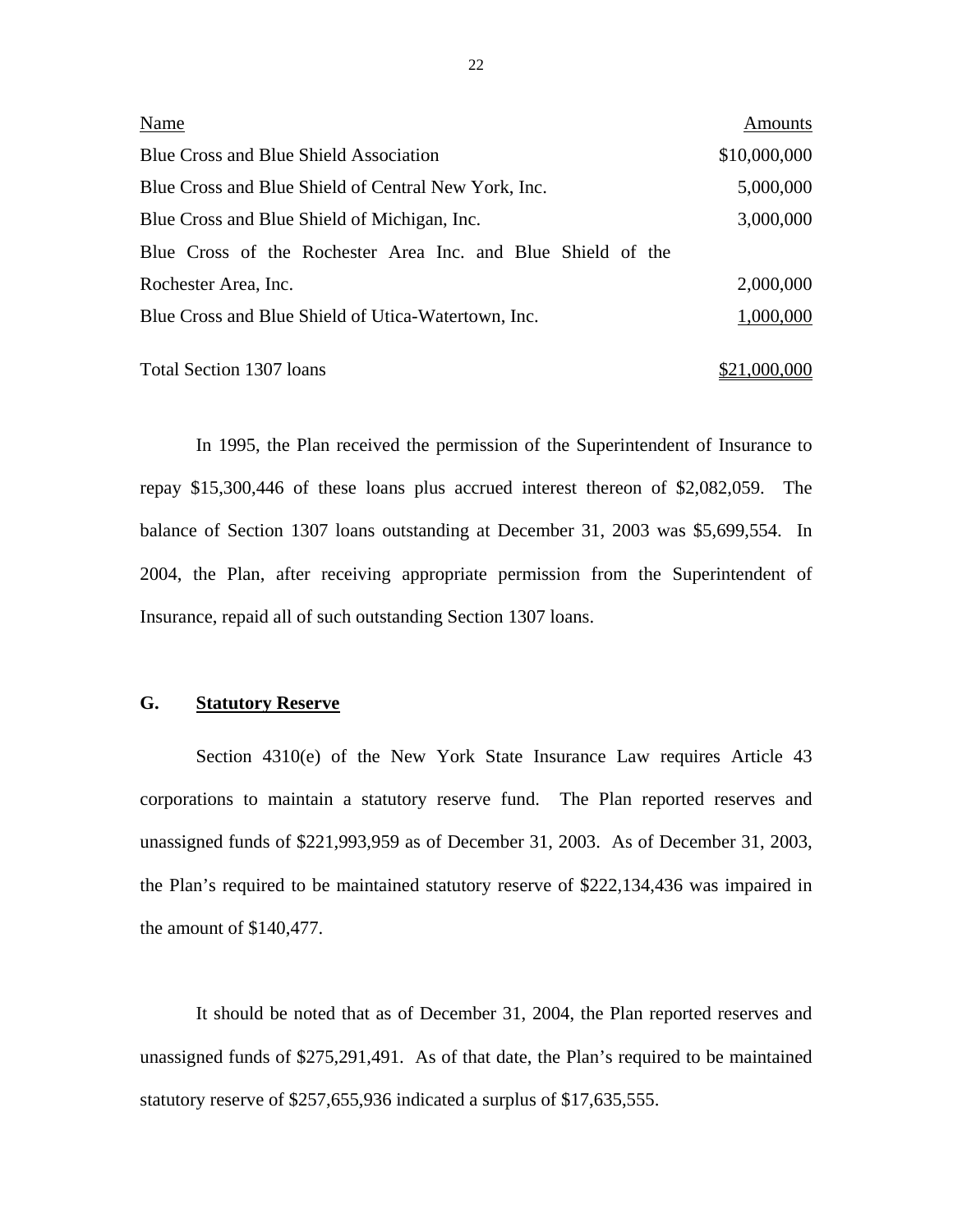| Name | Amounts |
| --- | ---: |
| Blue Cross and Blue Shield Association | $10,000,000 |
| Blue Cross and Blue Shield of Central New York, Inc. | 5,000,000 |
| Blue Cross and Blue Shield of Michigan, Inc. | 3,000,000 |
| Blue Cross of the Rochester Area Inc. and Blue Shield of the Rochester Area, Inc. | 2,000,000 |
| Blue Cross and Blue Shield of Utica-Watertown, Inc. | 1,000,000 |
| Total Section 1307 loans | $21,000,000 |

In 1995, the Plan received the permission of the Superintendent of Insurance to repay $15,300,446 of these loans plus accrued interest thereon of $2,082,059. The balance of Section 1307 loans outstanding at December 31, 2003 was $5,699,554. In 2004, the Plan, after receiving appropriate permission from the Superintendent of Insurance, repaid all of such outstanding Section 1307 loans.

## G. Statutory Reserve

Section 4310(e) of the New York State Insurance Law requires Article 43 corporations to maintain a statutory reserve fund. The Plan reported reserves and unassigned funds of $221,993,959 as of December 31, 2003. As of December 31, 2003, the Plan's required to be maintained statutory reserve of $222,134,436 was impaired in the amount of $140,477.

It should be noted that as of December 31, 2004, the Plan reported reserves and unassigned funds of $275,291,491. As of that date, the Plan's required to be maintained statutory reserve of $257,655,936 indicated a surplus of $17,635,555.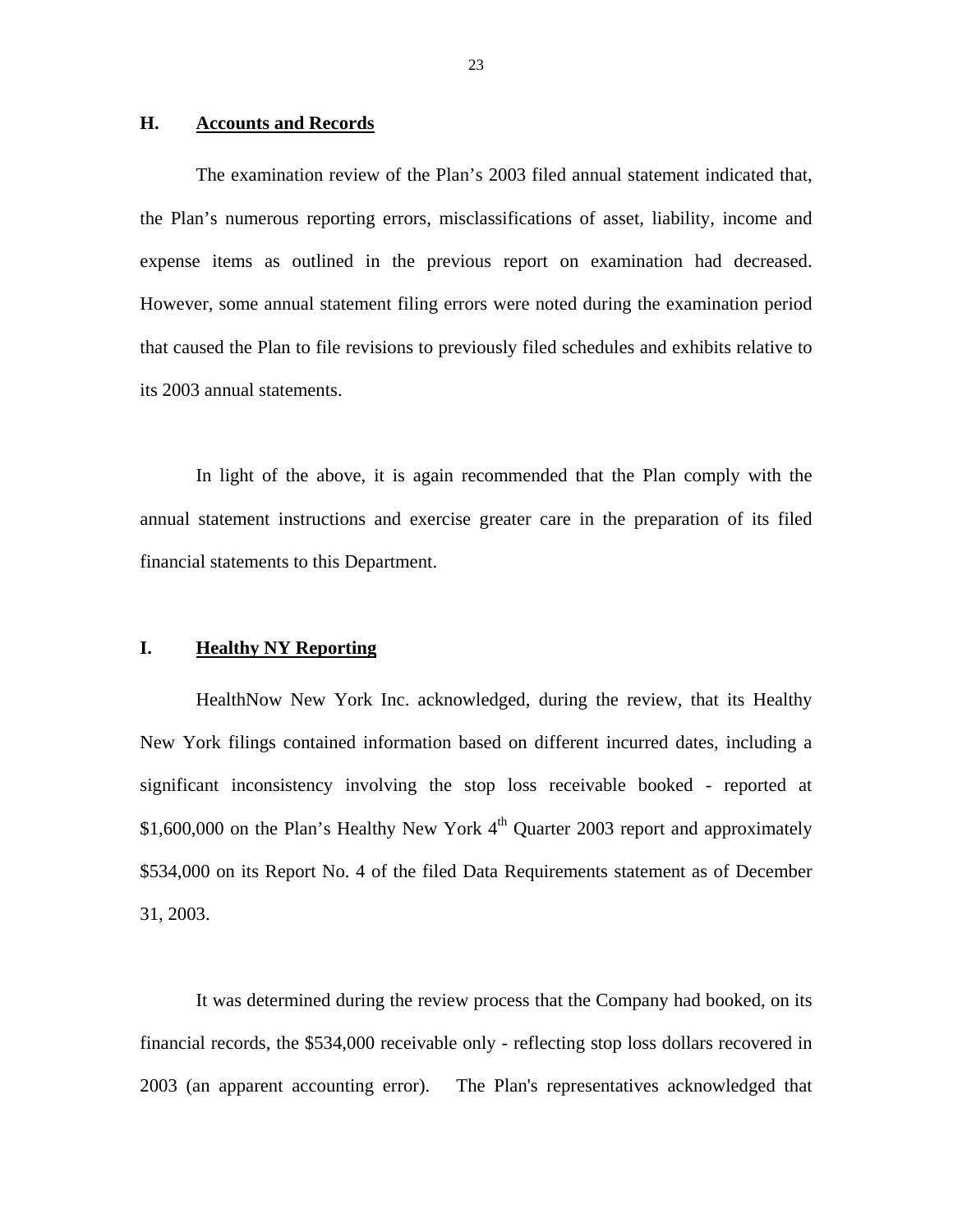## H. Accounts and Records

The examination review of the Plan's 2003 filed annual statement indicated that, the Plan's numerous reporting errors, misclassifications of asset, liability, income and expense items as outlined in the previous report on examination had decreased. However, some annual statement filing errors were noted during the examination period that caused the Plan to file revisions to previously filed schedules and exhibits relative to its 2003 annual statements.

In light of the above, it is again recommended that the Plan comply with the annual statement instructions and exercise greater care in the preparation of its filed financial statements to this Department.

## I. Healthy NY Reporting

HealthNow New York Inc. acknowledged, during the review, that its Healthy New York filings contained information based on different incurred dates, including a significant inconsistency involving the stop loss receivable booked - reported at \$1,600,000 on the Plan's Healthy New York 4th Quarter 2003 report and approximately \$534,000 on its Report No. 4 of the filed Data Requirements statement as of December 31, 2003.

It was determined during the review process that the Company had booked, on its financial records, the \$534,000 receivable only - reflecting stop loss dollars recovered in 2003 (an apparent accounting error). The Plan's representatives acknowledged that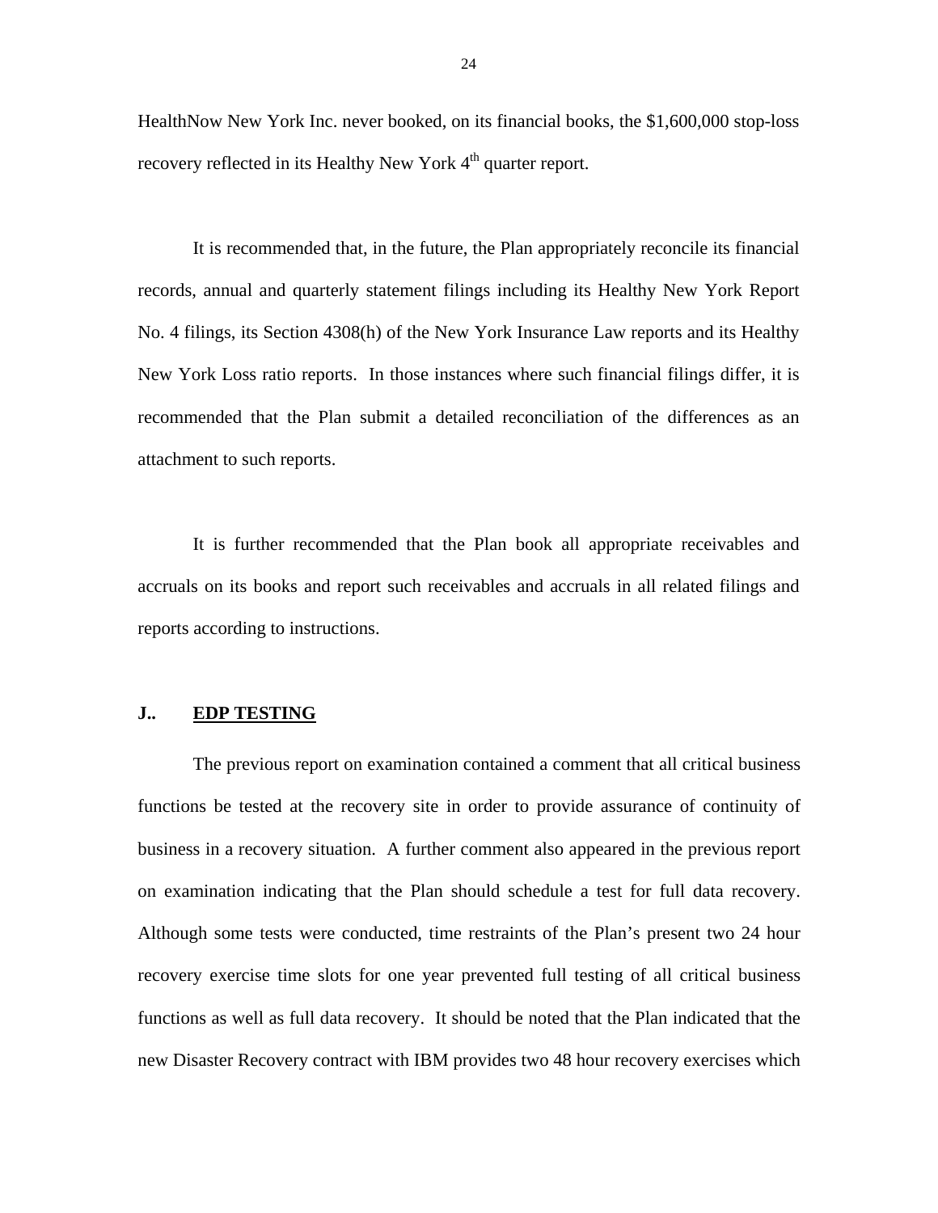HealthNow New York Inc. never booked, on its financial books, the $1,600,000 stop-loss recovery reflected in its Healthy New York 4th quarter report.

It is recommended that, in the future, the Plan appropriately reconcile its financial records, annual and quarterly statement filings including its Healthy New York Report No. 4 filings, its Section 4308(h) of the New York Insurance Law reports and its Healthy New York Loss ratio reports. In those instances where such financial filings differ, it is recommended that the Plan submit a detailed reconciliation of the differences as an attachment to such reports.

It is further recommended that the Plan book all appropriate receivables and accruals on its books and report such receivables and accruals in all related filings and reports according to instructions.

## J.. EDP TESTING

The previous report on examination contained a comment that all critical business functions be tested at the recovery site in order to provide assurance of continuity of business in a recovery situation. A further comment also appeared in the previous report on examination indicating that the Plan should schedule a test for full data recovery. Although some tests were conducted, time restraints of the Plan's present two 24 hour recovery exercise time slots for one year prevented full testing of all critical business functions as well as full data recovery. It should be noted that the Plan indicated that the new Disaster Recovery contract with IBM provides two 48 hour recovery exercises which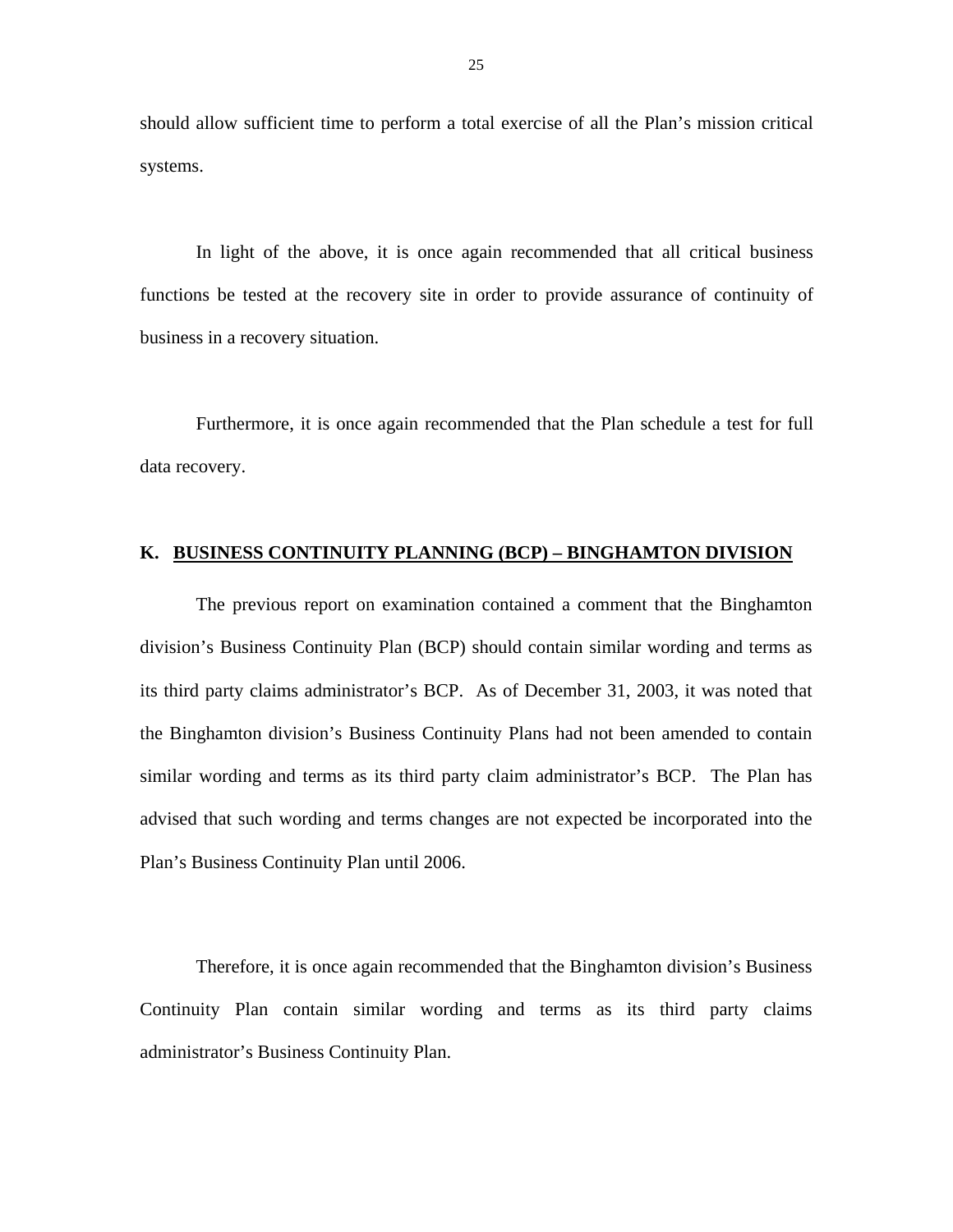should allow sufficient time to perform a total exercise of all the Plan's mission critical systems.

In light of the above, it is once again recommended that all critical business functions be tested at the recovery site in order to provide assurance of continuity of business in a recovery situation.

Furthermore, it is once again recommended that the Plan schedule a test for full data recovery.

## K. BUSINESS CONTINUITY PLANNING (BCP) – BINGHAMTON DIVISION

The previous report on examination contained a comment that the Binghamton division's Business Continuity Plan (BCP) should contain similar wording and terms as its third party claims administrator's BCP. As of December 31, 2003, it was noted that the Binghamton division's Business Continuity Plans had not been amended to contain similar wording and terms as its third party claim administrator's BCP. The Plan has advised that such wording and terms changes are not expected be incorporated into the Plan's Business Continuity Plan until 2006.

Therefore, it is once again recommended that the Binghamton division's Business Continuity Plan contain similar wording and terms as its third party claims administrator's Business Continuity Plan.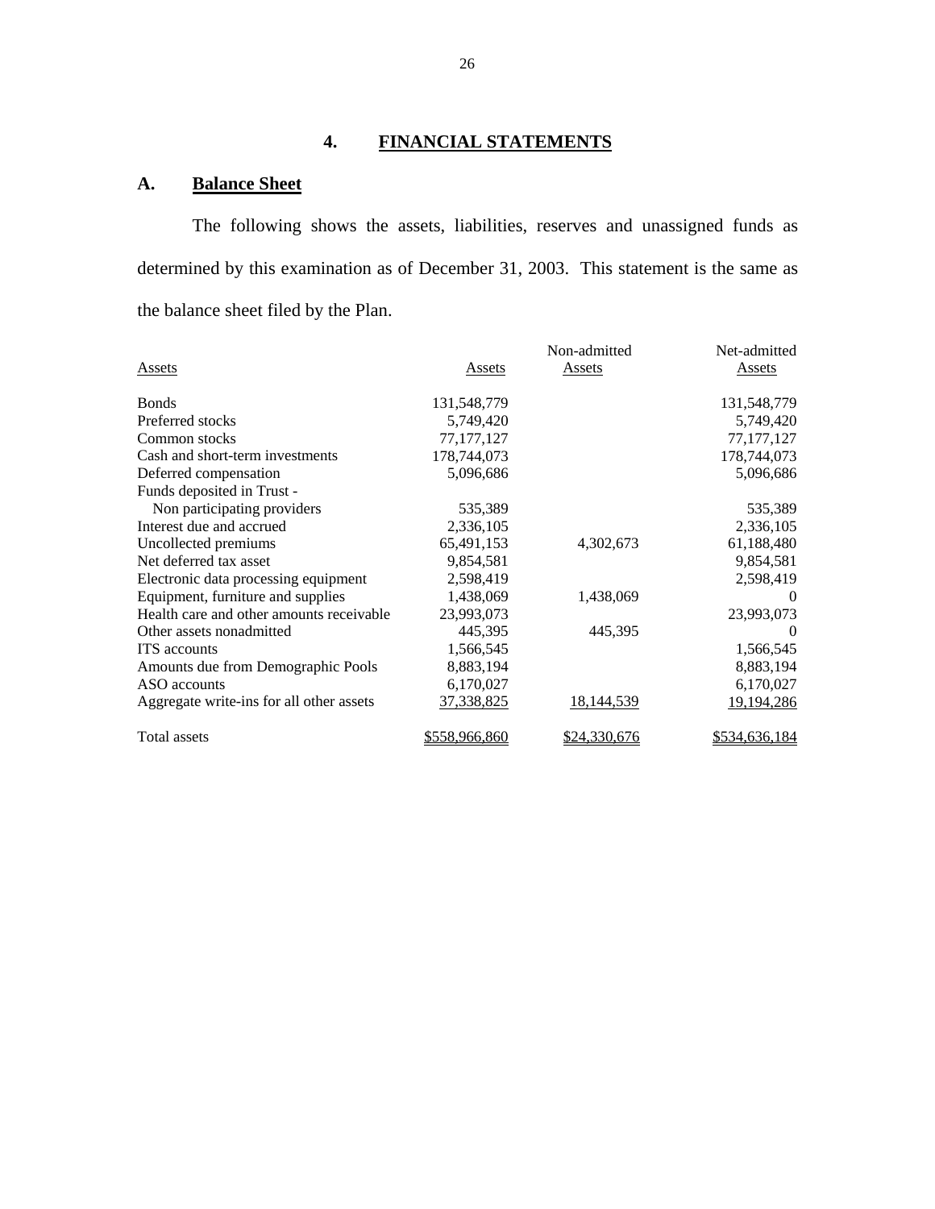## 4. FINANCIAL STATEMENTS

### A. Balance Sheet

The following shows the assets, liabilities, reserves and unassigned funds as determined by this examination as of December 31, 2003. This statement is the same as the balance sheet filed by the Plan.

| Assets | Assets | Non-admitted Assets | Net-admitted Assets |
|---|---|---|---|
| Bonds | 131,548,779 | | 131,548,779 |
| Preferred stocks | 5,749,420 | | 5,749,420 |
| Common stocks | 77,177,127 | | 77,177,127 |
| Cash and short-term investments | 178,744,073 | | 178,744,073 |
| Deferred compensation | 5,096,686 | | 5,096,686 |
| Funds deposited in Trust - Non participating providers | 535,389 | | 535,389 |
| Interest due and accrued | 2,336,105 | | 2,336,105 |
| Uncollected premiums | 65,491,153 | 4,302,673 | 61,188,480 |
| Net deferred tax asset | 9,854,581 | | 9,854,581 |
| Electronic data processing equipment | 2,598,419 | | 2,598,419 |
| Equipment, furniture and supplies | 1,438,069 | 1,438,069 | 0 |
| Health care and other amounts receivable | 23,993,073 | | 23,993,073 |
| Other assets nonadmitted | 445,395 | 445,395 | 0 |
| ITS accounts | 1,566,545 | | 1,566,545 |
| Amounts due from Demographic Pools | 8,883,194 | | 8,883,194 |
| ASO accounts | 6,170,027 | | 6,170,027 |
| Aggregate write-ins for all other assets | 37,338,825 | 18,144,539 | 19,194,286 |
| Total assets | $558,966,860 | $24,330,676 | $534,636,184 |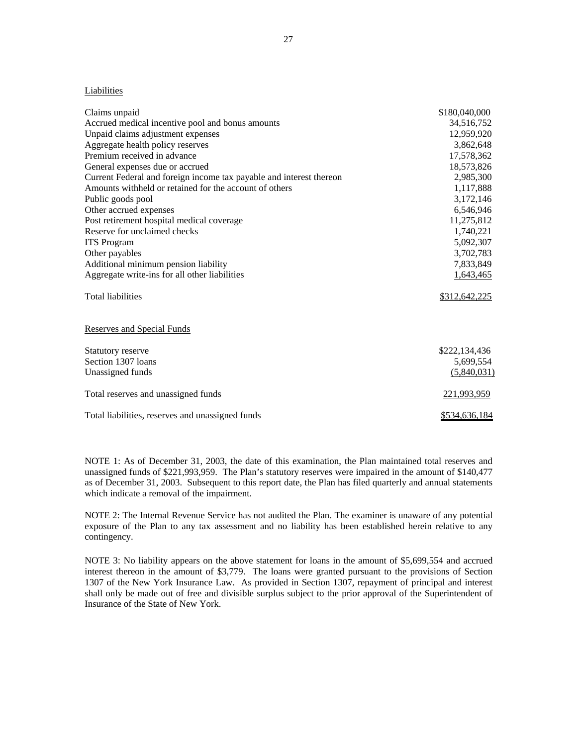Liabilities

| | |
|---|---|
| Claims unpaid | $180,040,000 |
| Accrued medical incentive pool and bonus amounts | 34,516,752 |
| Unpaid claims adjustment expenses | 12,959,920 |
| Aggregate health policy reserves | 3,862,648 |
| Premium received in advance | 17,578,362 |
| General expenses due or accrued | 18,573,826 |
| Current Federal and foreign income tax payable and interest thereon | 2,985,300 |
| Amounts withheld or retained for the account of others | 1,117,888 |
| Public goods pool | 3,172,146 |
| Other accrued expenses | 6,546,946 |
| Post retirement hospital medical coverage | 11,275,812 |
| Reserve for unclaimed checks | 1,740,221 |
| ITS Program | 5,092,307 |
| Other payables | 3,702,783 |
| Additional minimum pension liability | 7,833,849 |
| Aggregate write-ins for all other liabilities | 1,643,465 |
| Total liabilities | $312,642,225 |

Reserves and Special Funds

| | |
|---|---|
| Statutory reserve | $222,134,436 |
| Section 1307 loans | 5,699,554 |
| Unassigned funds | (5,840,031) |
| Total reserves and unassigned funds | 221,993,959 |
| Total liabilities, reserves and unassigned funds | $534,636,184 |

NOTE 1: As of December 31, 2003, the date of this examination, the Plan maintained total reserves and unassigned funds of $221,993,959. The Plan's statutory reserves were impaired in the amount of $140,477 as of December 31, 2003. Subsequent to this report date, the Plan has filed quarterly and annual statements which indicate a removal of the impairment.

NOTE 2: The Internal Revenue Service has not audited the Plan. The examiner is unaware of any potential exposure of the Plan to any tax assessment and no liability has been established herein relative to any contingency.

NOTE 3: No liability appears on the above statement for loans in the amount of $5,699,554 and accrued interest thereon in the amount of $3,779. The loans were granted pursuant to the provisions of Section 1307 of the New York Insurance Law. As provided in Section 1307, repayment of principal and interest shall only be made out of free and divisible surplus subject to the prior approval of the Superintendent of Insurance of the State of New York.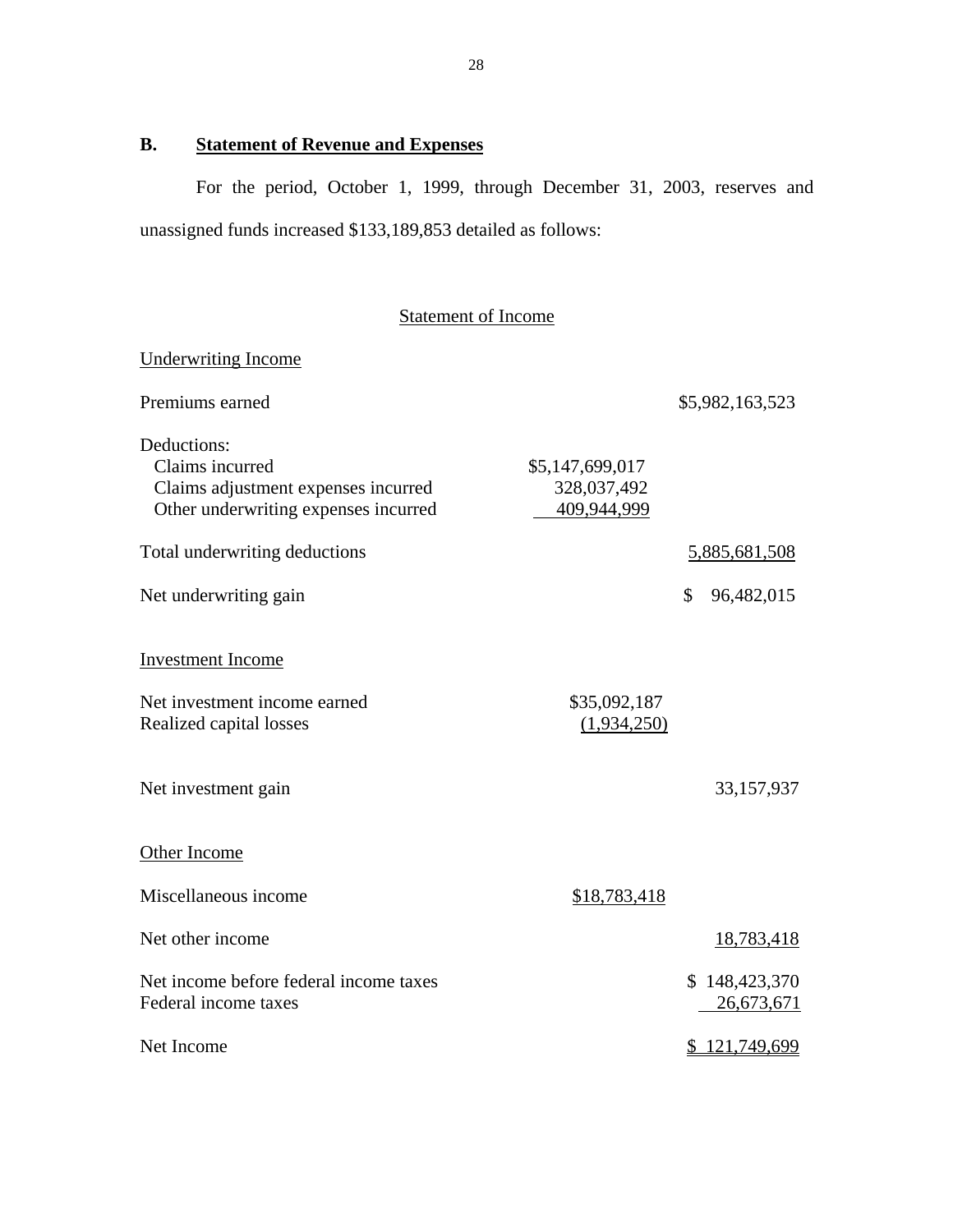## B. Statement of Revenue and Expenses

For the period, October 1, 1999, through December 31, 2003, reserves and unassigned funds increased $133,189,853 detailed as follows:

### Statement of Income

| | | |
|---|---|---|
| **Underwriting Income** | | |
| Premiums earned | | $5,982,163,523 |
| Deductions: | | |
| Claims incurred | $5,147,699,017 | |
| Claims adjustment expenses incurred | 328,037,492 | |
| Other underwriting expenses incurred | 409,944,999 | |
| Total underwriting deductions | | 5,885,681,508 |
| Net underwriting gain | | $ 96,482,015 |
| **Investment Income** | | |
| Net investment income earned | $35,092,187 | |
| Realized capital losses | (1,934,250) | |
| Net investment gain | | 33,157,937 |
| **Other Income** | | |
| Miscellaneous income | $18,783,418 | |
| Net other income | | 18,783,418 |
| Net income before federal income taxes | | $ 148,423,370 |
| Federal income taxes | | 26,673,671 |
| Net Income | | $ 121,749,699 |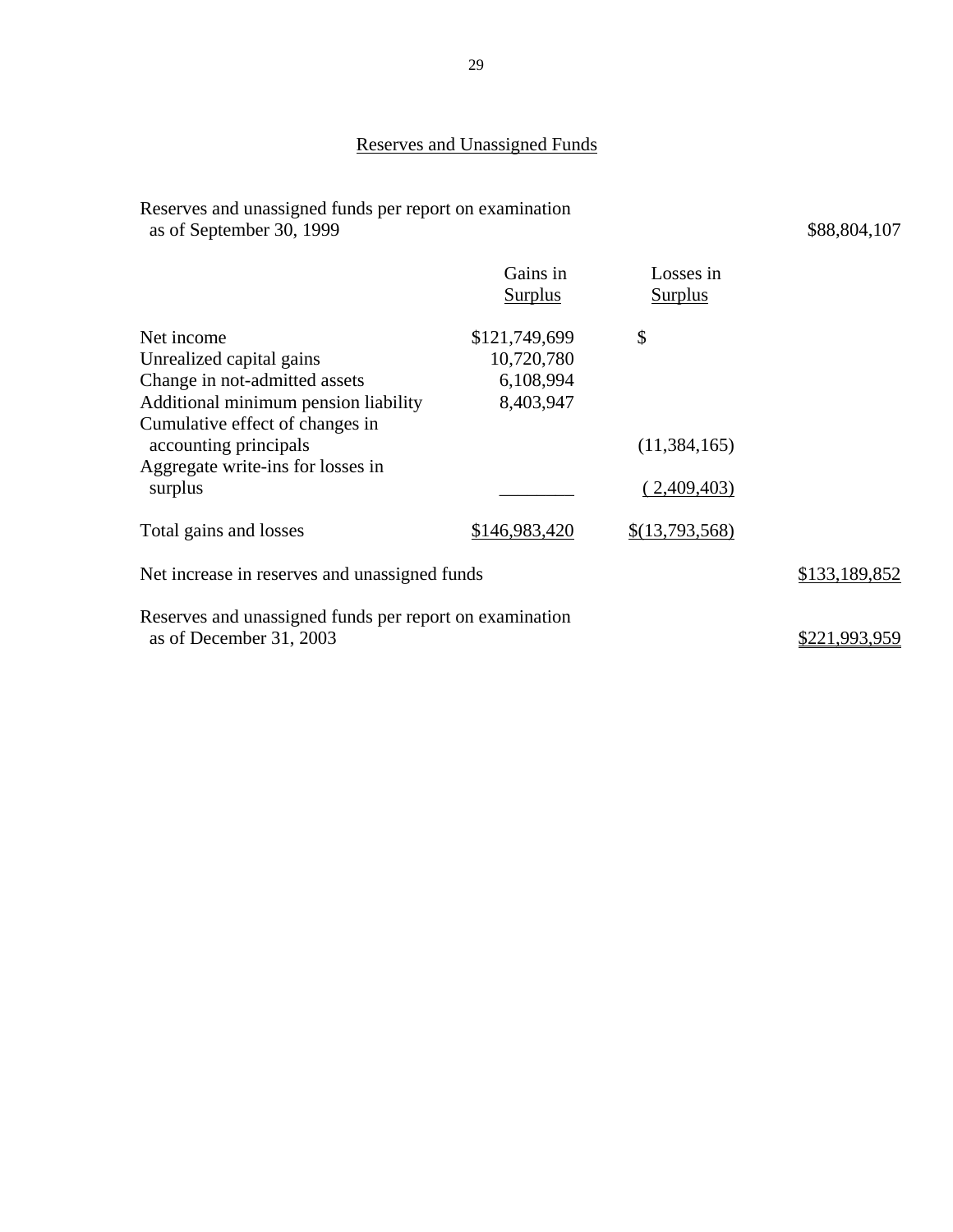## Reserves and Unassigned Funds

| | Gains in Surplus | Losses in Surplus | |
|---|---|---|---|
| Reserves and unassigned funds per report on examination as of September 30, 1999 | | | $88,804,107 |
| Net income | $121,749,699 | $ | |
| Unrealized capital gains | 10,720,780 | | |
| Change in not-admitted assets | 6,108,994 | | |
| Additional minimum pension liability | 8,403,947 | | |
| Cumulative effect of changes in accounting principals | | (11,384,165) | |
| Aggregate write-ins for losses in surplus | ________ | ( 2,409,403) | |
| Total gains and losses | $146,983,420 | $(13,793,568) | |
| Net increase in reserves and unassigned funds | | | $133,189,852 |
| Reserves and unassigned funds per report on examination as of December 31, 2003 | | | $221,993,959 |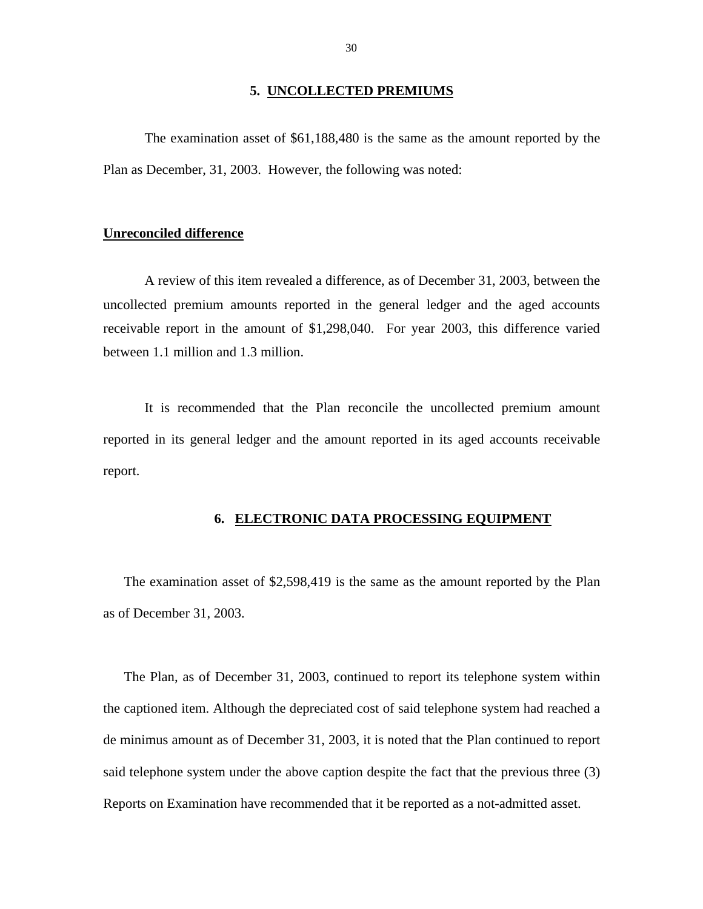## 5. UNCOLLECTED PREMIUMS

The examination asset of $61,188,480 is the same as the amount reported by the Plan as December, 31, 2003. However, the following was noted:

**Unreconciled difference**

A review of this item revealed a difference, as of December 31, 2003, between the uncollected premium amounts reported in the general ledger and the aged accounts receivable report in the amount of $1,298,040. For year 2003, this difference varied between 1.1 million and 1.3 million.

It is recommended that the Plan reconcile the uncollected premium amount reported in its general ledger and the amount reported in its aged accounts receivable report.

## 6. ELECTRONIC DATA PROCESSING EQUIPMENT

The examination asset of $2,598,419 is the same as the amount reported by the Plan as of December 31, 2003.

The Plan, as of December 31, 2003, continued to report its telephone system within the captioned item. Although the depreciated cost of said telephone system had reached a de minimus amount as of December 31, 2003, it is noted that the Plan continued to report said telephone system under the above caption despite the fact that the previous three (3) Reports on Examination have recommended that it be reported as a not-admitted asset.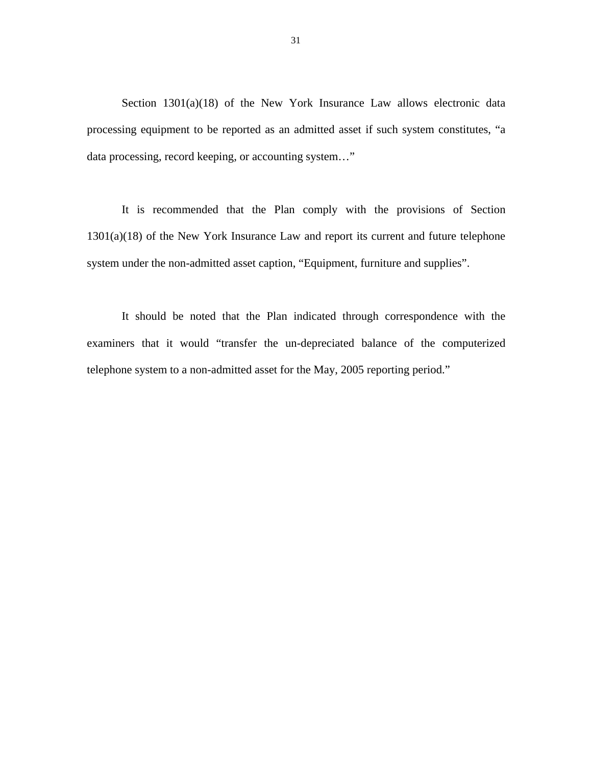Section 1301(a)(18) of the New York Insurance Law allows electronic data processing equipment to be reported as an admitted asset if such system constitutes, "a data processing, record keeping, or accounting system…"

It is recommended that the Plan comply with the provisions of Section 1301(a)(18) of the New York Insurance Law and report its current and future telephone system under the non-admitted asset caption, "Equipment, furniture and supplies".

It should be noted that the Plan indicated through correspondence with the examiners that it would "transfer the un-depreciated balance of the computerized telephone system to a non-admitted asset for the May, 2005 reporting period."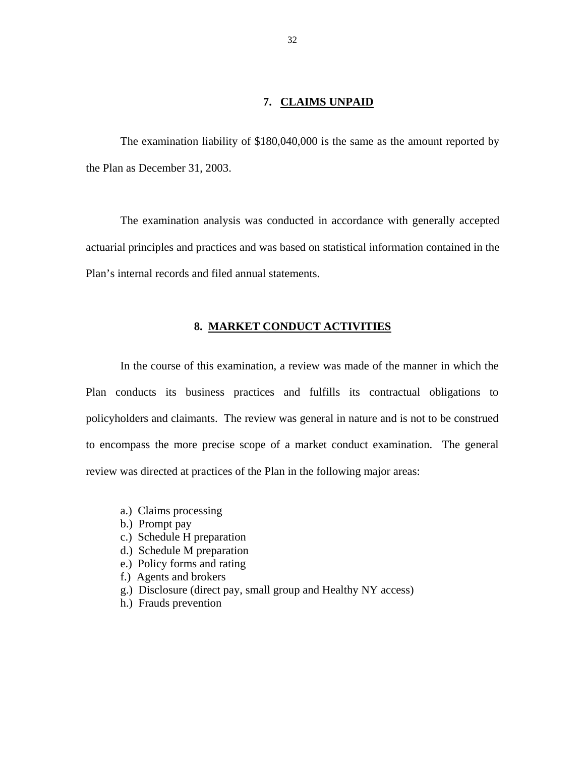## 7. CLAIMS UNPAID

The examination liability of $180,040,000 is the same as the amount reported by the Plan as December 31, 2003.

The examination analysis was conducted in accordance with generally accepted actuarial principles and practices and was based on statistical information contained in the Plan's internal records and filed annual statements.

## 8. MARKET CONDUCT ACTIVITIES

In the course of this examination, a review was made of the manner in which the Plan conducts its business practices and fulfills its contractual obligations to policyholders and claimants. The review was general in nature and is not to be construed to encompass the more precise scope of a market conduct examination. The general review was directed at practices of the Plan in the following major areas:

a.) Claims processing
b.) Prompt pay
c.) Schedule H preparation
d.) Schedule M preparation
e.) Policy forms and rating
f.) Agents and brokers
g.) Disclosure (direct pay, small group and Healthy NY access)
h.) Frauds prevention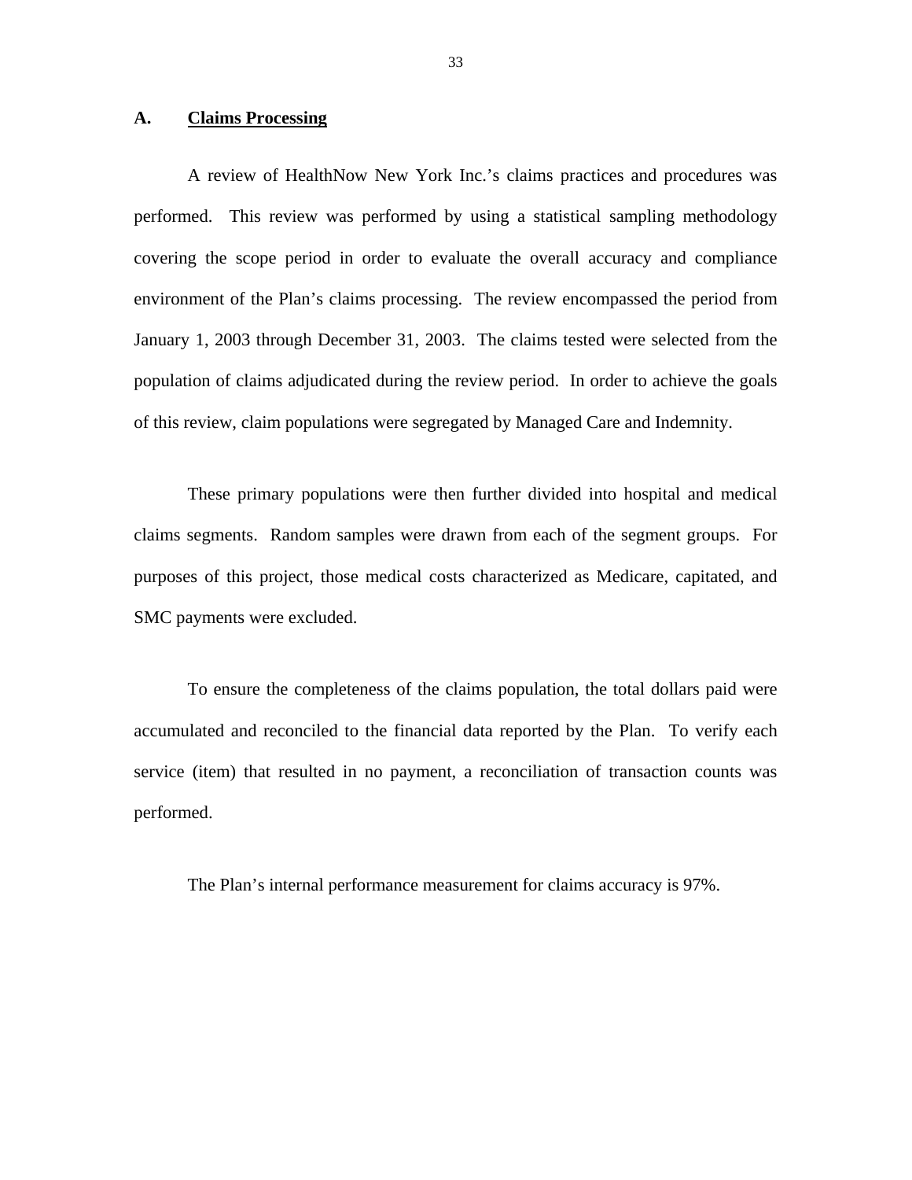## A. Claims Processing

A review of HealthNow New York Inc.'s claims practices and procedures was performed. This review was performed by using a statistical sampling methodology covering the scope period in order to evaluate the overall accuracy and compliance environment of the Plan's claims processing. The review encompassed the period from January 1, 2003 through December 31, 2003. The claims tested were selected from the population of claims adjudicated during the review period. In order to achieve the goals of this review, claim populations were segregated by Managed Care and Indemnity.

These primary populations were then further divided into hospital and medical claims segments. Random samples were drawn from each of the segment groups. For purposes of this project, those medical costs characterized as Medicare, capitated, and SMC payments were excluded.

To ensure the completeness of the claims population, the total dollars paid were accumulated and reconciled to the financial data reported by the Plan. To verify each service (item) that resulted in no payment, a reconciliation of transaction counts was performed.

The Plan's internal performance measurement for claims accuracy is 97%.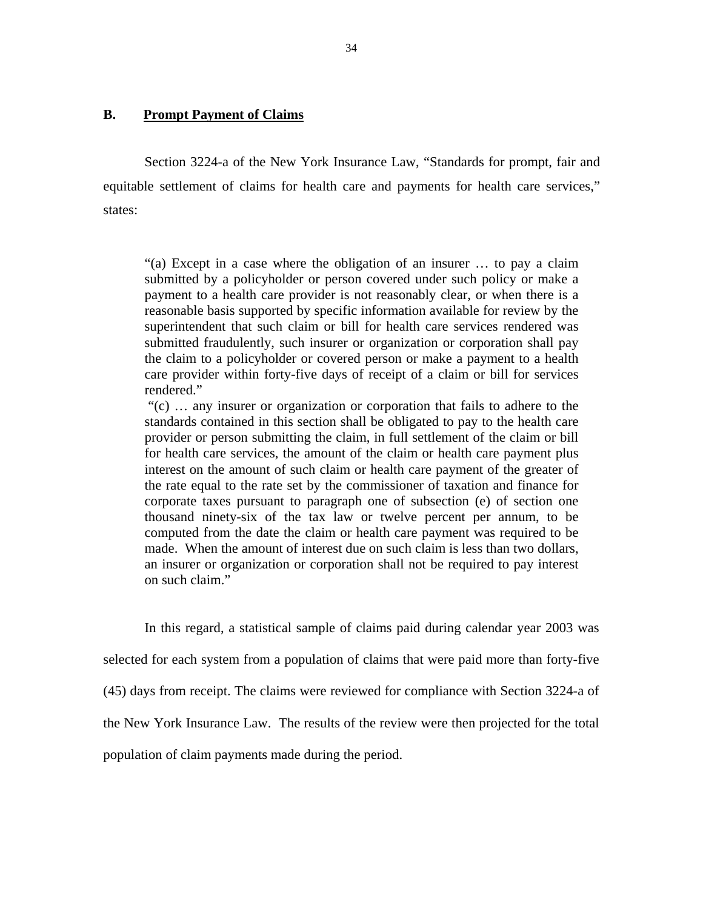## B. Prompt Payment of Claims

Section 3224-a of the New York Insurance Law, "Standards for prompt, fair and equitable settlement of claims for health care and payments for health care services," states:

> "(a) Except in a case where the obligation of an insurer … to pay a claim submitted by a policyholder or person covered under such policy or make a payment to a health care provider is not reasonably clear, or when there is a reasonable basis supported by specific information available for review by the superintendent that such claim or bill for health care services rendered was submitted fraudulently, such insurer or organization or corporation shall pay the claim to a policyholder or covered person or make a payment to a health care provider within forty-five days of receipt of a claim or bill for services rendered."
>
> "(c) … any insurer or organization or corporation that fails to adhere to the standards contained in this section shall be obligated to pay to the health care provider or person submitting the claim, in full settlement of the claim or bill for health care services, the amount of the claim or health care payment plus interest on the amount of such claim or health care payment of the greater of the rate equal to the rate set by the commissioner of taxation and finance for corporate taxes pursuant to paragraph one of subsection (e) of section one thousand ninety-six of the tax law or twelve percent per annum, to be computed from the date the claim or health care payment was required to be made. When the amount of interest due on such claim is less than two dollars, an insurer or organization or corporation shall not be required to pay interest on such claim."

In this regard, a statistical sample of claims paid during calendar year 2003 was selected for each system from a population of claims that were paid more than forty-five (45) days from receipt. The claims were reviewed for compliance with Section 3224-a of the New York Insurance Law. The results of the review were then projected for the total population of claim payments made during the period.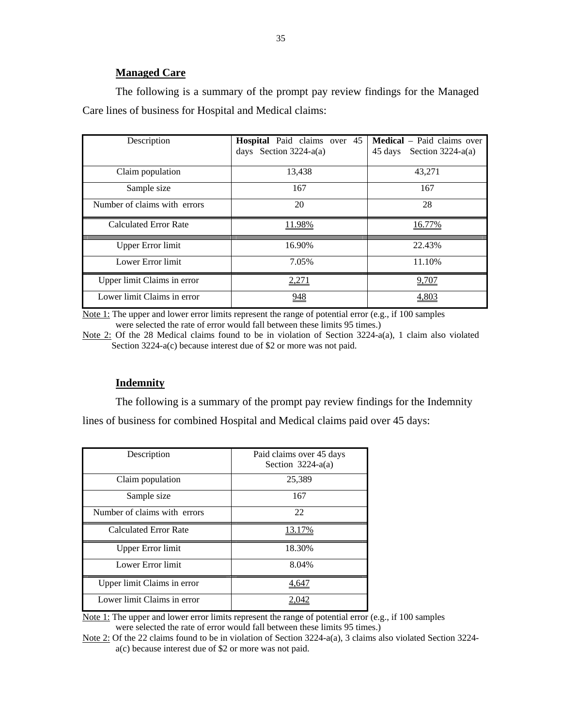### Managed Care

The following is a summary of the prompt pay review findings for the Managed Care lines of business for Hospital and Medical claims:

| Description | **Hospital** Paid claims over 45 days Section 3224-a(a) | **Medical** – Paid claims over 45 days Section 3224-a(a) |
|---|---|---|
| Claim population | 13,438 | 43,271 |
| Sample size | 167 | 167 |
| Number of claims with errors | 20 | 28 |
| Calculated Error Rate | 11.98% | 16.77% |
| Upper Error limit | 16.90% | 22.43% |
| Lower Error limit | 7.05% | 11.10% |
| Upper limit Claims in error | 2,271 | 9,707 |
| Lower limit Claims in error | 948 | 4,803 |

Note 1: The upper and lower error limits represent the range of potential error (e.g., if 100 samples were selected the rate of error would fall between these limits 95 times.)

Note 2: Of the 28 Medical claims found to be in violation of Section 3224-a(a), 1 claim also violated Section 3224-a(c) because interest due of $2 or more was not paid.

### Indemnity

The following is a summary of the prompt pay review findings for the Indemnity lines of business for combined Hospital and Medical claims paid over 45 days:

| Description | Paid claims over 45 days Section 3224-a(a) |
|---|---|
| Claim population | 25,389 |
| Sample size | 167 |
| Number of claims with errors | 22 |
| Calculated Error Rate | 13.17% |
| Upper Error limit | 18.30% |
| Lower Error limit | 8.04% |
| Upper limit Claims in error | 4,647 |
| Lower limit Claims in error | 2,042 |

Note 1: The upper and lower error limits represent the range of potential error (e.g., if 100 samples were selected the rate of error would fall between these limits 95 times.)

Note 2: Of the 22 claims found to be in violation of Section 3224-a(a), 3 claims also violated Section 3224-a(c) because interest due of $2 or more was not paid.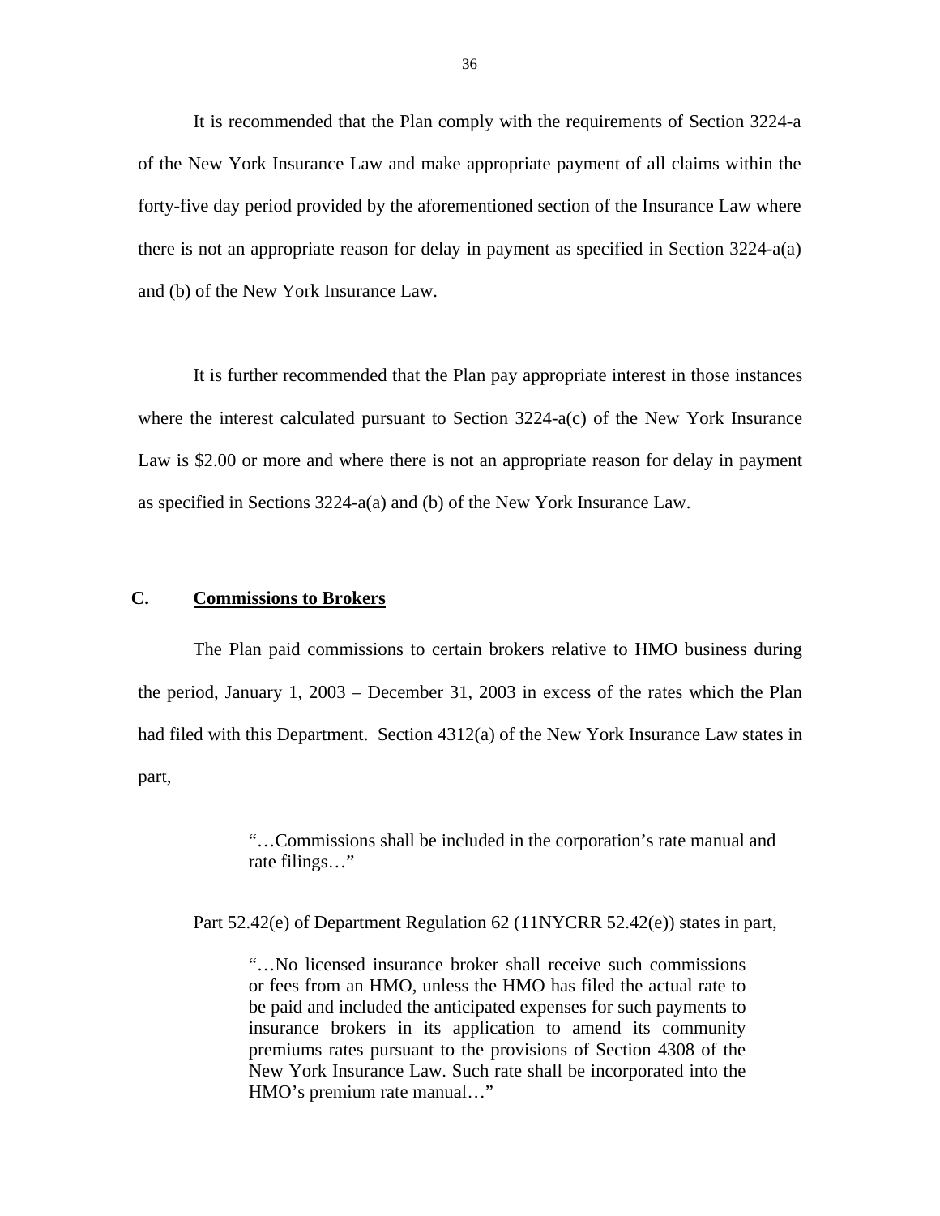It is recommended that the Plan comply with the requirements of Section 3224-a of the New York Insurance Law and make appropriate payment of all claims within the forty-five day period provided by the aforementioned section of the Insurance Law where there is not an appropriate reason for delay in payment as specified in Section 3224-a(a) and (b) of the New York Insurance Law.

It is further recommended that the Plan pay appropriate interest in those instances where the interest calculated pursuant to Section 3224-a(c) of the New York Insurance Law is $2.00 or more and where there is not an appropriate reason for delay in payment as specified in Sections 3224-a(a) and (b) of the New York Insurance Law.

## C. Commissions to Brokers

The Plan paid commissions to certain brokers relative to HMO business during the period, January 1, 2003 – December 31, 2003 in excess of the rates which the Plan had filed with this Department. Section 4312(a) of the New York Insurance Law states in part,

> "…Commissions shall be included in the corporation's rate manual and rate filings…"

Part 52.42(e) of Department Regulation 62 (11NYCRR 52.42(e)) states in part,

> "…No licensed insurance broker shall receive such commissions or fees from an HMO, unless the HMO has filed the actual rate to be paid and included the anticipated expenses for such payments to insurance brokers in its application to amend its community premiums rates pursuant to the provisions of Section 4308 of the New York Insurance Law. Such rate shall be incorporated into the HMO's premium rate manual…"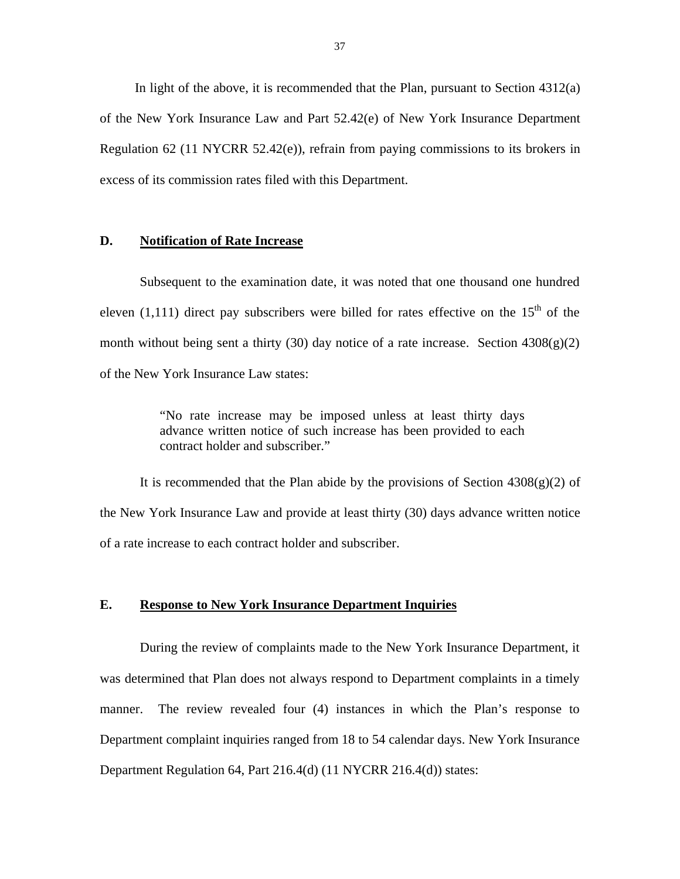In light of the above, it is recommended that the Plan, pursuant to Section 4312(a) of the New York Insurance Law and Part 52.42(e) of New York Insurance Department Regulation 62 (11 NYCRR 52.42(e)), refrain from paying commissions to its brokers in excess of its commission rates filed with this Department.

## D. Notification of Rate Increase

Subsequent to the examination date, it was noted that one thousand one hundred eleven (1,111) direct pay subscribers were billed for rates effective on the 15th of the month without being sent a thirty (30) day notice of a rate increase. Section 4308(g)(2) of the New York Insurance Law states:

> "No rate increase may be imposed unless at least thirty days advance written notice of such increase has been provided to each contract holder and subscriber."

It is recommended that the Plan abide by the provisions of Section 4308(g)(2) of the New York Insurance Law and provide at least thirty (30) days advance written notice of a rate increase to each contract holder and subscriber.

## E. Response to New York Insurance Department Inquiries

During the review of complaints made to the New York Insurance Department, it was determined that Plan does not always respond to Department complaints in a timely manner. The review revealed four (4) instances in which the Plan's response to Department complaint inquiries ranged from 18 to 54 calendar days. New York Insurance Department Regulation 64, Part 216.4(d) (11 NYCRR 216.4(d)) states: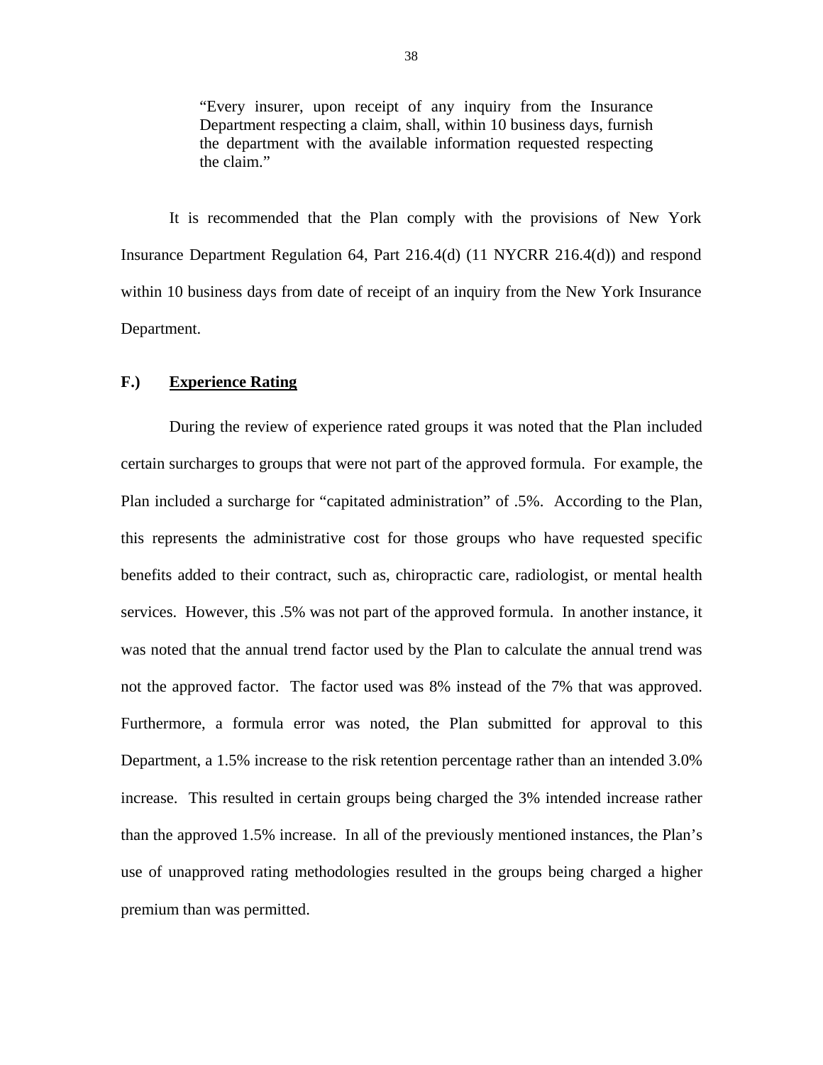> "Every insurer, upon receipt of any inquiry from the Insurance Department respecting a claim, shall, within 10 business days, furnish the department with the available information requested respecting the claim."

It is recommended that the Plan comply with the provisions of New York Insurance Department Regulation 64, Part 216.4(d) (11 NYCRR 216.4(d)) and respond within 10 business days from date of receipt of an inquiry from the New York Insurance Department.

## F.) Experience Rating

During the review of experience rated groups it was noted that the Plan included certain surcharges to groups that were not part of the approved formula. For example, the Plan included a surcharge for "capitated administration" of .5%. According to the Plan, this represents the administrative cost for those groups who have requested specific benefits added to their contract, such as, chiropractic care, radiologist, or mental health services. However, this .5% was not part of the approved formula. In another instance, it was noted that the annual trend factor used by the Plan to calculate the annual trend was not the approved factor. The factor used was 8% instead of the 7% that was approved. Furthermore, a formula error was noted, the Plan submitted for approval to this Department, a 1.5% increase to the risk retention percentage rather than an intended 3.0% increase. This resulted in certain groups being charged the 3% intended increase rather than the approved 1.5% increase. In all of the previously mentioned instances, the Plan's use of unapproved rating methodologies resulted in the groups being charged a higher premium than was permitted.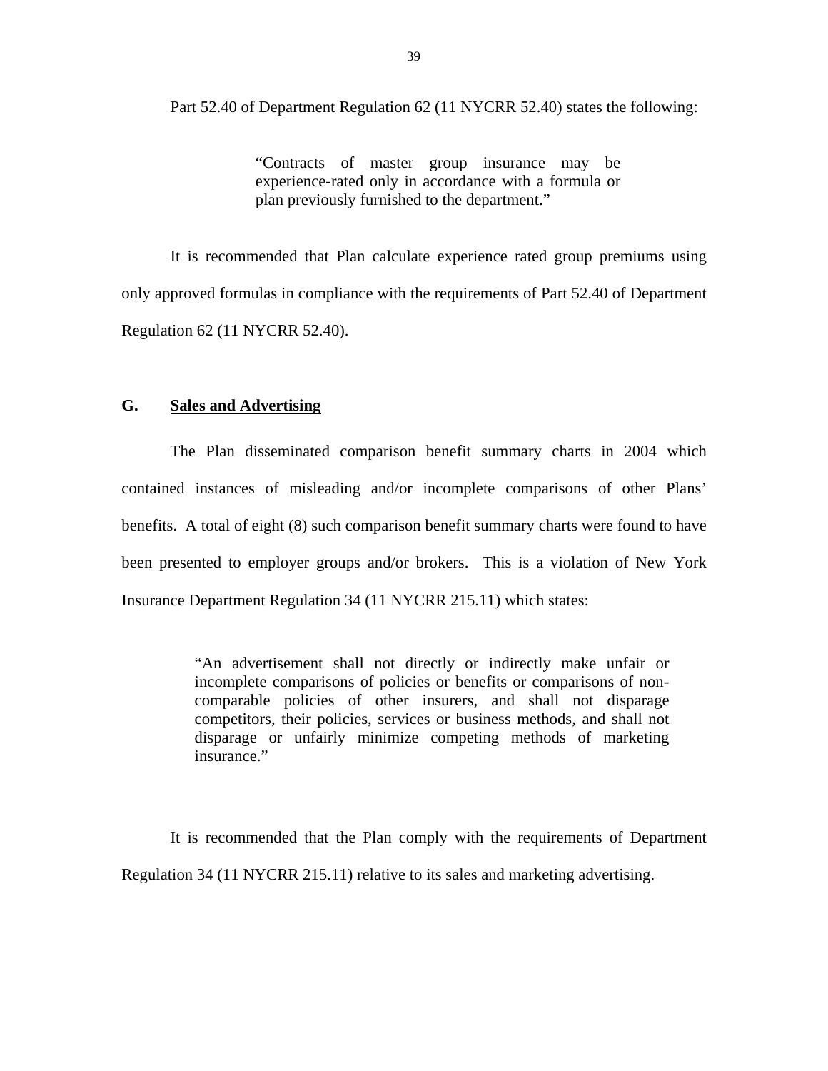Part 52.40 of Department Regulation 62 (11 NYCRR 52.40) states the following:

> "Contracts of master group insurance may be experience-rated only in accordance with a formula or plan previously furnished to the department."

It is recommended that Plan calculate experience rated group premiums using only approved formulas in compliance with the requirements of Part 52.40 of Department Regulation 62 (11 NYCRR 52.40).

## G. Sales and Advertising

The Plan disseminated comparison benefit summary charts in 2004 which contained instances of misleading and/or incomplete comparisons of other Plans' benefits. A total of eight (8) such comparison benefit summary charts were found to have been presented to employer groups and/or brokers. This is a violation of New York Insurance Department Regulation 34 (11 NYCRR 215.11) which states:

> "An advertisement shall not directly or indirectly make unfair or incomplete comparisons of policies or benefits or comparisons of non-comparable policies of other insurers, and shall not disparage competitors, their policies, services or business methods, and shall not disparage or unfairly minimize competing methods of marketing insurance."

It is recommended that the Plan comply with the requirements of Department Regulation 34 (11 NYCRR 215.11) relative to its sales and marketing advertising.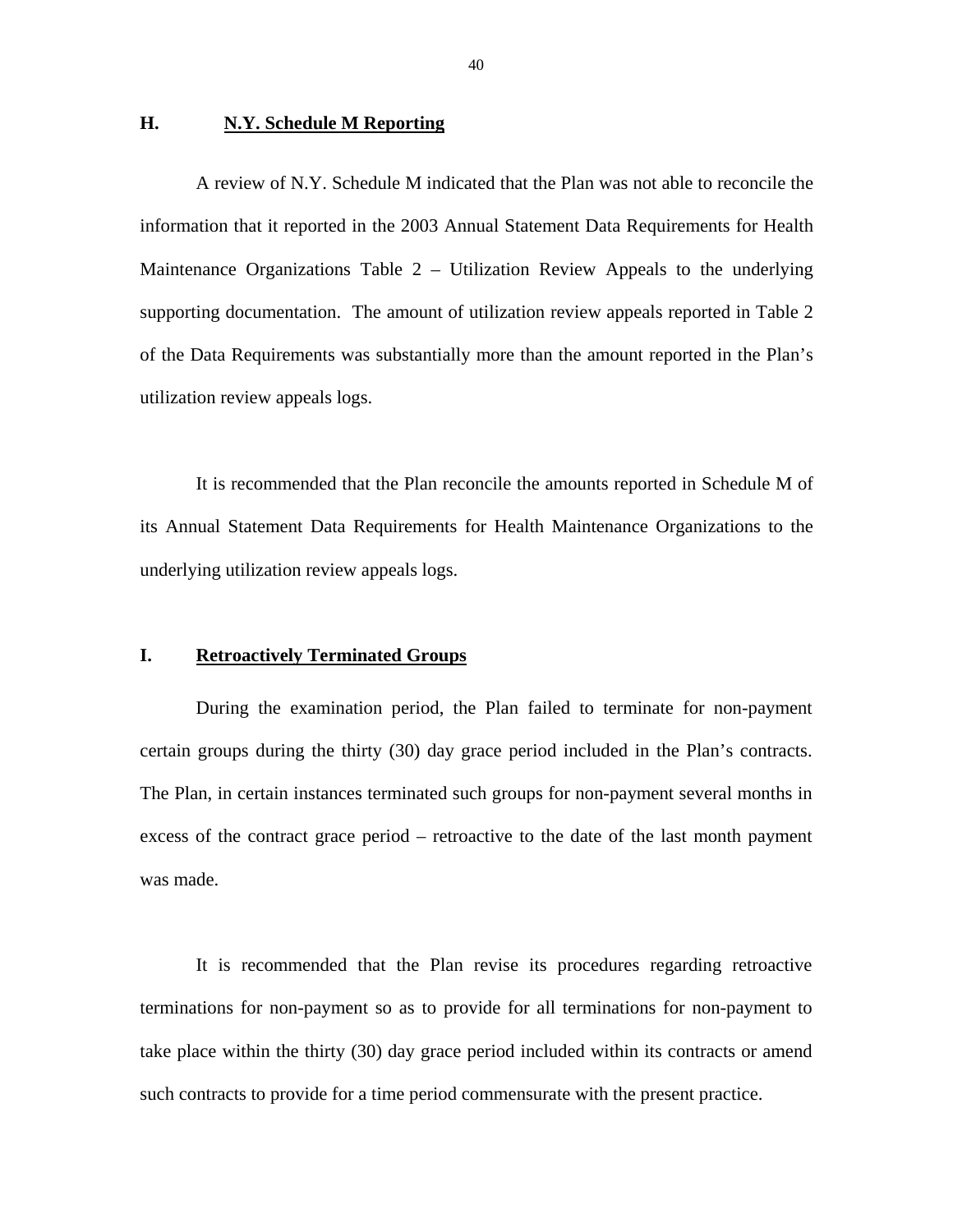## H. N.Y. Schedule M Reporting

A review of N.Y. Schedule M indicated that the Plan was not able to reconcile the information that it reported in the 2003 Annual Statement Data Requirements for Health Maintenance Organizations Table 2 – Utilization Review Appeals to the underlying supporting documentation. The amount of utilization review appeals reported in Table 2 of the Data Requirements was substantially more than the amount reported in the Plan's utilization review appeals logs.

It is recommended that the Plan reconcile the amounts reported in Schedule M of its Annual Statement Data Requirements for Health Maintenance Organizations to the underlying utilization review appeals logs.

## I. Retroactively Terminated Groups

During the examination period, the Plan failed to terminate for non-payment certain groups during the thirty (30) day grace period included in the Plan's contracts. The Plan, in certain instances terminated such groups for non-payment several months in excess of the contract grace period – retroactive to the date of the last month payment was made.

It is recommended that the Plan revise its procedures regarding retroactive terminations for non-payment so as to provide for all terminations for non-payment to take place within the thirty (30) day grace period included within its contracts or amend such contracts to provide for a time period commensurate with the present practice.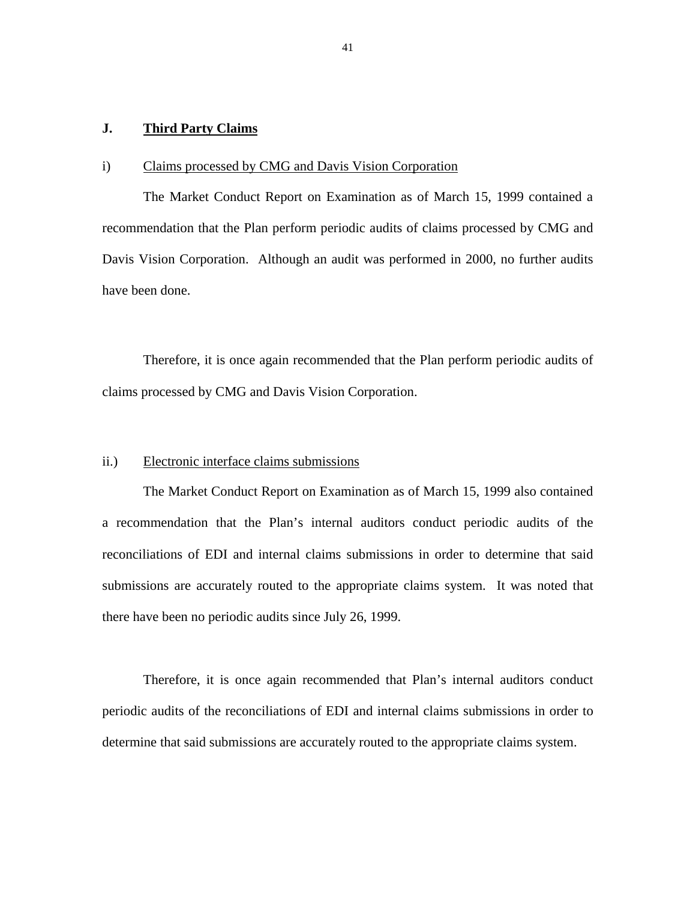## J. Third Party Claims

i) Claims processed by CMG and Davis Vision Corporation

The Market Conduct Report on Examination as of March 15, 1999 contained a recommendation that the Plan perform periodic audits of claims processed by CMG and Davis Vision Corporation. Although an audit was performed in 2000, no further audits have been done.

Therefore, it is once again recommended that the Plan perform periodic audits of claims processed by CMG and Davis Vision Corporation.

ii.) Electronic interface claims submissions

The Market Conduct Report on Examination as of March 15, 1999 also contained a recommendation that the Plan's internal auditors conduct periodic audits of the reconciliations of EDI and internal claims submissions in order to determine that said submissions are accurately routed to the appropriate claims system. It was noted that there have been no periodic audits since July 26, 1999.

Therefore, it is once again recommended that Plan's internal auditors conduct periodic audits of the reconciliations of EDI and internal claims submissions in order to determine that said submissions are accurately routed to the appropriate claims system.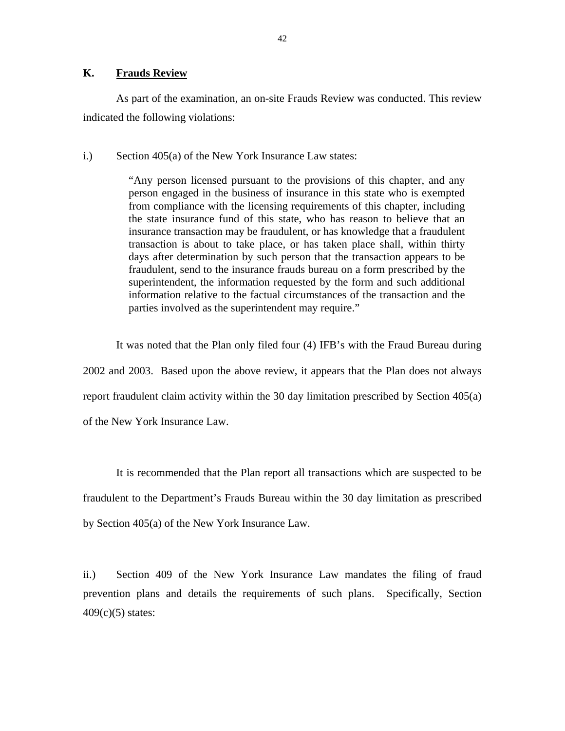## K. Frauds Review

As part of the examination, an on-site Frauds Review was conducted. This review indicated the following violations:

i.) Section 405(a) of the New York Insurance Law states:

> "Any person licensed pursuant to the provisions of this chapter, and any person engaged in the business of insurance in this state who is exempted from compliance with the licensing requirements of this chapter, including the state insurance fund of this state, who has reason to believe that an insurance transaction may be fraudulent, or has knowledge that a fraudulent transaction is about to take place, or has taken place shall, within thirty days after determination by such person that the transaction appears to be fraudulent, send to the insurance frauds bureau on a form prescribed by the superintendent, the information requested by the form and such additional information relative to the factual circumstances of the transaction and the parties involved as the superintendent may require."

It was noted that the Plan only filed four (4) IFB's with the Fraud Bureau during 2002 and 2003. Based upon the above review, it appears that the Plan does not always report fraudulent claim activity within the 30 day limitation prescribed by Section 405(a) of the New York Insurance Law.

It is recommended that the Plan report all transactions which are suspected to be fraudulent to the Department's Frauds Bureau within the 30 day limitation as prescribed by Section 405(a) of the New York Insurance Law.

ii.) Section 409 of the New York Insurance Law mandates the filing of fraud prevention plans and details the requirements of such plans. Specifically, Section 409(c)(5) states: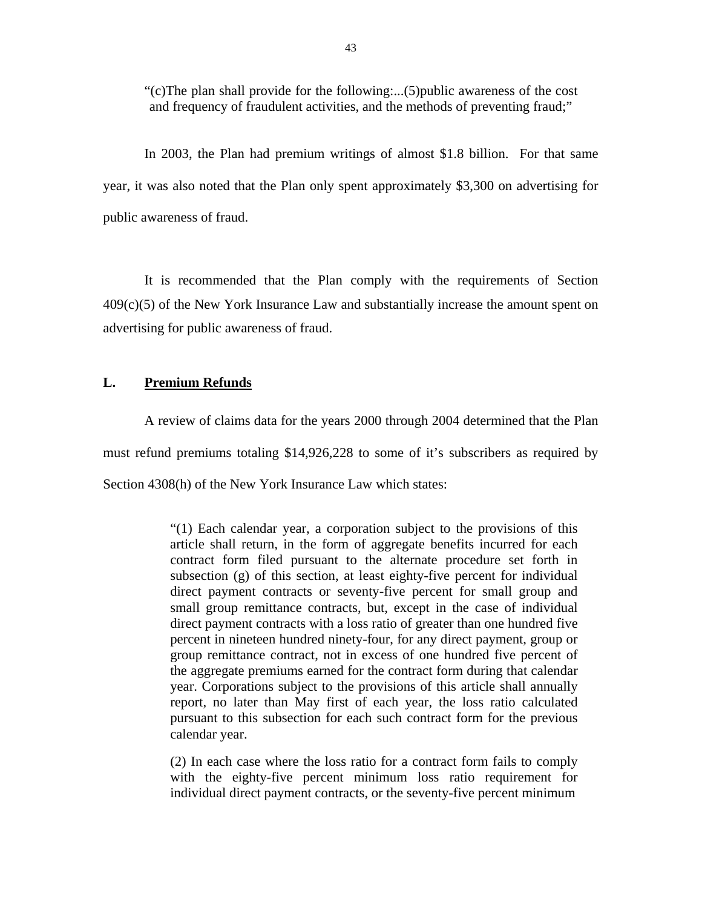> "(c)The plan shall provide for the following:...(5)public awareness of the cost and frequency of fraudulent activities, and the methods of preventing fraud;"

In 2003, the Plan had premium writings of almost $1.8 billion. For that same year, it was also noted that the Plan only spent approximately $3,300 on advertising for public awareness of fraud.

It is recommended that the Plan comply with the requirements of Section 409(c)(5) of the New York Insurance Law and substantially increase the amount spent on advertising for public awareness of fraud.

## L. Premium Refunds

A review of claims data for the years 2000 through 2004 determined that the Plan must refund premiums totaling $14,926,228 to some of it's subscribers as required by Section 4308(h) of the New York Insurance Law which states:

> "(1) Each calendar year, a corporation subject to the provisions of this article shall return, in the form of aggregate benefits incurred for each contract form filed pursuant to the alternate procedure set forth in subsection (g) of this section, at least eighty-five percent for individual direct payment contracts or seventy-five percent for small group and small group remittance contracts, but, except in the case of individual direct payment contracts with a loss ratio of greater than one hundred five percent in nineteen hundred ninety-four, for any direct payment, group or group remittance contract, not in excess of one hundred five percent of the aggregate premiums earned for the contract form during that calendar year. Corporations subject to the provisions of this article shall annually report, no later than May first of each year, the loss ratio calculated pursuant to this subsection for each such contract form for the previous calendar year.
>
> (2) In each case where the loss ratio for a contract form fails to comply with the eighty-five percent minimum loss ratio requirement for individual direct payment contracts, or the seventy-five percent minimum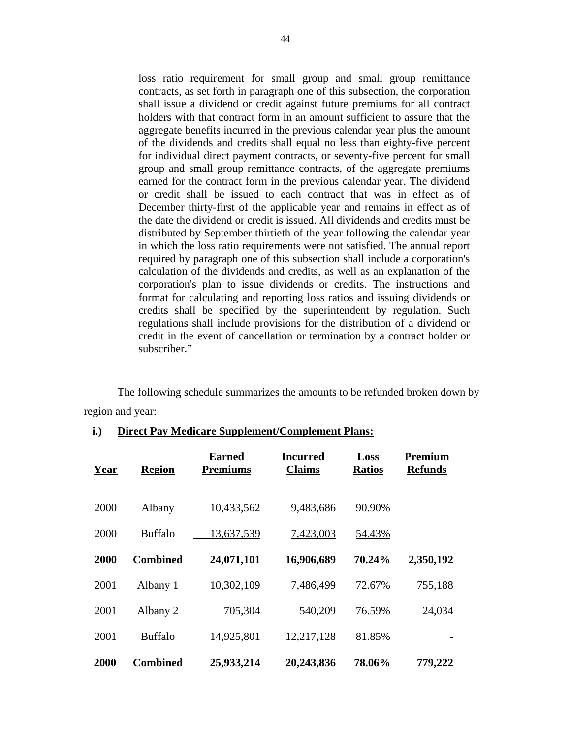loss ratio requirement for small group and small group remittance contracts, as set forth in paragraph one of this subsection, the corporation shall issue a dividend or credit against future premiums for all contract holders with that contract form in an amount sufficient to assure that the aggregate benefits incurred in the previous calendar year plus the amount of the dividends and credits shall equal no less than eighty-five percent for individual direct payment contracts, or seventy-five percent for small group and small group remittance contracts, of the aggregate premiums earned for the contract form in the previous calendar year. The dividend or credit shall be issued to each contract that was in effect as of December thirty-first of the applicable year and remains in effect as of the date the dividend or credit is issued. All dividends and credits must be distributed by September thirtieth of the year following the calendar year in which the loss ratio requirements were not satisfied. The annual report required by paragraph one of this subsection shall include a corporation's calculation of the dividends and credits, as well as an explanation of the corporation's plan to issue dividends or credits. The instructions and format for calculating and reporting loss ratios and issuing dividends or credits shall be specified by the superintendent by regulation. Such regulations shall include provisions for the distribution of a dividend or credit in the event of cancellation or termination by a contract holder or subscriber."

The following schedule summarizes the amounts to be refunded broken down by region and year:

**i.) Direct Pay Medicare Supplement/Complement Plans:**

| Year | Region | Earned Premiums | Incurred Claims | Loss Ratios | Premium Refunds |
|---|---|---|---|---|---|
| 2000 | Albany | 10,433,562 | 9,483,686 | 90.90% | |
| 2000 | Buffalo | 13,637,539 | 7,423,003 | 54.43% | |
| **2000** | **Combined** | **24,071,101** | **16,906,689** | **70.24%** | **2,350,192** |
| 2001 | Albany 1 | 10,302,109 | 7,486,499 | 72.67% | 755,188 |
| 2001 | Albany 2 | 705,304 | 540,209 | 76.59% | 24,034 |
| 2001 | Buffalo | 14,925,801 | 12,217,128 | 81.85% | - |
| **2000** | **Combined** | **25,933,214** | **20,243,836** | **78.06%** | **779,222** |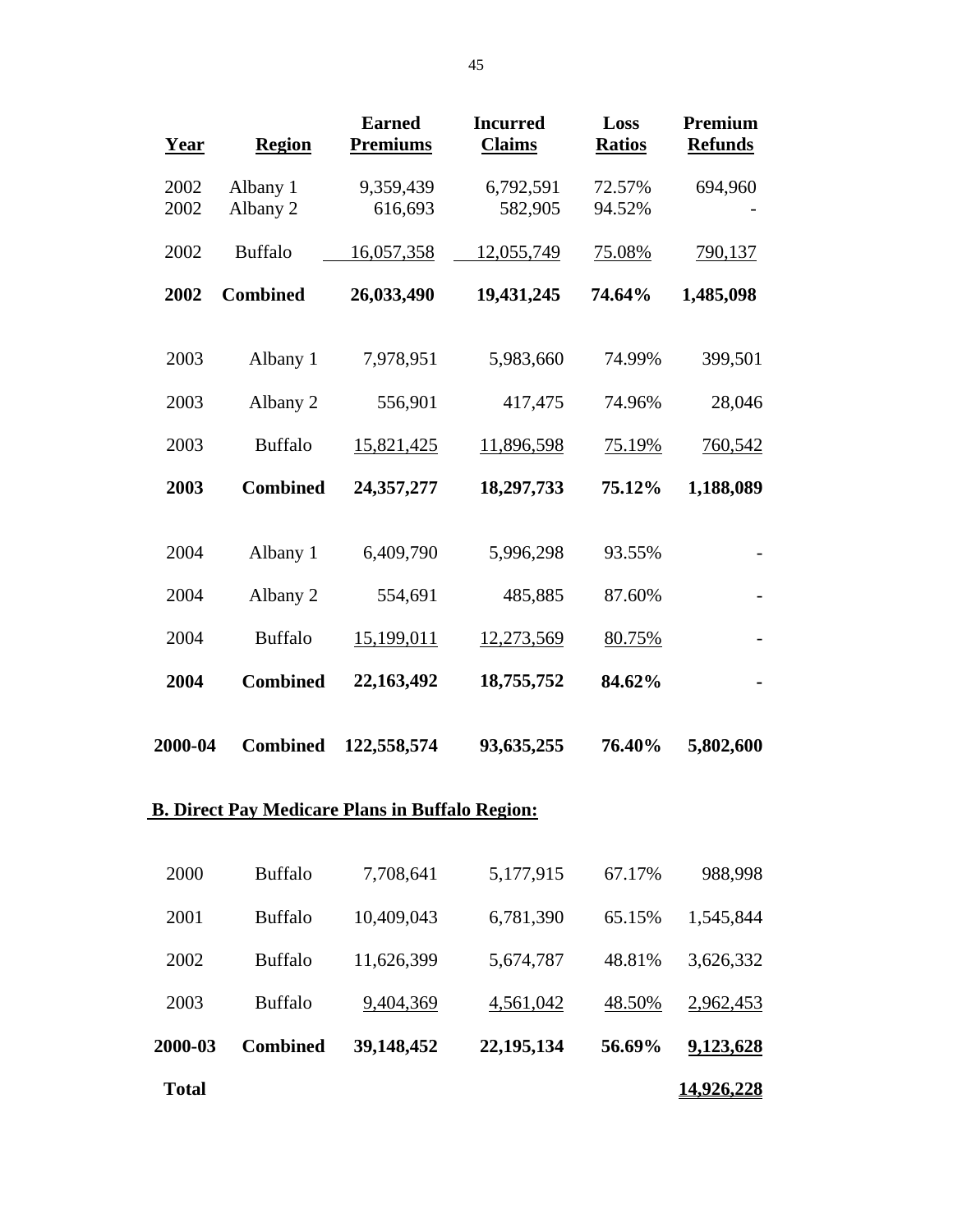| Year | Region | Earned Premiums | Incurred Claims | Loss Ratios | Premium Refunds |
|---|---|---|---|---|---|
| 2002 | Albany 1 | 9,359,439 | 6,792,591 | 72.57% | 694,960 |
| 2002 | Albany 2 | 616,693 | 582,905 | 94.52% | - |
| 2002 | Buffalo | 16,057,358 | 12,055,749 | 75.08% | 790,137 |
| **2002** | **Combined** | **26,033,490** | **19,431,245** | **74.64%** | **1,485,098** |
| 2003 | Albany 1 | 7,978,951 | 5,983,660 | 74.99% | 399,501 |
| 2003 | Albany 2 | 556,901 | 417,475 | 74.96% | 28,046 |
| 2003 | Buffalo | 15,821,425 | 11,896,598 | 75.19% | 760,542 |
| **2003** | **Combined** | **24,357,277** | **18,297,733** | **75.12%** | **1,188,089** |
| 2004 | Albany 1 | 6,409,790 | 5,996,298 | 93.55% | - |
| 2004 | Albany 2 | 554,691 | 485,885 | 87.60% | - |
| 2004 | Buffalo | 15,199,011 | 12,273,569 | 80.75% | - |
| **2004** | **Combined** | **22,163,492** | **18,755,752** | **84.62%** | **-** |
| **2000-04** | **Combined** | **122,558,574** | **93,635,255** | **76.40%** | **5,802,600** |

**B. Direct Pay Medicare Plans in Buffalo Region:**

| Year | Region | Earned Premiums | Incurred Claims | Loss Ratios | Premium Refunds |
|---|---|---|---|---|---|
| 2000 | Buffalo | 7,708,641 | 5,177,915 | 67.17% | 988,998 |
| 2001 | Buffalo | 10,409,043 | 6,781,390 | 65.15% | 1,545,844 |
| 2002 | Buffalo | 11,626,399 | 5,674,787 | 48.81% | 3,626,332 |
| 2003 | Buffalo | 9,404,369 | 4,561,042 | 48.50% | 2,962,453 |
| **2000-03** | **Combined** | **39,148,452** | **22,195,134** | **56.69%** | **9,123,628** |
| **Total** | | | | | **14,926,228** |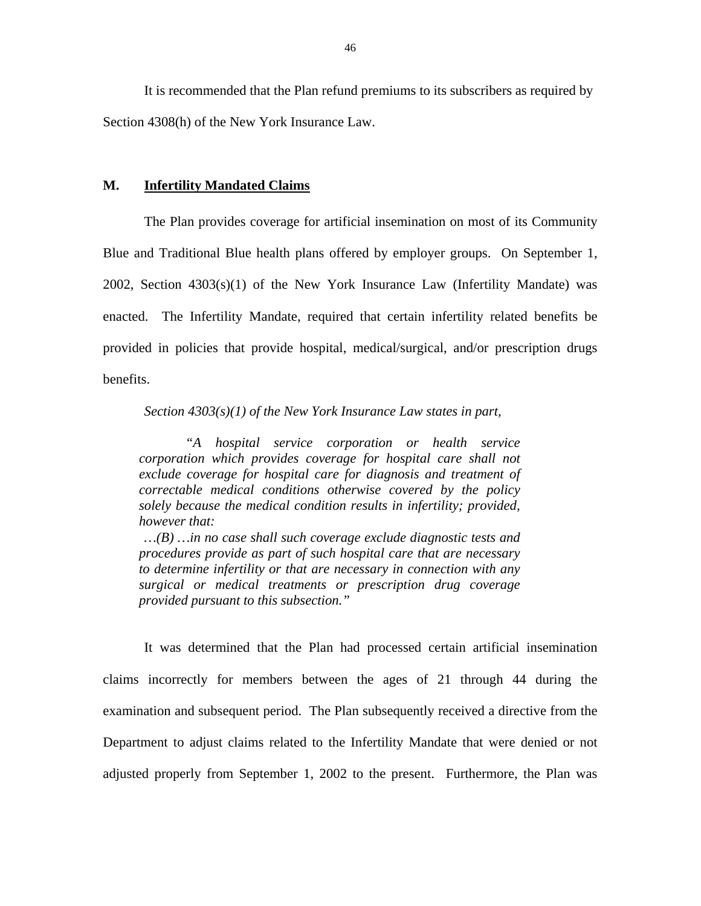It is recommended that the Plan refund premiums to its subscribers as required by Section 4308(h) of the New York Insurance Law.

## M. Infertility Mandated Claims

The Plan provides coverage for artificial insemination on most of its Community Blue and Traditional Blue health plans offered by employer groups. On September 1, 2002, Section 4303(s)(1) of the New York Insurance Law (Infertility Mandate) was enacted. The Infertility Mandate, required that certain infertility related benefits be provided in policies that provide hospital, medical/surgical, and/or prescription drugs benefits.

*Section 4303(s)(1) of the New York Insurance Law states in part,*

> *"A hospital service corporation or health service corporation which provides coverage for hospital care shall not exclude coverage for hospital care for diagnosis and treatment of correctable medical conditions otherwise covered by the policy solely because the medical condition results in infertility; provided, however that:*
> *…(B) …in no case shall such coverage exclude diagnostic tests and procedures provide as part of such hospital care that are necessary to determine infertility or that are necessary in connection with any surgical or medical treatments or prescription drug coverage provided pursuant to this subsection."*

It was determined that the Plan had processed certain artificial insemination claims incorrectly for members between the ages of 21 through 44 during the examination and subsequent period. The Plan subsequently received a directive from the Department to adjust claims related to the Infertility Mandate that were denied or not adjusted properly from September 1, 2002 to the present. Furthermore, the Plan was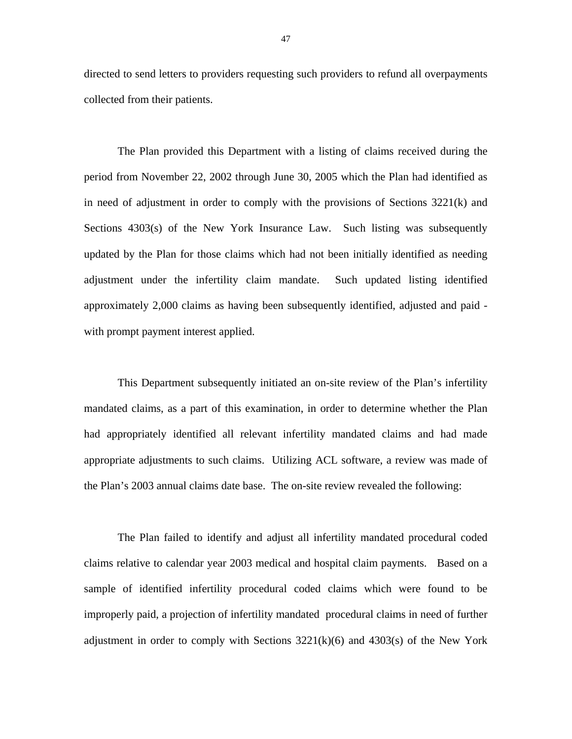directed to send letters to providers requesting such providers to refund all overpayments collected from their patients.

The Plan provided this Department with a listing of claims received during the period from November 22, 2002 through June 30, 2005 which the Plan had identified as in need of adjustment in order to comply with the provisions of Sections 3221(k) and Sections 4303(s) of the New York Insurance Law. Such listing was subsequently updated by the Plan for those claims which had not been initially identified as needing adjustment under the infertility claim mandate. Such updated listing identified approximately 2,000 claims as having been subsequently identified, adjusted and paid - with prompt payment interest applied.

This Department subsequently initiated an on-site review of the Plan's infertility mandated claims, as a part of this examination, in order to determine whether the Plan had appropriately identified all relevant infertility mandated claims and had made appropriate adjustments to such claims. Utilizing ACL software, a review was made of the Plan's 2003 annual claims date base. The on-site review revealed the following:

The Plan failed to identify and adjust all infertility mandated procedural coded claims relative to calendar year 2003 medical and hospital claim payments. Based on a sample of identified infertility procedural coded claims which were found to be improperly paid, a projection of infertility mandated procedural claims in need of further adjustment in order to comply with Sections 3221(k)(6) and 4303(s) of the New York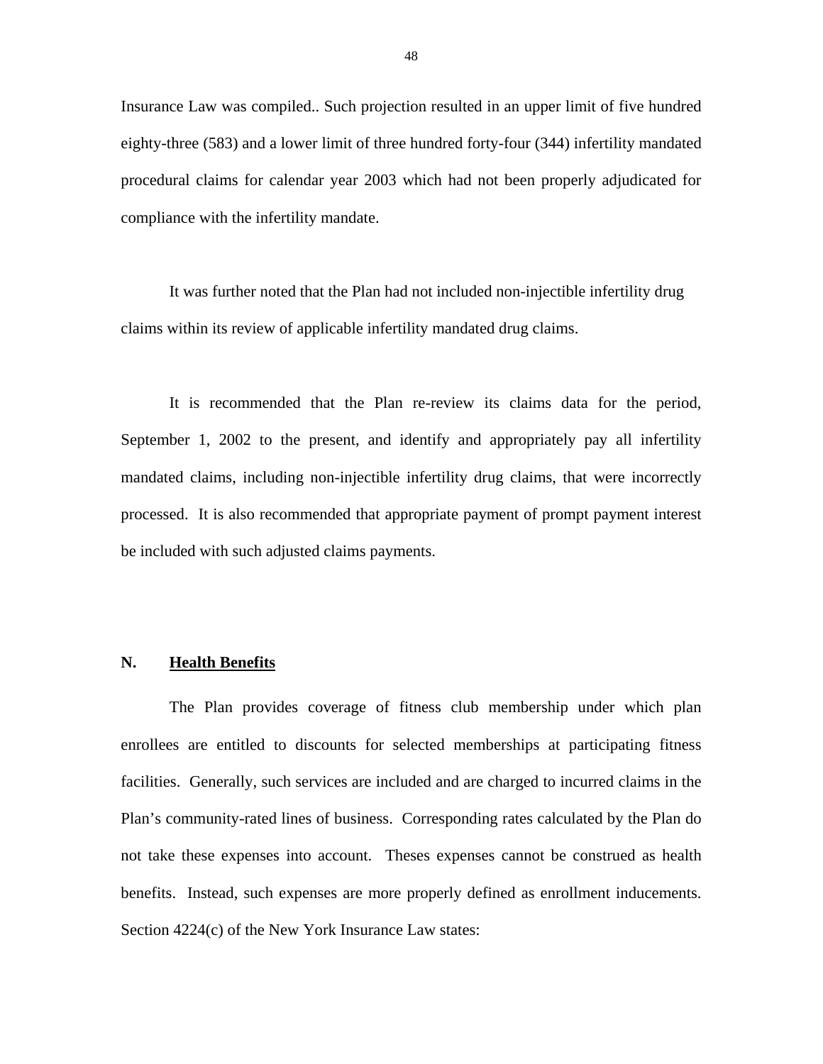Insurance Law was compiled.. Such projection resulted in an upper limit of five hundred eighty-three (583) and a lower limit of three hundred forty-four (344) infertility mandated procedural claims for calendar year 2003 which had not been properly adjudicated for compliance with the infertility mandate.

It was further noted that the Plan had not included non-injectible infertility drug claims within its review of applicable infertility mandated drug claims.

It is recommended that the Plan re-review its claims data for the period, September 1, 2002 to the present, and identify and appropriately pay all infertility mandated claims, including non-injectible infertility drug claims, that were incorrectly processed. It is also recommended that appropriate payment of prompt payment interest be included with such adjusted claims payments.

## N. Health Benefits

The Plan provides coverage of fitness club membership under which plan enrollees are entitled to discounts for selected memberships at participating fitness facilities. Generally, such services are included and are charged to incurred claims in the Plan's community-rated lines of business. Corresponding rates calculated by the Plan do not take these expenses into account. Theses expenses cannot be construed as health benefits. Instead, such expenses are more properly defined as enrollment inducements. Section 4224(c) of the New York Insurance Law states: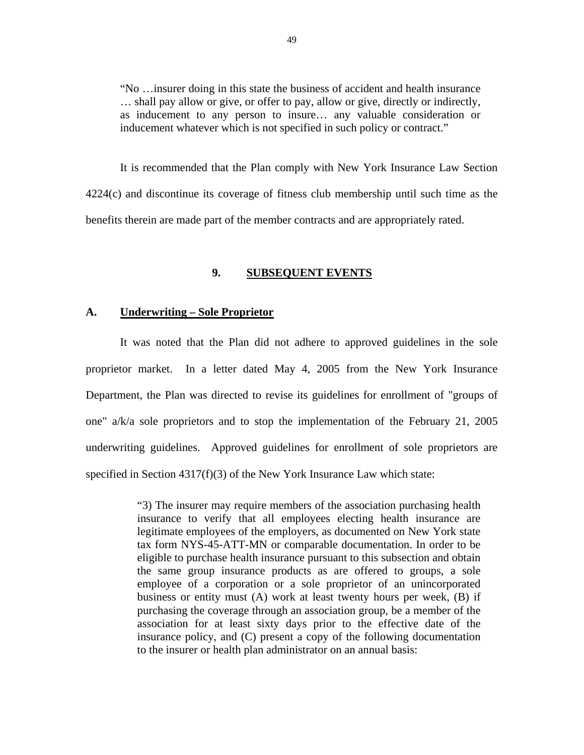> "No …insurer doing in this state the business of accident and health insurance … shall pay allow or give, or offer to pay, allow or give, directly or indirectly, as inducement to any person to insure… any valuable consideration or inducement whatever which is not specified in such policy or contract."

It is recommended that the Plan comply with New York Insurance Law Section 4224(c) and discontinue its coverage of fitness club membership until such time as the benefits therein are made part of the member contracts and are appropriately rated.

## 9. SUBSEQUENT EVENTS

### A. Underwriting – Sole Proprietor

It was noted that the Plan did not adhere to approved guidelines in the sole proprietor market. In a letter dated May 4, 2005 from the New York Insurance Department, the Plan was directed to revise its guidelines for enrollment of "groups of one" a/k/a sole proprietors and to stop the implementation of the February 21, 2005 underwriting guidelines. Approved guidelines for enrollment of sole proprietors are specified in Section 4317(f)(3) of the New York Insurance Law which state:

> "3) The insurer may require members of the association purchasing health insurance to verify that all employees electing health insurance are legitimate employees of the employers, as documented on New York state tax form NYS-45-ATT-MN or comparable documentation. In order to be eligible to purchase health insurance pursuant to this subsection and obtain the same group insurance products as are offered to groups, a sole employee of a corporation or a sole proprietor of an unincorporated business or entity must (A) work at least twenty hours per week, (B) if purchasing the coverage through an association group, be a member of the association for at least sixty days prior to the effective date of the insurance policy, and (C) present a copy of the following documentation to the insurer or health plan administrator on an annual basis: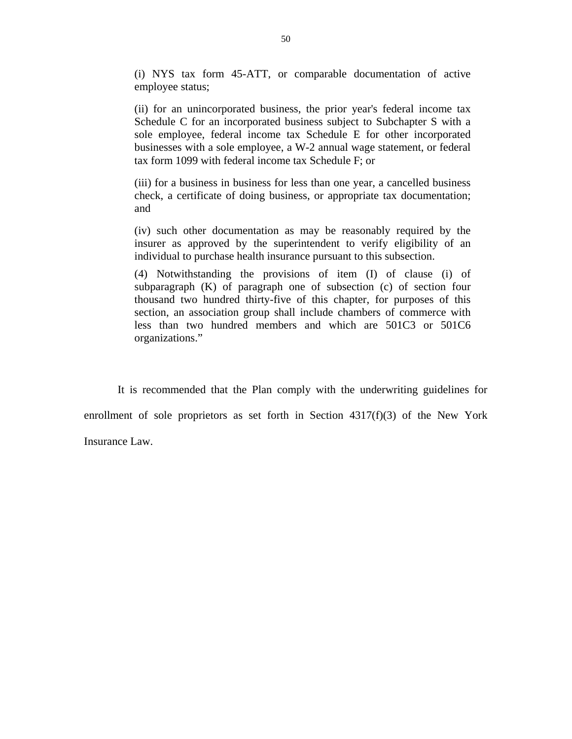> (i) NYS tax form 45-ATT, or comparable documentation of active employee status;
>
> (ii) for an unincorporated business, the prior year's federal income tax Schedule C for an incorporated business subject to Subchapter S with a sole employee, federal income tax Schedule E for other incorporated businesses with a sole employee, a W-2 annual wage statement, or federal tax form 1099 with federal income tax Schedule F; or
>
> (iii) for a business in business for less than one year, a cancelled business check, a certificate of doing business, or appropriate tax documentation; and
>
> (iv) such other documentation as may be reasonably required by the insurer as approved by the superintendent to verify eligibility of an individual to purchase health insurance pursuant to this subsection.
>
> (4) Notwithstanding the provisions of item (I) of clause (i) of subparagraph (K) of paragraph one of subsection (c) of section four thousand two hundred thirty-five of this chapter, for purposes of this section, an association group shall include chambers of commerce with less than two hundred members and which are 501C3 or 501C6 organizations."

It is recommended that the Plan comply with the underwriting guidelines for enrollment of sole proprietors as set forth in Section 4317(f)(3) of the New York Insurance Law.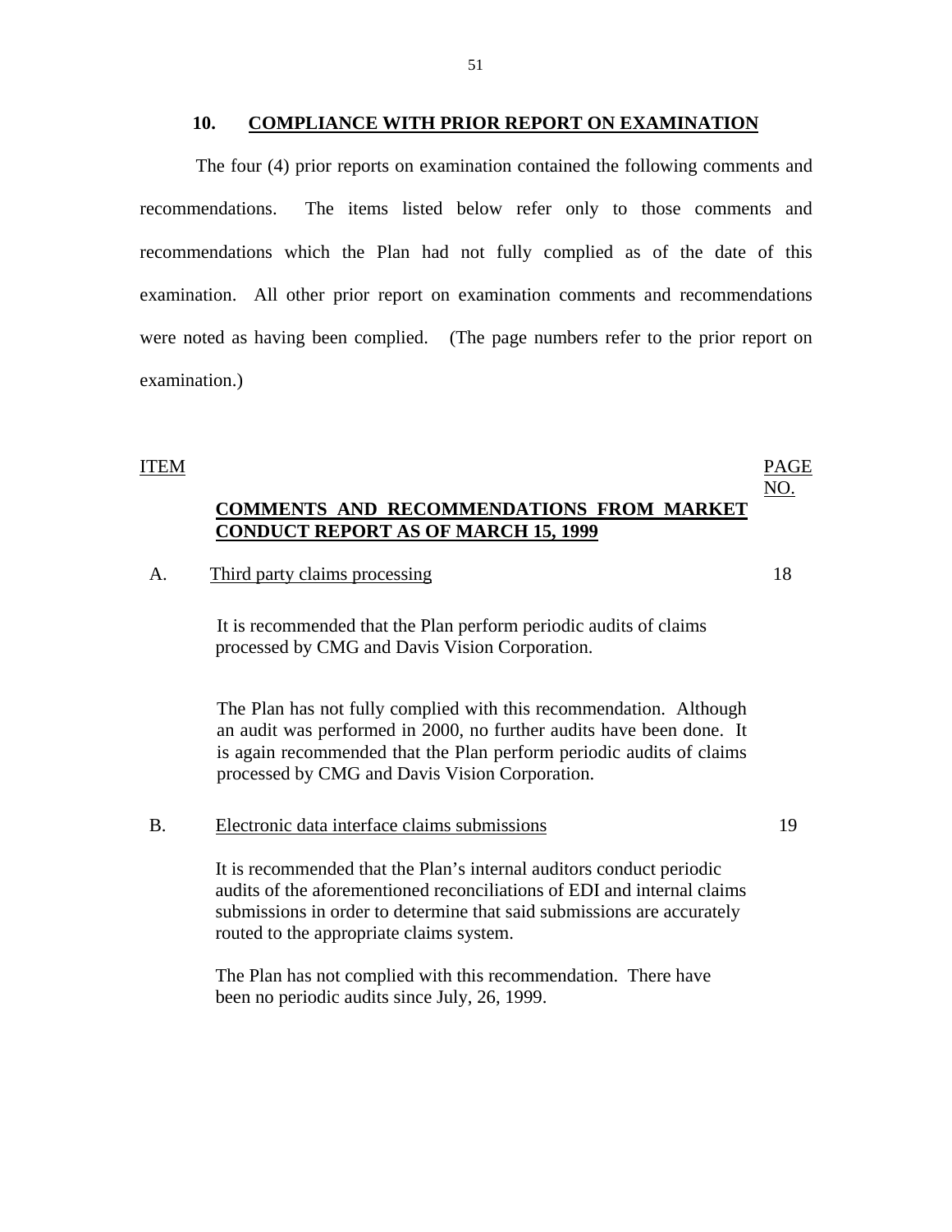## 10. COMPLIANCE WITH PRIOR REPORT ON EXAMINATION

The four (4) prior reports on examination contained the following comments and recommendations. The items listed below refer only to those comments and recommendations which the Plan had not fully complied as of the date of this examination. All other prior report on examination comments and recommendations were noted as having been complied. (The page numbers refer to the prior report on examination.)

| ITEM | | PAGE NO. |
|---|---|---|
| | **COMMENTS AND RECOMMENDATIONS FROM MARKET CONDUCT REPORT AS OF MARCH 15, 1999** | |
| A. | Third party claims processing | 18 |
| | It is recommended that the Plan perform periodic audits of claims processed by CMG and Davis Vision Corporation. | |
| | The Plan has not fully complied with this recommendation. Although an audit was performed in 2000, no further audits have been done. It is again recommended that the Plan perform periodic audits of claims processed by CMG and Davis Vision Corporation. | |
| B. | Electronic data interface claims submissions | 19 |
| | It is recommended that the Plan's internal auditors conduct periodic audits of the aforementioned reconciliations of EDI and internal claims submissions in order to determine that said submissions are accurately routed to the appropriate claims system. | |
| | The Plan has not complied with this recommendation. There have been no periodic audits since July, 26, 1999. | |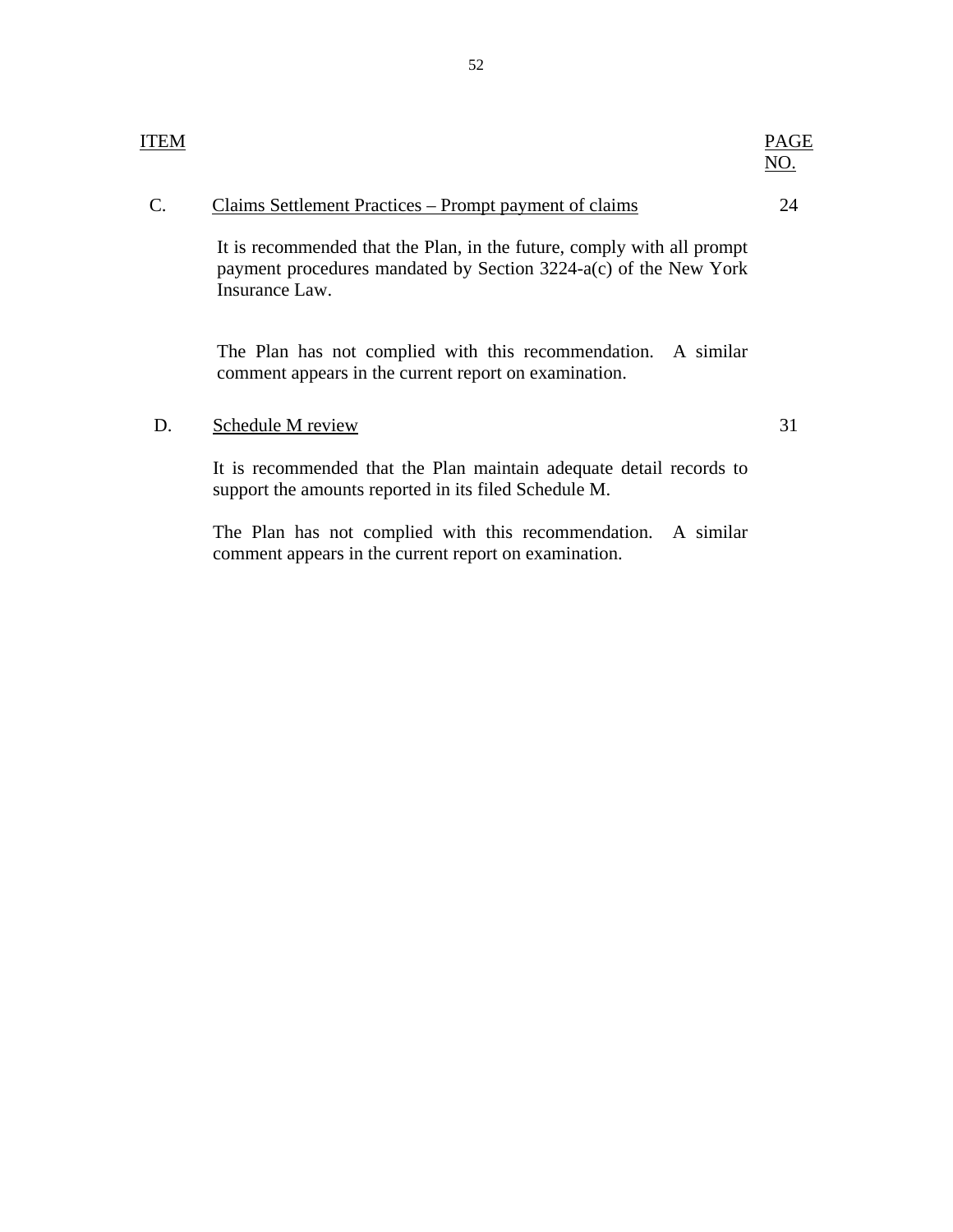| ITEM | | PAGE NO. |
|---|---|---|
| C. | Claims Settlement Practices – Prompt payment of claims | 24 |
| | It is recommended that the Plan, in the future, comply with all prompt payment procedures mandated by Section 3224-a(c) of the New York Insurance Law. | |
| | The Plan has not complied with this recommendation. A similar comment appears in the current report on examination. | |
| D. | Schedule M review | 31 |
| | It is recommended that the Plan maintain adequate detail records to support the amounts reported in its filed Schedule M. | |
| | The Plan has not complied with this recommendation. A similar comment appears in the current report on examination. | |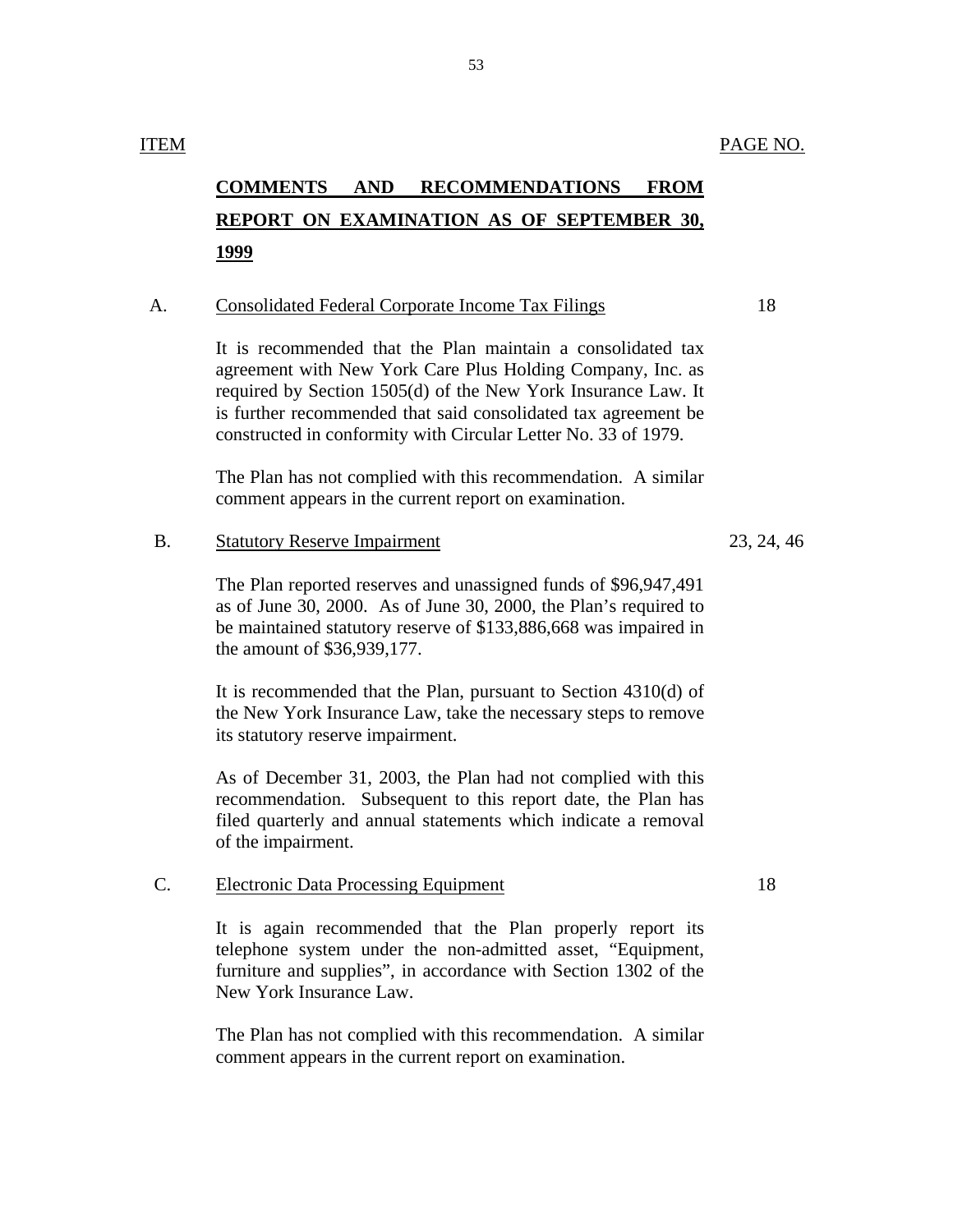| ITEM | | PAGE NO. |
|---|---|---|
| | **COMMENTS AND RECOMMENDATIONS FROM REPORT ON EXAMINATION AS OF SEPTEMBER 30, 1999** | |
| A. | Consolidated Federal Corporate Income Tax Filings | 18 |
| | It is recommended that the Plan maintain a consolidated tax agreement with New York Care Plus Holding Company, Inc. as required by Section 1505(d) of the New York Insurance Law. It is further recommended that said consolidated tax agreement be constructed in conformity with Circular Letter No. 33 of 1979. | |
| | The Plan has not complied with this recommendation. A similar comment appears in the current report on examination. | |
| B. | Statutory Reserve Impairment | 23, 24, 46 |
| | The Plan reported reserves and unassigned funds of $96,947,491 as of June 30, 2000. As of June 30, 2000, the Plan's required to be maintained statutory reserve of $133,886,668 was impaired in the amount of $36,939,177. | |
| | It is recommended that the Plan, pursuant to Section 4310(d) of the New York Insurance Law, take the necessary steps to remove its statutory reserve impairment. | |
| | As of December 31, 2003, the Plan had not complied with this recommendation. Subsequent to this report date, the Plan has filed quarterly and annual statements which indicate a removal of the impairment. | |
| C. | Electronic Data Processing Equipment | 18 |
| | It is again recommended that the Plan properly report its telephone system under the non-admitted asset, "Equipment, furniture and supplies", in accordance with Section 1302 of the New York Insurance Law. | |
| | The Plan has not complied with this recommendation. A similar comment appears in the current report on examination. | |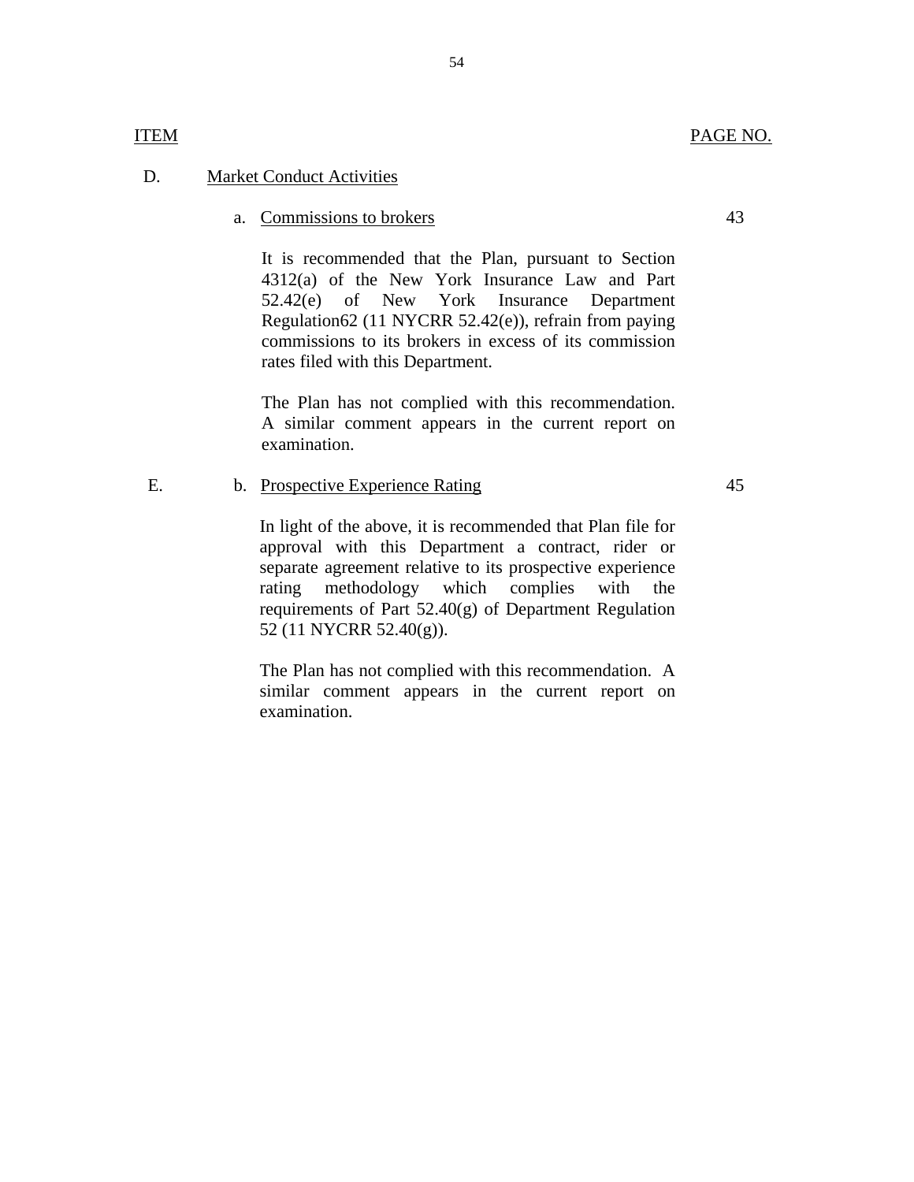| ITEM | | PAGE NO. |
|---|---|---|
| D. | Market Conduct Activities | |
| | a. Commissions to brokers | 43 |
| | It is recommended that the Plan, pursuant to Section 4312(a) of the New York Insurance Law and Part 52.42(e) of New York Insurance Department Regulation62 (11 NYCRR 52.42(e)), refrain from paying commissions to its brokers in excess of its commission rates filed with this Department. | |
| | The Plan has not complied with this recommendation. A similar comment appears in the current report on examination. | |
| E. | b. Prospective Experience Rating | 45 |
| | In light of the above, it is recommended that Plan file for approval with this Department a contract, rider or separate agreement relative to its prospective experience rating methodology which complies with the requirements of Part 52.40(g) of Department Regulation 52 (11 NYCRR 52.40(g)). | |
| | The Plan has not complied with this recommendation. A similar comment appears in the current report on examination. | |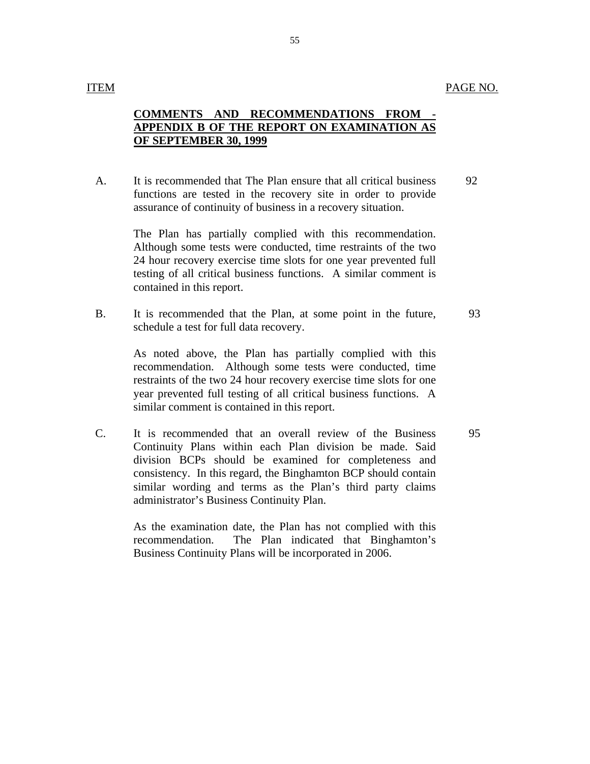| ITEM | | PAGE NO. |
|---|---|---|

**COMMENTS AND RECOMMENDATIONS FROM - APPENDIX B OF THE REPORT ON EXAMINATION AS OF SEPTEMBER 30, 1999**

| | | |
|---|---|---|
| A. | It is recommended that The Plan ensure that all critical business functions are tested in the recovery site in order to provide assurance of continuity of business in a recovery situation.<br><br>The Plan has partially complied with this recommendation. Although some tests were conducted, time restraints of the two 24 hour recovery exercise time slots for one year prevented full testing of all critical business functions. A similar comment is contained in this report. | 92 |
| B. | It is recommended that the Plan, at some point in the future, schedule a test for full data recovery.<br><br>As noted above, the Plan has partially complied with this recommendation. Although some tests were conducted, time restraints of the two 24 hour recovery exercise time slots for one year prevented full testing of all critical business functions. A similar comment is contained in this report. | 93 |
| C. | It is recommended that an overall review of the Business Continuity Plans within each Plan division be made. Said division BCPs should be examined for completeness and consistency. In this regard, the Binghamton BCP should contain similar wording and terms as the Plan's third party claims administrator's Business Continuity Plan.<br><br>As the examination date, the Plan has not complied with this recommendation. The Plan indicated that Binghamton's Business Continuity Plans will be incorporated in 2006. | 95 |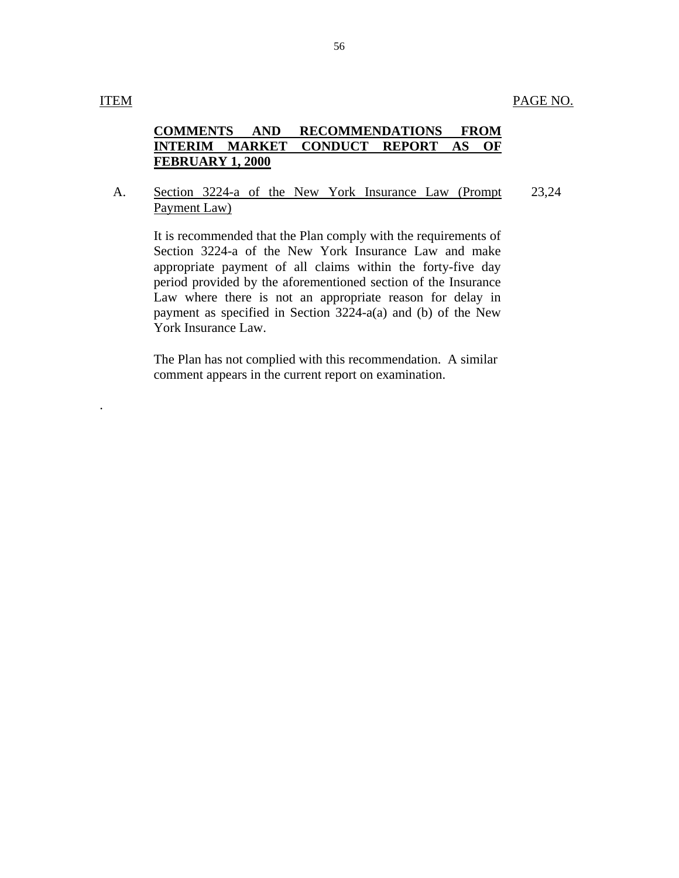| ITEM | | PAGE NO. |
|---|---|---|
| | **COMMENTS AND RECOMMENDATIONS FROM INTERIM MARKET CONDUCT REPORT AS OF FEBRUARY 1, 2000** | |
| A. | Section 3224-a of the New York Insurance Law (Prompt Payment Law) | 23,24 |

It is recommended that the Plan comply with the requirements of Section 3224-a of the New York Insurance Law and make appropriate payment of all claims within the forty-five day period provided by the aforementioned section of the Insurance Law where there is not an appropriate reason for delay in payment as specified in Section 3224-a(a) and (b) of the New York Insurance Law.

The Plan has not complied with this recommendation. A similar comment appears in the current report on examination.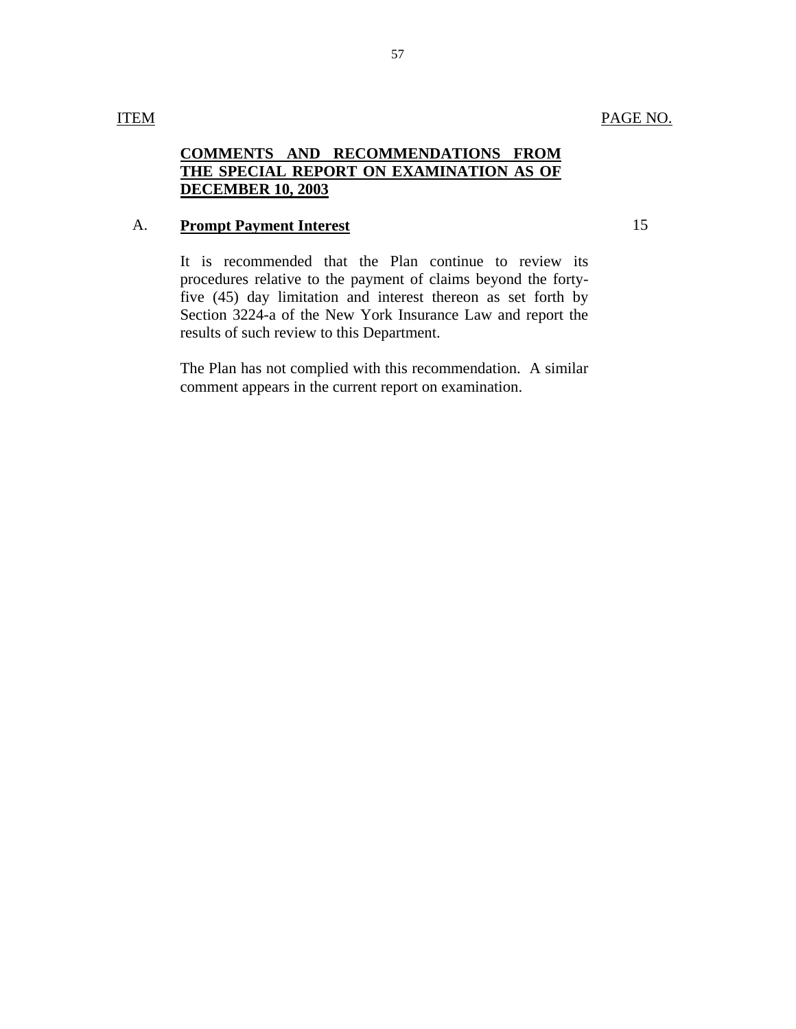| ITEM | | PAGE NO. |
|---|---|---|
| | **COMMENTS AND RECOMMENDATIONS FROM THE SPECIAL REPORT ON EXAMINATION AS OF DECEMBER 10, 2003** | |
| A. | **Prompt Payment Interest** | 15 |
| | It is recommended that the Plan continue to review its procedures relative to the payment of claims beyond the forty-five (45) day limitation and interest thereon as set forth by Section 3224-a of the New York Insurance Law and report the results of such review to this Department. | |
| | The Plan has not complied with this recommendation. A similar comment appears in the current report on examination. | |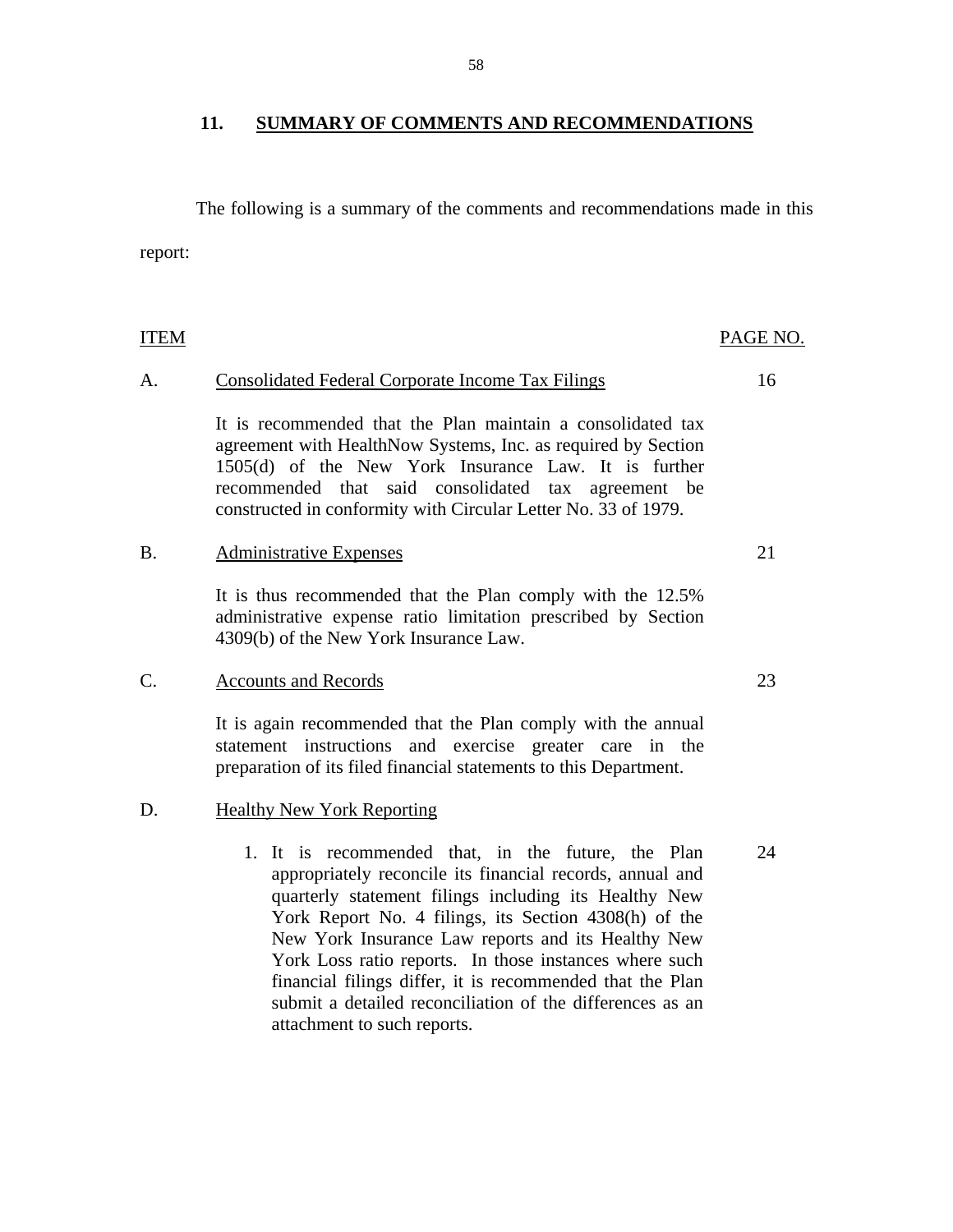## 11. SUMMARY OF COMMENTS AND RECOMMENDATIONS

The following is a summary of the comments and recommendations made in this report:

| ITEM | | PAGE NO. |
|---|---|---|
| A. | Consolidated Federal Corporate Income Tax Filings | 16 |
| | It is recommended that the Plan maintain a consolidated tax agreement with HealthNow Systems, Inc. as required by Section 1505(d) of the New York Insurance Law. It is further recommended that said consolidated tax agreement be constructed in conformity with Circular Letter No. 33 of 1979. | |
| B. | Administrative Expenses | 21 |
| | It is thus recommended that the Plan comply with the 12.5% administrative expense ratio limitation prescribed by Section 4309(b) of the New York Insurance Law. | |
| C. | Accounts and Records | 23 |
| | It is again recommended that the Plan comply with the annual statement instructions and exercise greater care in the preparation of its filed financial statements to this Department. | |
| D. | Healthy New York Reporting | |
| | 1. It is recommended that, in the future, the Plan appropriately reconcile its financial records, annual and quarterly statement filings including its Healthy New York Report No. 4 filings, its Section 4308(h) of the New York Insurance Law reports and its Healthy New York Loss ratio reports. In those instances where such financial filings differ, it is recommended that the Plan submit a detailed reconciliation of the differences as an attachment to such reports. | 24 |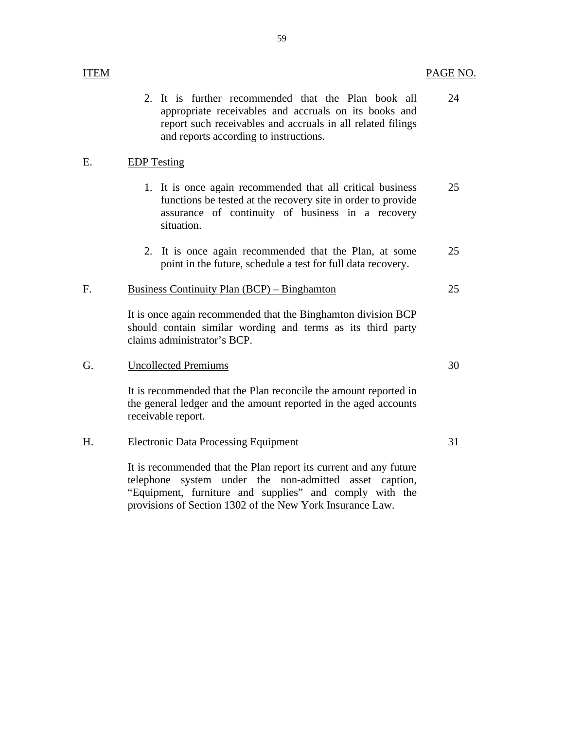| ITEM | | PAGE NO. |
|---|---|---|
| | 2. It is further recommended that the Plan book all appropriate receivables and accruals on its books and report such receivables and accruals in all related filings and reports according to instructions. | 24 |
| E. | EDP Testing | |
| | 1. It is once again recommended that all critical business functions be tested at the recovery site in order to provide assurance of continuity of business in a recovery situation. | 25 |
| | 2. It is once again recommended that the Plan, at some point in the future, schedule a test for full data recovery. | 25 |
| F. | Business Continuity Plan (BCP) – Binghamton | 25 |
| | It is once again recommended that the Binghamton division BCP should contain similar wording and terms as its third party claims administrator's BCP. | |
| G. | Uncollected Premiums | 30 |
| | It is recommended that the Plan reconcile the amount reported in the general ledger and the amount reported in the aged accounts receivable report. | |
| H. | Electronic Data Processing Equipment | 31 |
| | It is recommended that the Plan report its current and any future telephone system under the non-admitted asset caption, "Equipment, furniture and supplies" and comply with the provisions of Section 1302 of the New York Insurance Law. | |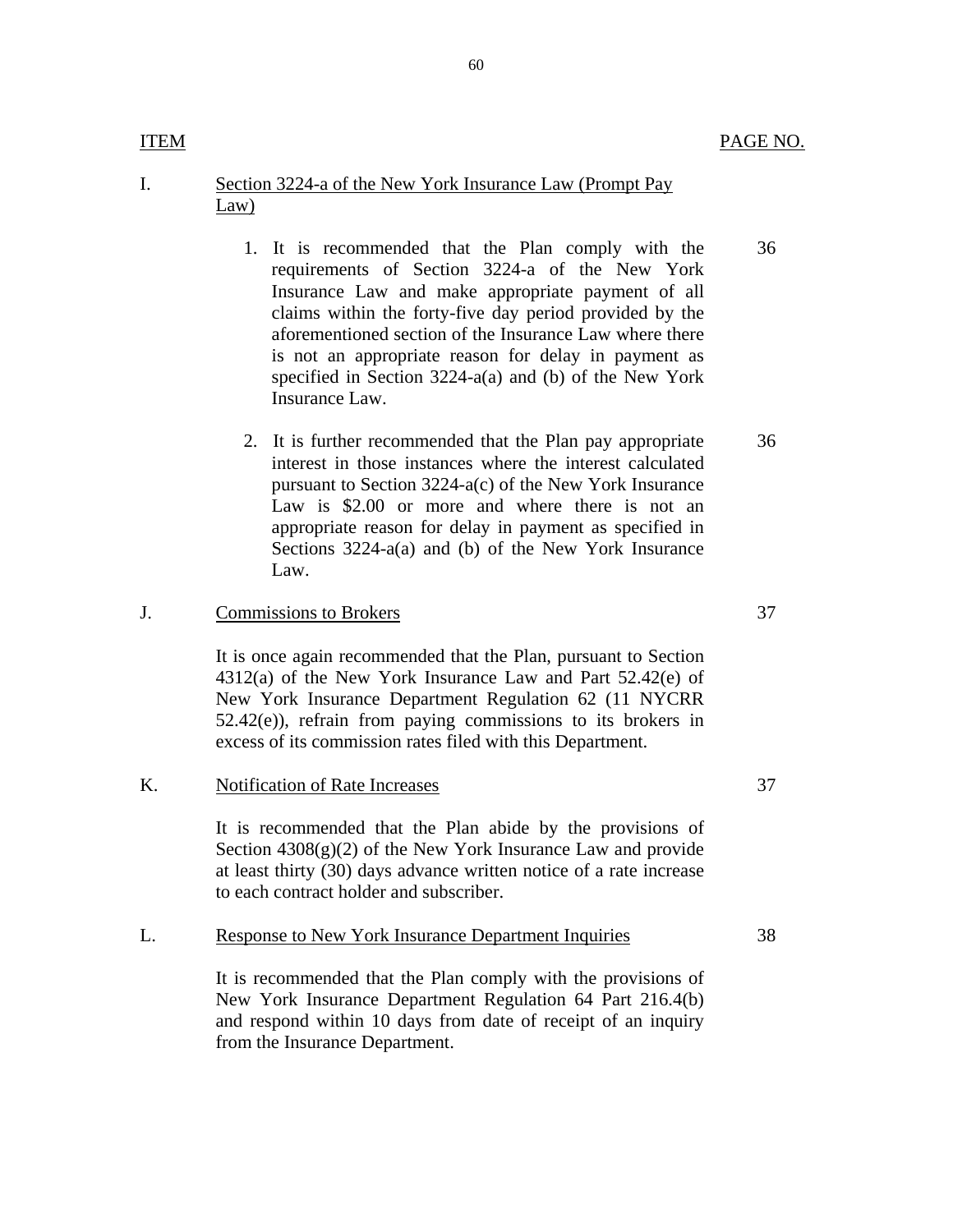| ITEM | | PAGE NO. |
|---|---|---|
| I. | Section 3224-a of the New York Insurance Law (Prompt Pay Law) | |
| | 1. It is recommended that the Plan comply with the requirements of Section 3224-a of the New York Insurance Law and make appropriate payment of all claims within the forty-five day period provided by the aforementioned section of the Insurance Law where there is not an appropriate reason for delay in payment as specified in Section 3224-a(a) and (b) of the New York Insurance Law. | 36 |
| | 2. It is further recommended that the Plan pay appropriate interest in those instances where the interest calculated pursuant to Section 3224-a(c) of the New York Insurance Law is $2.00 or more and where there is not an appropriate reason for delay in payment as specified in Sections 3224-a(a) and (b) of the New York Insurance Law. | 36 |
| J. | Commissions to Brokers | 37 |
| | It is once again recommended that the Plan, pursuant to Section 4312(a) of the New York Insurance Law and Part 52.42(e) of New York Insurance Department Regulation 62 (11 NYCRR 52.42(e)), refrain from paying commissions to its brokers in excess of its commission rates filed with this Department. | |
| K. | Notification of Rate Increases | 37 |
| | It is recommended that the Plan abide by the provisions of Section 4308(g)(2) of the New York Insurance Law and provide at least thirty (30) days advance written notice of a rate increase to each contract holder and subscriber. | |
| L. | Response to New York Insurance Department Inquiries | 38 |
| | It is recommended that the Plan comply with the provisions of New York Insurance Department Regulation 64 Part 216.4(b) and respond within 10 days from date of receipt of an inquiry from the Insurance Department. | |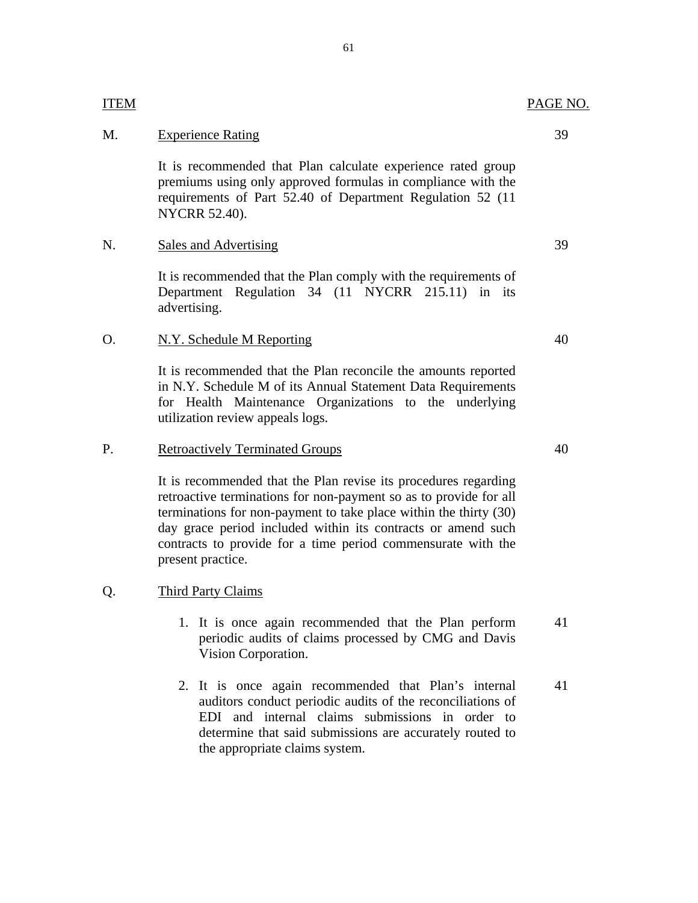| ITEM | | PAGE NO. |
|---|---|---|
| M. | Experience Rating | 39 |
| | It is recommended that Plan calculate experience rated group premiums using only approved formulas in compliance with the requirements of Part 52.40 of Department Regulation 52 (11 NYCRR 52.40). | |
| N. | Sales and Advertising | 39 |
| | It is recommended that the Plan comply with the requirements of Department Regulation 34 (11 NYCRR 215.11) in its advertising. | |
| O. | N.Y. Schedule M Reporting | 40 |
| | It is recommended that the Plan reconcile the amounts reported in N.Y. Schedule M of its Annual Statement Data Requirements for Health Maintenance Organizations to the underlying utilization review appeals logs. | |
| P. | Retroactively Terminated Groups | 40 |
| | It is recommended that the Plan revise its procedures regarding retroactive terminations for non-payment so as to provide for all terminations for non-payment to take place within the thirty (30) day grace period included within its contracts or amend such contracts to provide for a time period commensurate with the present practice. | |
| Q. | Third Party Claims | |
| | 1. It is once again recommended that the Plan perform periodic audits of claims processed by CMG and Davis Vision Corporation. | 41 |
| | 2. It is once again recommended that Plan's internal auditors conduct periodic audits of the reconciliations of EDI and internal claims submissions in order to determine that said submissions are accurately routed to the appropriate claims system. | 41 |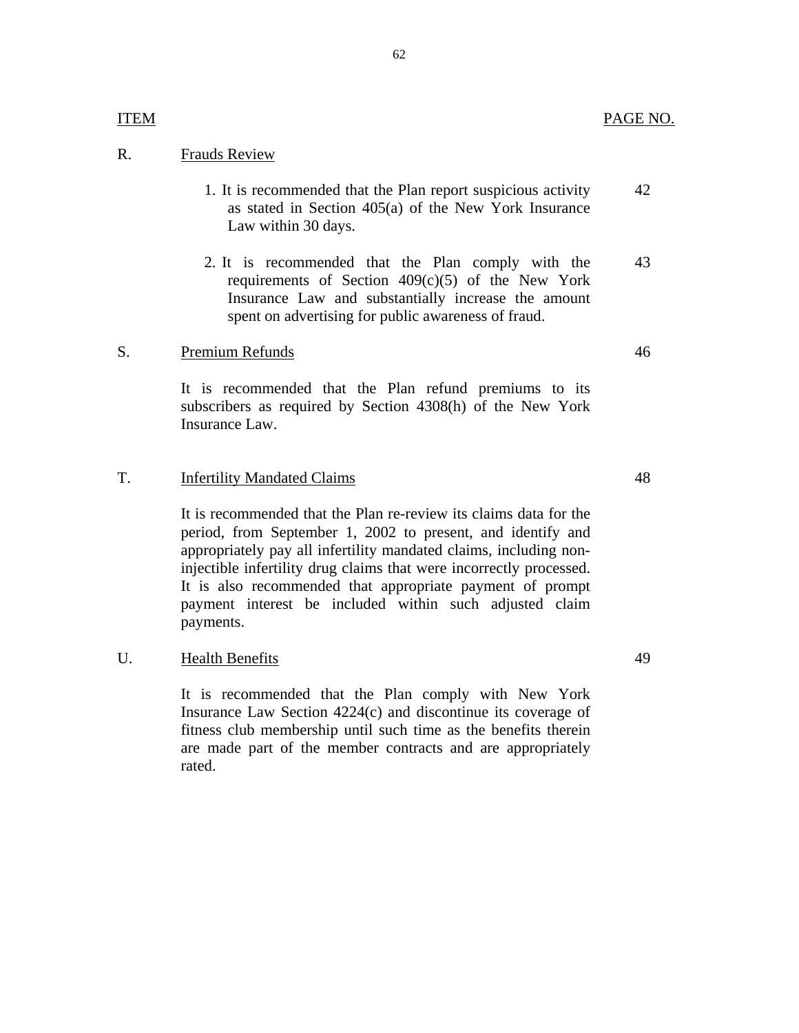| ITEM | | PAGE NO. |
|---|---|---|
| R. | Frauds Review | |
| | 1. It is recommended that the Plan report suspicious activity as stated in Section 405(a) of the New York Insurance Law within 30 days. | 42 |
| | 2. It is recommended that the Plan comply with the requirements of Section 409(c)(5) of the New York Insurance Law and substantially increase the amount spent on advertising for public awareness of fraud. | 43 |
| S. | Premium Refunds | 46 |
| | It is recommended that the Plan refund premiums to its subscribers as required by Section 4308(h) of the New York Insurance Law. | |
| T. | Infertility Mandated Claims | 48 |
| | It is recommended that the Plan re-review its claims data for the period, from September 1, 2002 to present, and identify and appropriately pay all infertility mandated claims, including non-injectible infertility drug claims that were incorrectly processed. It is also recommended that appropriate payment of prompt payment interest be included within such adjusted claim payments. | |
| U. | Health Benefits | 49 |
| | It is recommended that the Plan comply with New York Insurance Law Section 4224(c) and discontinue its coverage of fitness club membership until such time as the benefits therein are made part of the member contracts and are appropriately rated. | |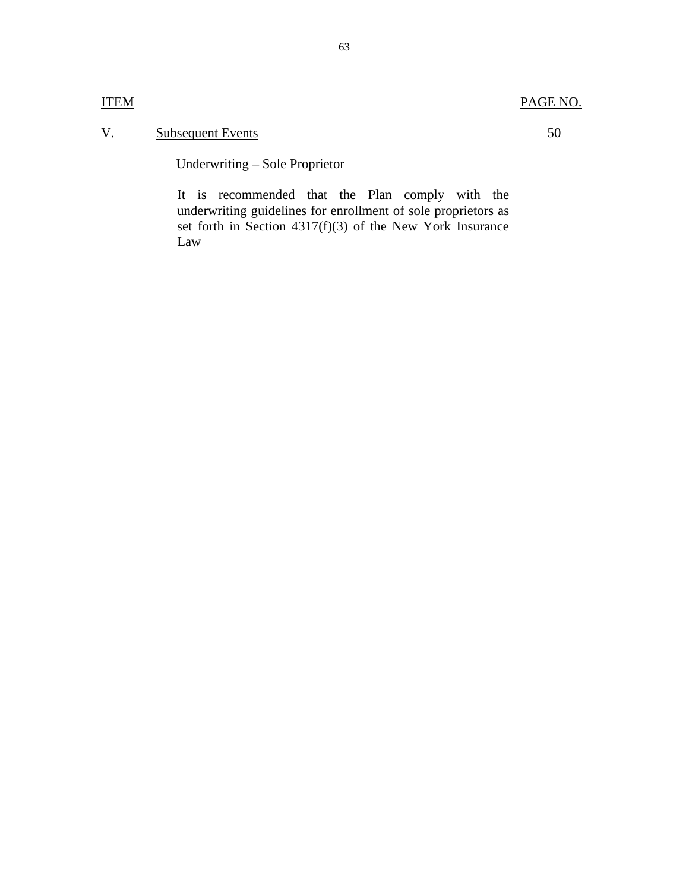| ITEM | | PAGE NO. |
|---|---|---|
| V. | Subsequent Events | 50 |
| | Underwriting – Sole Proprietor<br><br>It is recommended that the Plan comply with the underwriting guidelines for enrollment of sole proprietors as set forth in Section 4317(f)(3) of the New York Insurance Law | |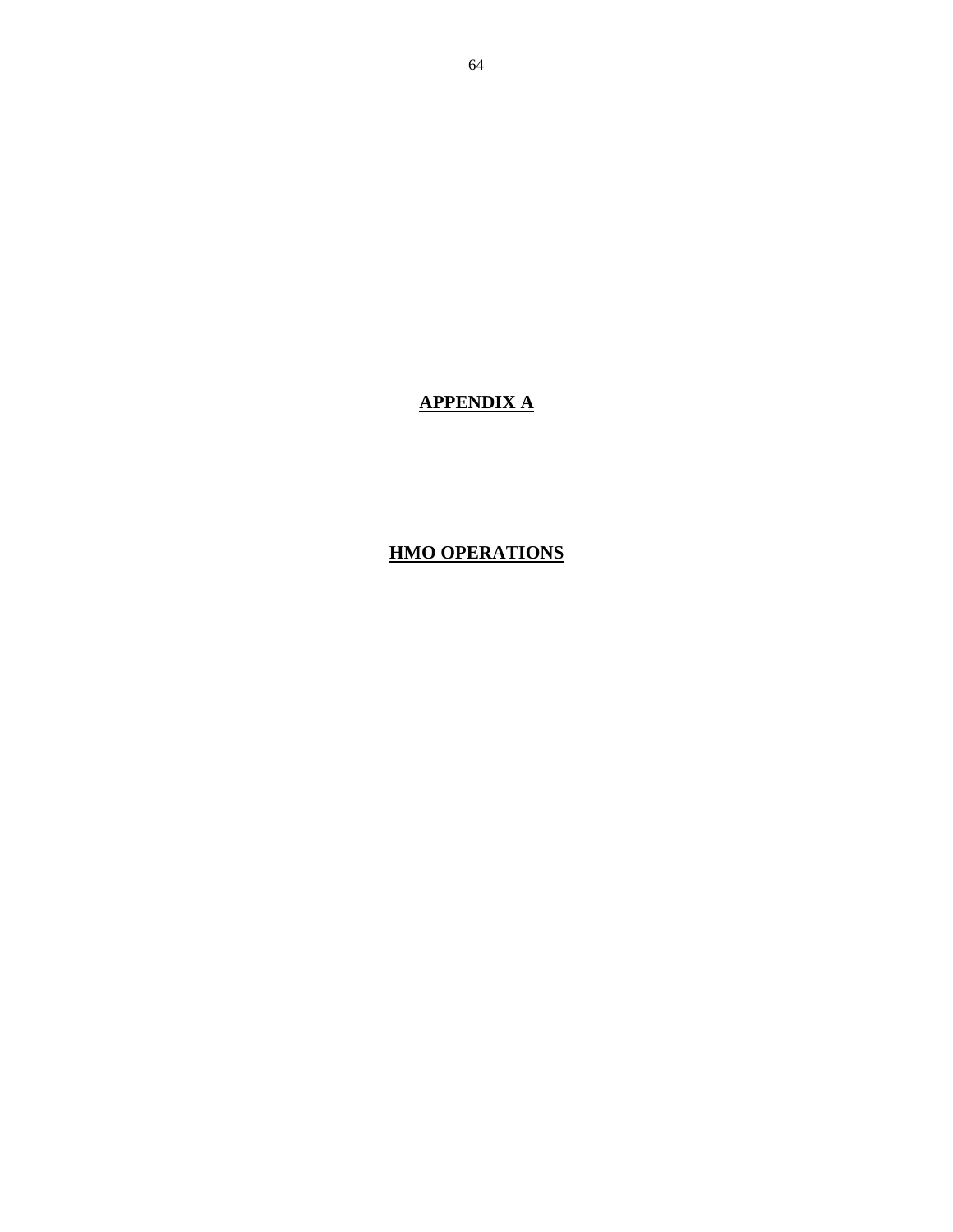# **APPENDIX A**

## **HMO OPERATIONS**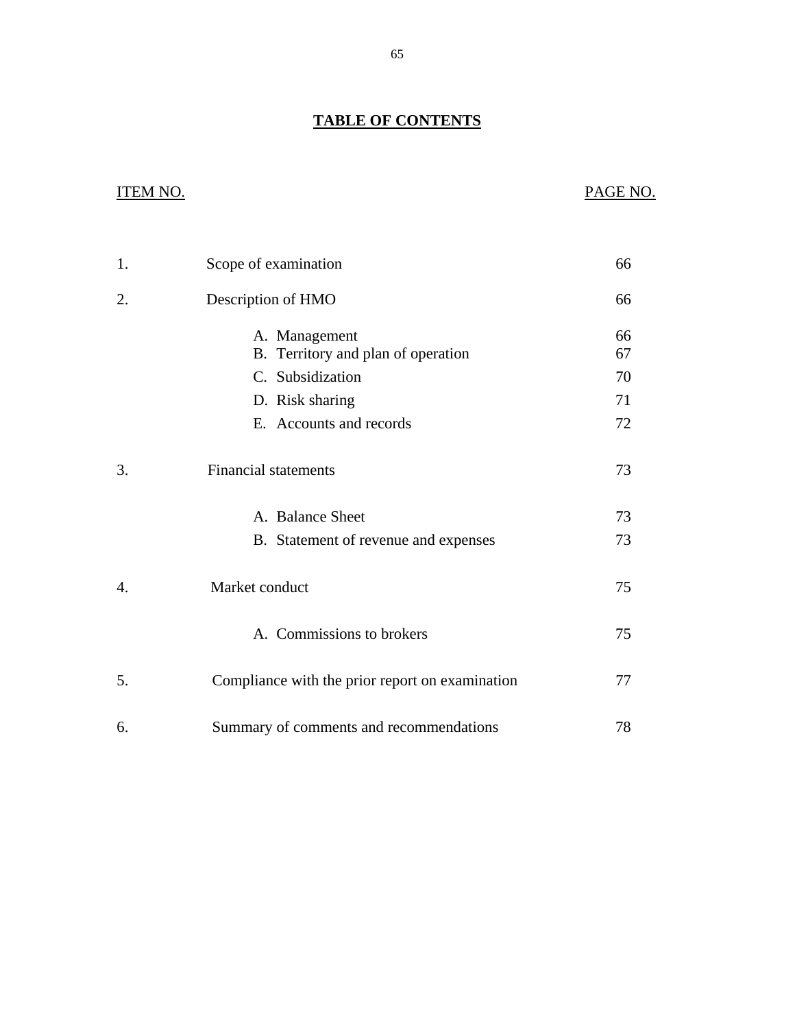## TABLE OF CONTENTS

| ITEM NO. | | PAGE NO. |
|---|---|---|
| 1. | Scope of examination | 66 |
| 2. | Description of HMO | 66 |
| | A. Management | 66 |
| | B. Territory and plan of operation | 67 |
| | C. Subsidization | 70 |
| | D. Risk sharing | 71 |
| | E. Accounts and records | 72 |
| 3. | Financial statements | 73 |
| | A. Balance Sheet | 73 |
| | B. Statement of revenue and expenses | 73 |
| 4. | Market conduct | 75 |
| | A. Commissions to brokers | 75 |
| 5. | Compliance with the prior report on examination | 77 |
| 6. | Summary of comments and recommendations | 78 |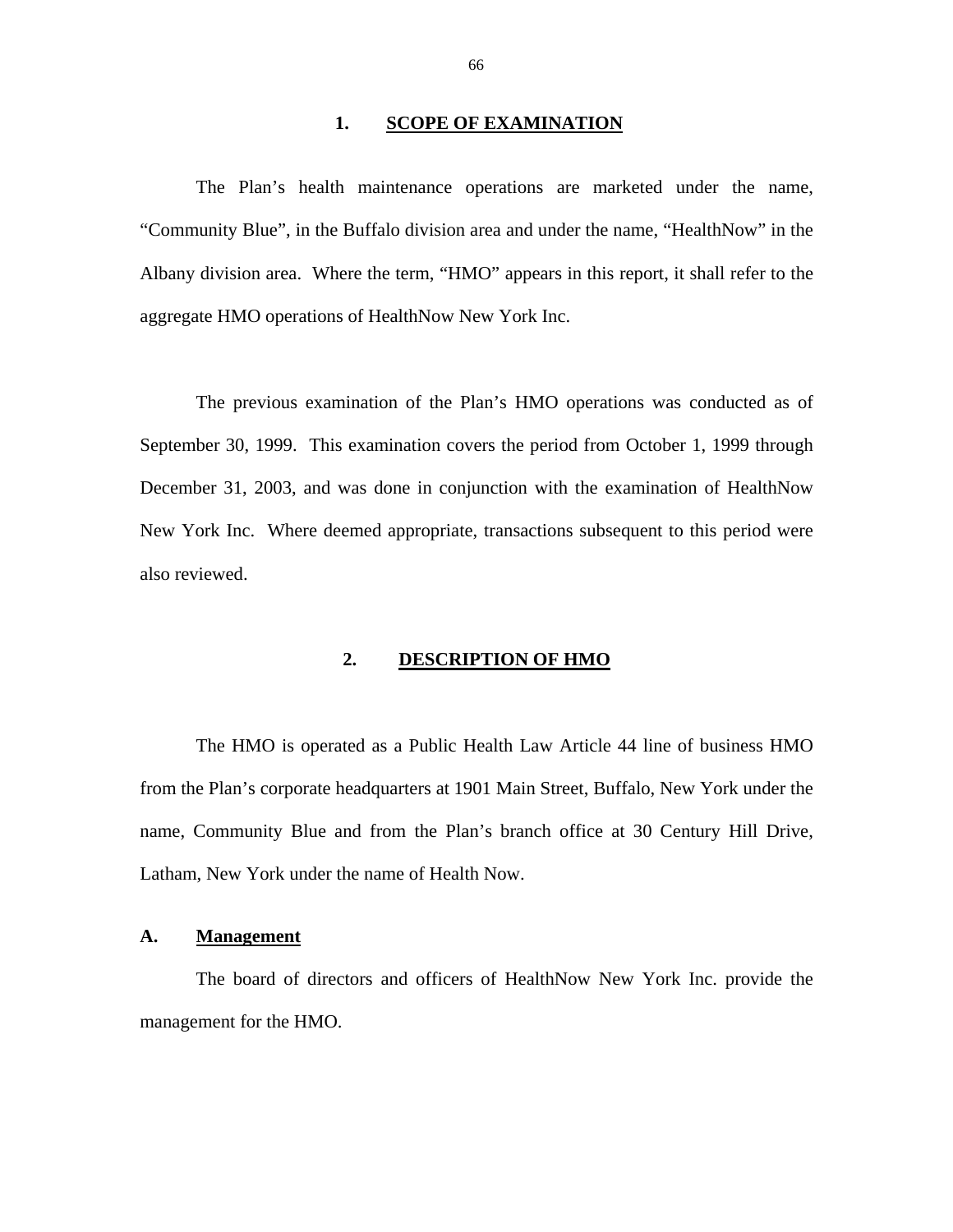## 1. SCOPE OF EXAMINATION

The Plan's health maintenance operations are marketed under the name, "Community Blue", in the Buffalo division area and under the name, "HealthNow" in the Albany division area. Where the term, "HMO" appears in this report, it shall refer to the aggregate HMO operations of HealthNow New York Inc.

The previous examination of the Plan's HMO operations was conducted as of September 30, 1999. This examination covers the period from October 1, 1999 through December 31, 2003, and was done in conjunction with the examination of HealthNow New York Inc. Where deemed appropriate, transactions subsequent to this period were also reviewed.

## 2. DESCRIPTION OF HMO

The HMO is operated as a Public Health Law Article 44 line of business HMO from the Plan's corporate headquarters at 1901 Main Street, Buffalo, New York under the name, Community Blue and from the Plan's branch office at 30 Century Hill Drive, Latham, New York under the name of Health Now.

### A. Management

The board of directors and officers of HealthNow New York Inc. provide the management for the HMO.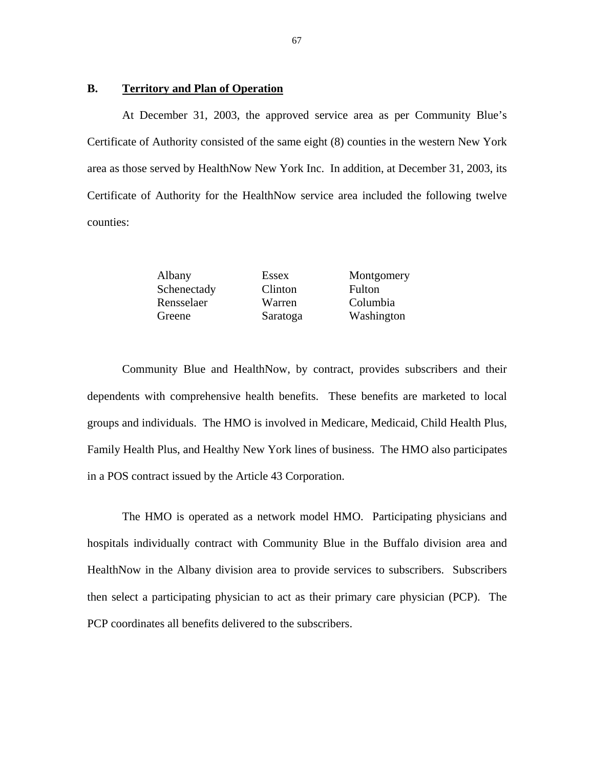## B. Territory and Plan of Operation

At December 31, 2003, the approved service area as per Community Blue's Certificate of Authority consisted of the same eight (8) counties in the western New York area as those served by HealthNow New York Inc. In addition, at December 31, 2003, its Certificate of Authority for the HealthNow service area included the following twelve counties:

| | | |
|---|---|---|
| Albany | Essex | Montgomery |
| Schenectady | Clinton | Fulton |
| Rensselaer | Warren | Columbia |
| Greene | Saratoga | Washington |

Community Blue and HealthNow, by contract, provides subscribers and their dependents with comprehensive health benefits. These benefits are marketed to local groups and individuals. The HMO is involved in Medicare, Medicaid, Child Health Plus, Family Health Plus, and Healthy New York lines of business. The HMO also participates in a POS contract issued by the Article 43 Corporation.

The HMO is operated as a network model HMO. Participating physicians and hospitals individually contract with Community Blue in the Buffalo division area and HealthNow in the Albany division area to provide services to subscribers. Subscribers then select a participating physician to act as their primary care physician (PCP). The PCP coordinates all benefits delivered to the subscribers.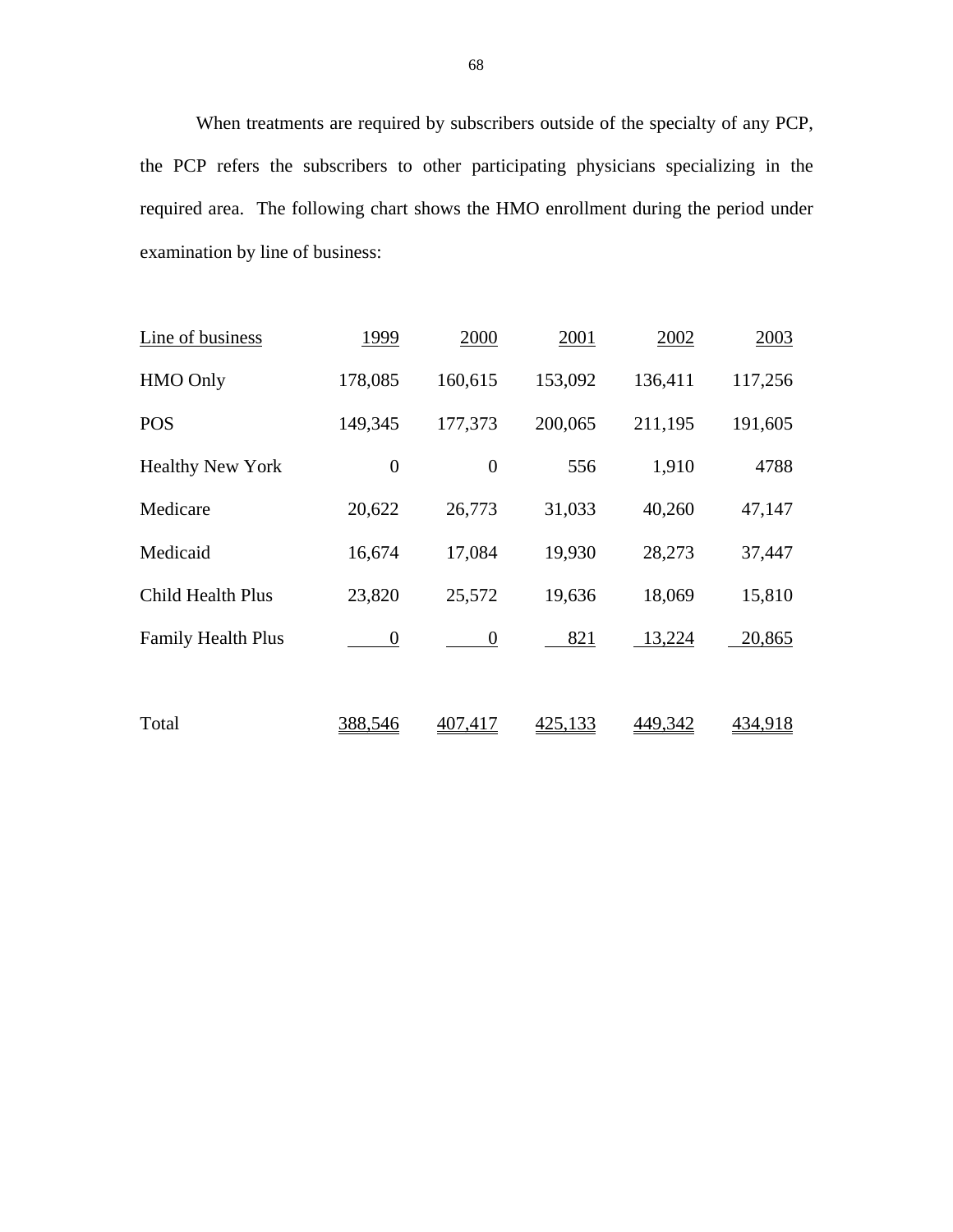When treatments are required by subscribers outside of the specialty of any PCP, the PCP refers the subscribers to other participating physicians specializing in the required area. The following chart shows the HMO enrollment during the period under examination by line of business:

| Line of business | 1999 | 2000 | 2001 | 2002 | 2003 |
|---|---|---|---|---|---|
| HMO Only | 178,085 | 160,615 | 153,092 | 136,411 | 117,256 |
| POS | 149,345 | 177,373 | 200,065 | 211,195 | 191,605 |
| Healthy New York | 0 | 0 | 556 | 1,910 | 4788 |
| Medicare | 20,622 | 26,773 | 31,033 | 40,260 | 47,147 |
| Medicaid | 16,674 | 17,084 | 19,930 | 28,273 | 37,447 |
| Child Health Plus | 23,820 | 25,572 | 19,636 | 18,069 | 15,810 |
| Family Health Plus | 0 | 0 | 821 | 13,224 | 20,865 |
| Total | 388,546 | 407,417 | 425,133 | 449,342 | 434,918 |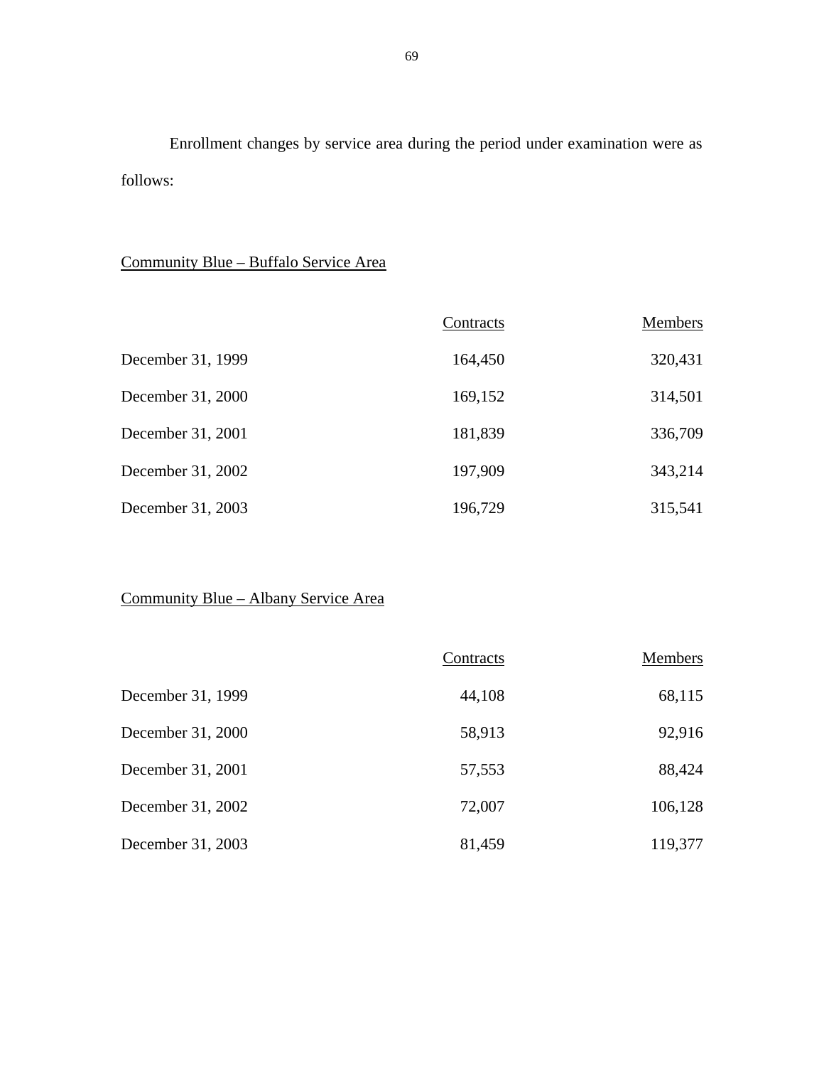Enrollment changes by service area during the period under examination were as follows:

Community Blue – Buffalo Service Area

| | Contracts | Members |
|---|---|---|
| December 31, 1999 | 164,450 | 320,431 |
| December 31, 2000 | 169,152 | 314,501 |
| December 31, 2001 | 181,839 | 336,709 |
| December 31, 2002 | 197,909 | 343,214 |
| December 31, 2003 | 196,729 | 315,541 |

Community Blue – Albany Service Area

| | Contracts | Members |
|---|---|---|
| December 31, 1999 | 44,108 | 68,115 |
| December 31, 2000 | 58,913 | 92,916 |
| December 31, 2001 | 57,553 | 88,424 |
| December 31, 2002 | 72,007 | 106,128 |
| December 31, 2003 | 81,459 | 119,377 |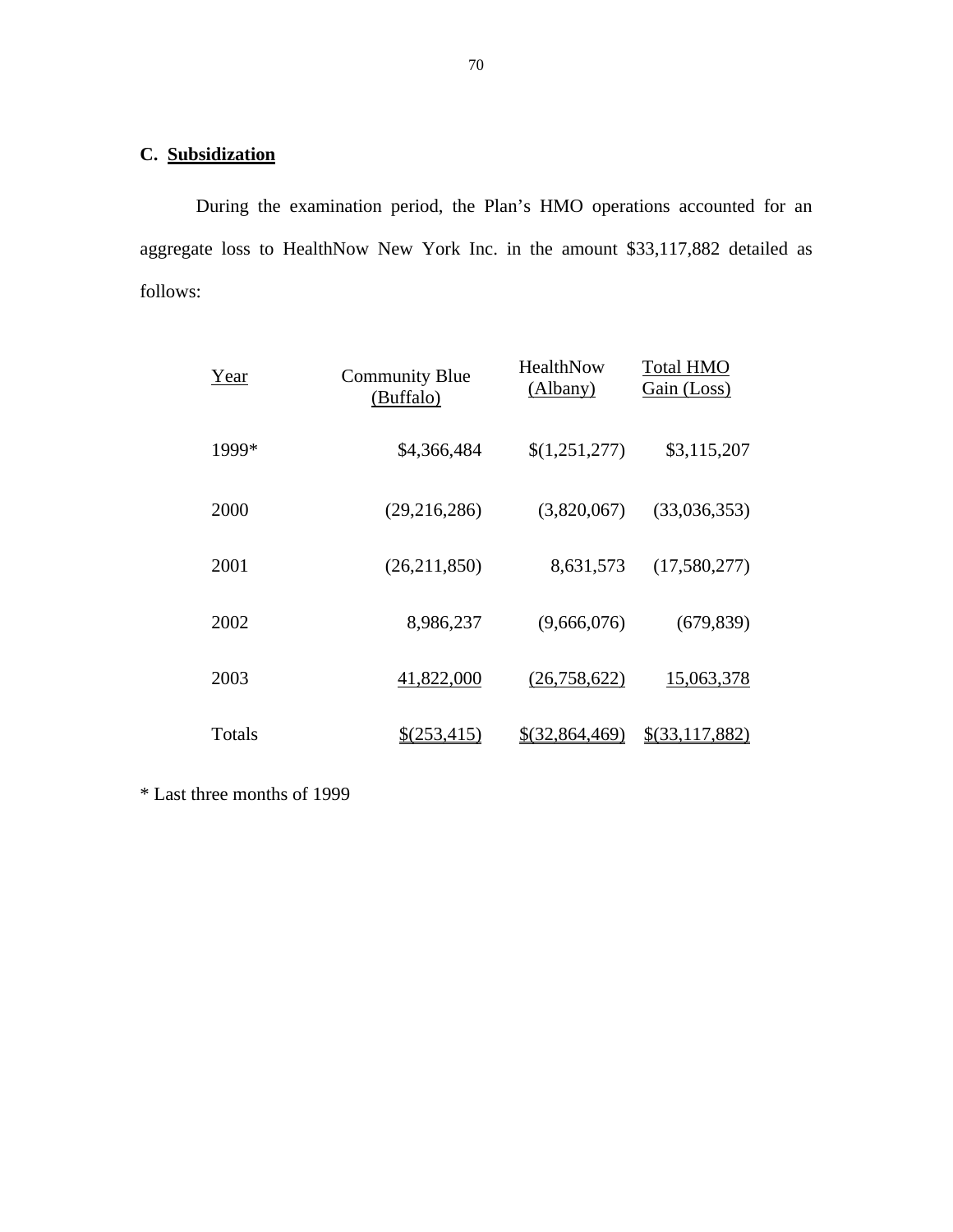## C. Subsidization

During the examination period, the Plan's HMO operations accounted for an aggregate loss to HealthNow New York Inc. in the amount $33,117,882 detailed as follows:

| Year | Community Blue (Buffalo) | HealthNow (Albany) | Total HMO Gain (Loss) |
|---|---:|---:|---:|
| 1999* | $4,366,484 | $(1,251,277) | $3,115,207 |
| 2000 | (29,216,286) | (3,820,067) | (33,036,353) |
| 2001 | (26,211,850) | 8,631,573 | (17,580,277) |
| 2002 | 8,986,237 | (9,666,076) | (679,839) |
| 2003 | 41,822,000 | (26,758,622) | 15,063,378 |
| Totals | $(253,415) | $(32,864,469) | $(33,117,882) |

* Last three months of 1999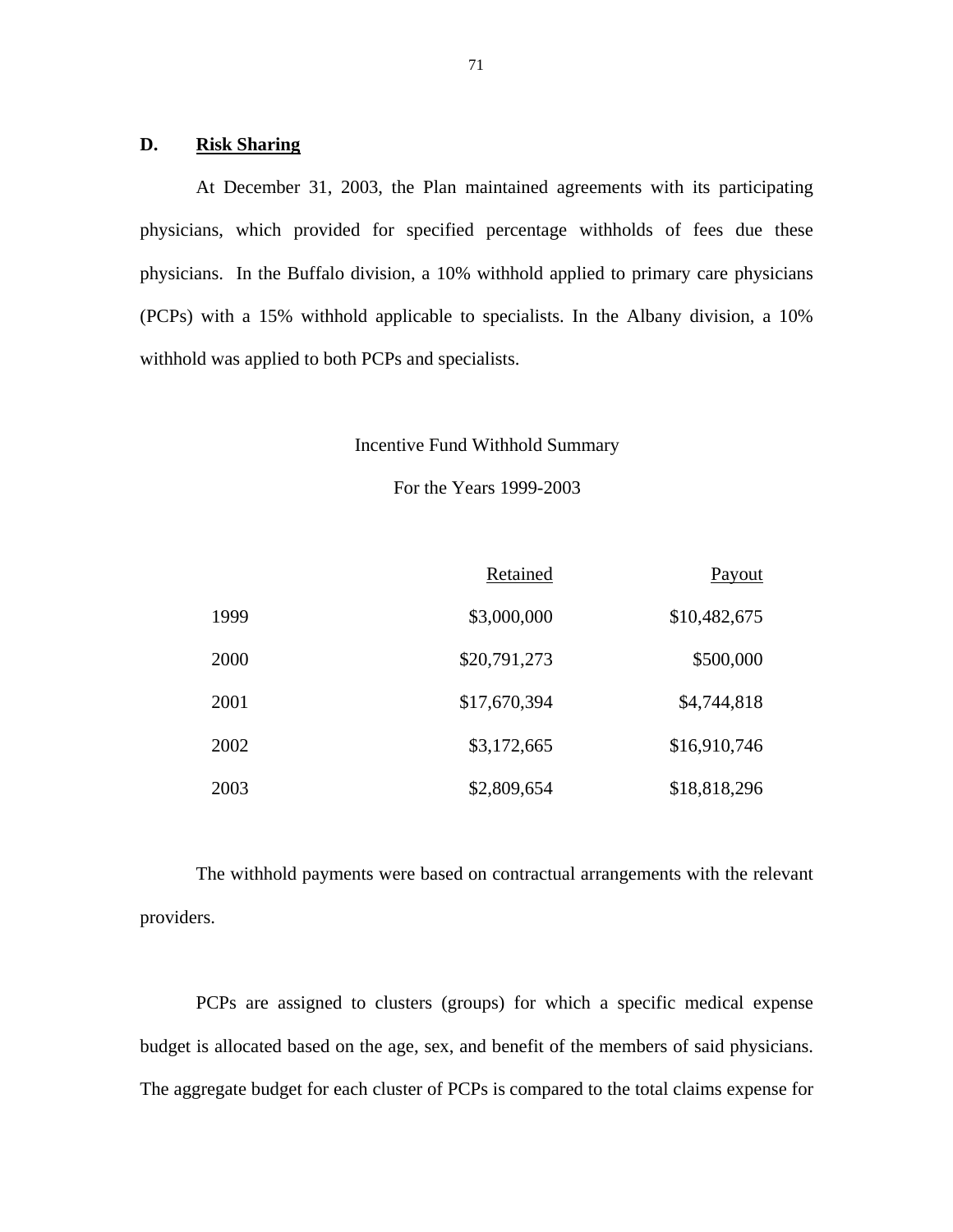## D. <u>Risk Sharing</u>

At December 31, 2003, the Plan maintained agreements with its participating physicians, which provided for specified percentage withholds of fees due these physicians. In the Buffalo division, a 10% withhold applied to primary care physicians (PCPs) with a 15% withhold applicable to specialists. In the Albany division, a 10% withhold was applied to both PCPs and specialists.

Incentive Fund Withhold Summary

For the Years 1999-2003

| | Retained | Payout |
|---|---:|---:|
| 1999 | $3,000,000 | $10,482,675 |
| 2000 | $20,791,273 | $500,000 |
| 2001 | $17,670,394 | $4,744,818 |
| 2002 | $3,172,665 | $16,910,746 |
| 2003 | $2,809,654 | $18,818,296 |

The withhold payments were based on contractual arrangements with the relevant providers.

PCPs are assigned to clusters (groups) for which a specific medical expense budget is allocated based on the age, sex, and benefit of the members of said physicians. The aggregate budget for each cluster of PCPs is compared to the total claims expense for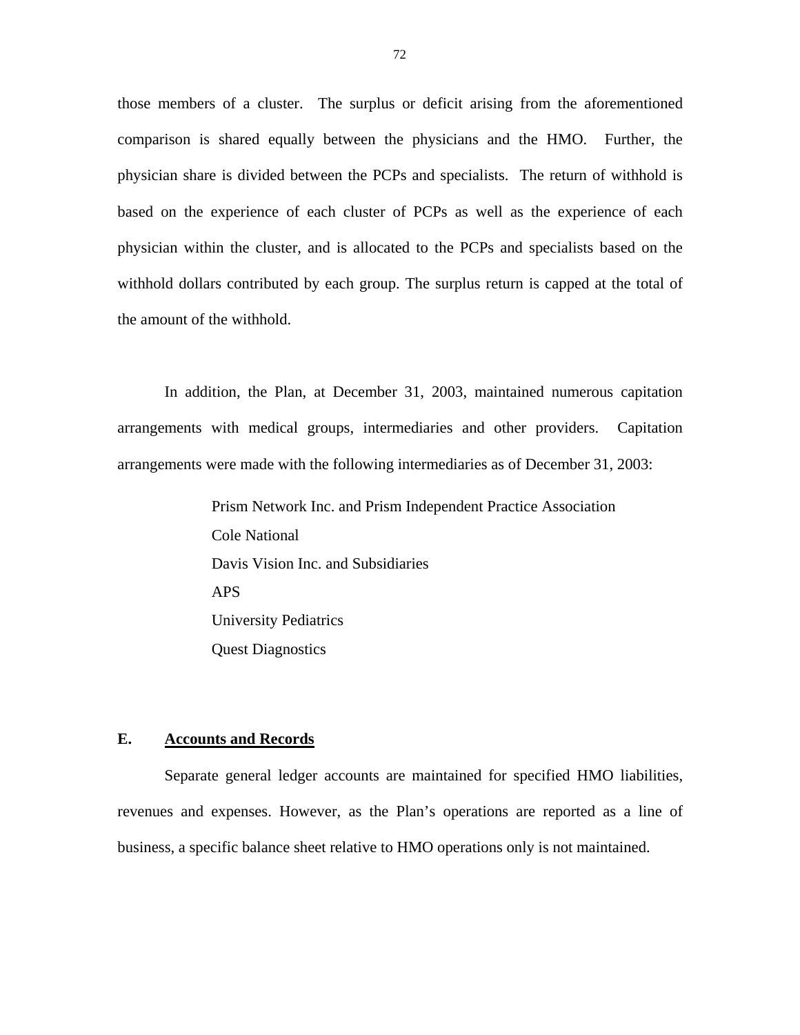those members of a cluster. The surplus or deficit arising from the aforementioned comparison is shared equally between the physicians and the HMO. Further, the physician share is divided between the PCPs and specialists. The return of withhold is based on the experience of each cluster of PCPs as well as the experience of each physician within the cluster, and is allocated to the PCPs and specialists based on the withhold dollars contributed by each group. The surplus return is capped at the total of the amount of the withhold.

In addition, the Plan, at December 31, 2003, maintained numerous capitation arrangements with medical groups, intermediaries and other providers. Capitation arrangements were made with the following intermediaries as of December 31, 2003:

Prism Network Inc. and Prism Independent Practice Association
Cole National
Davis Vision Inc. and Subsidiaries
APS
University Pediatrics
Quest Diagnostics

## E. Accounts and Records

Separate general ledger accounts are maintained for specified HMO liabilities, revenues and expenses. However, as the Plan's operations are reported as a line of business, a specific balance sheet relative to HMO operations only is not maintained.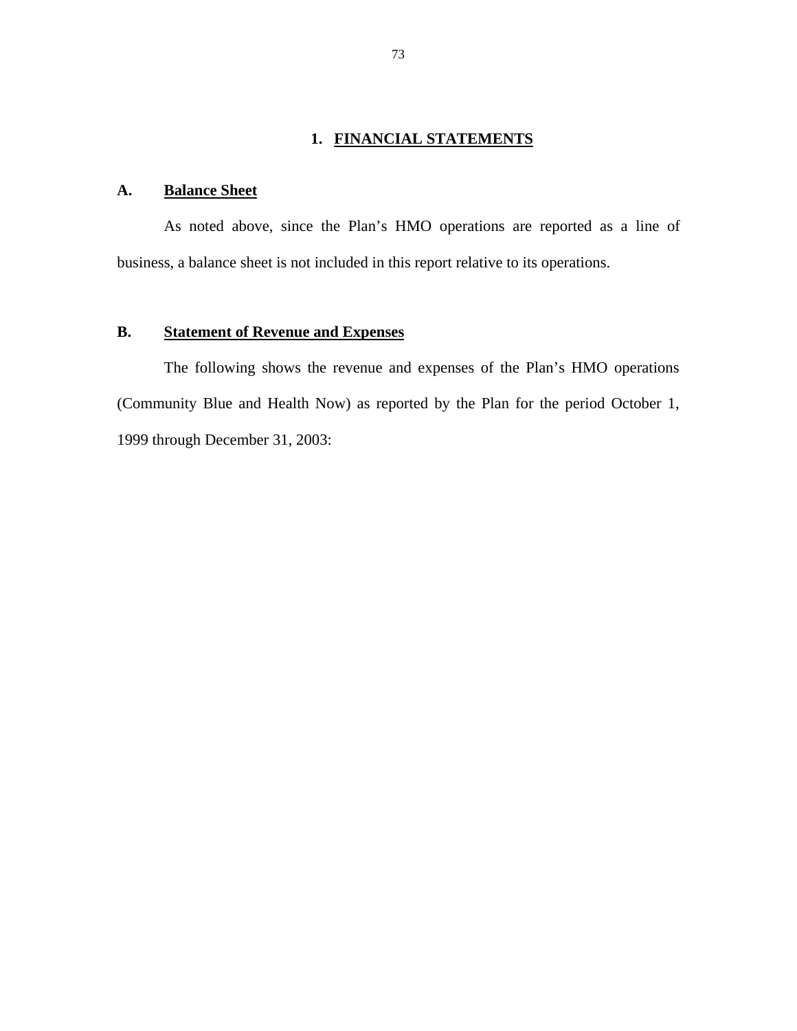## 1. FINANCIAL STATEMENTS

### A. Balance Sheet

As noted above, since the Plan's HMO operations are reported as a line of business, a balance sheet is not included in this report relative to its operations.

### B. Statement of Revenue and Expenses

The following shows the revenue and expenses of the Plan's HMO operations (Community Blue and Health Now) as reported by the Plan for the period October 1, 1999 through December 31, 2003: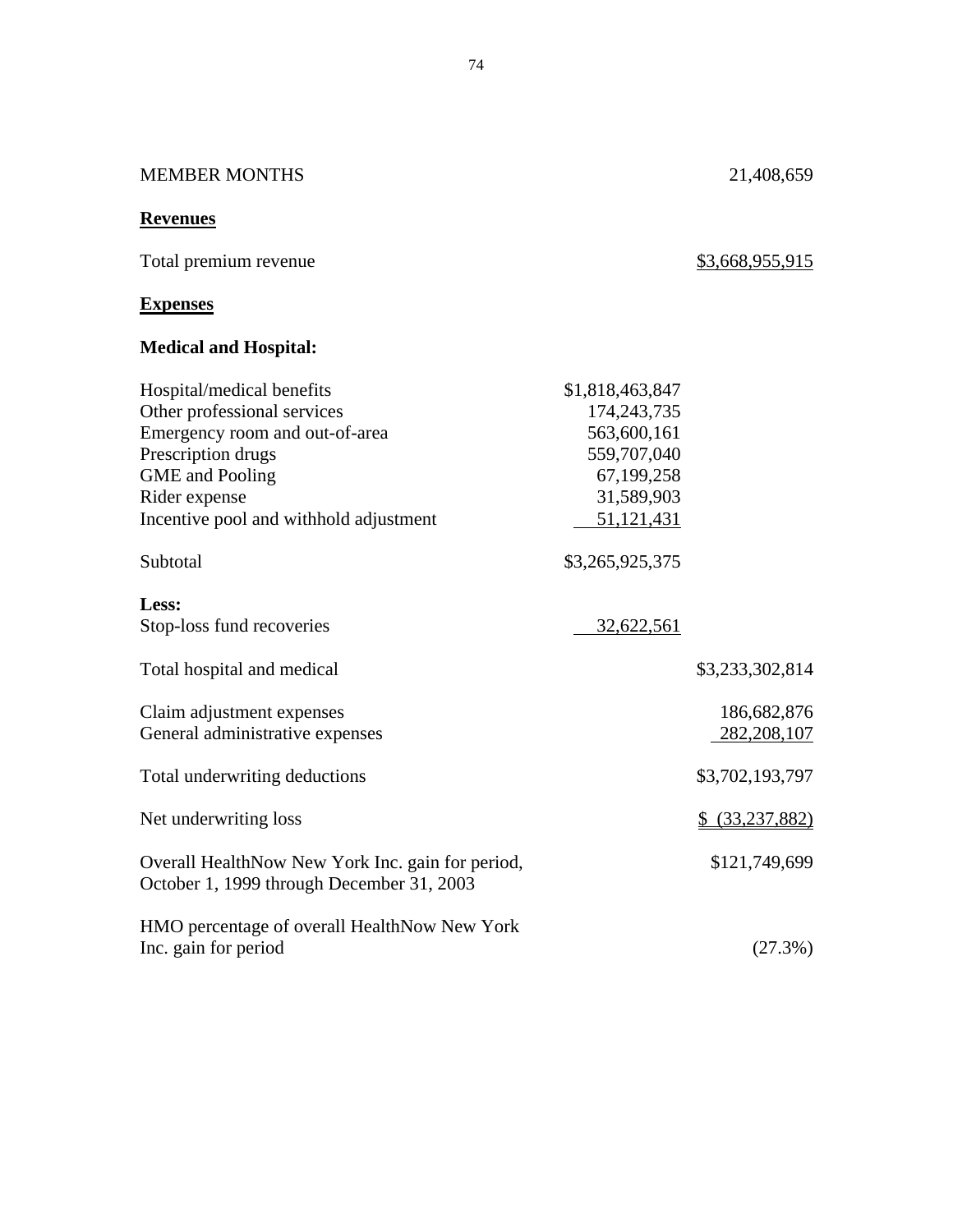| | | |
|---|---|---|
| MEMBER MONTHS | | 21,408,659 |
| **Revenues** | | |
| Total premium revenue | | $3,668,955,915 |
| **Expenses** | | |
| **Medical and Hospital:** | | |
| Hospital/medical benefits | $1,818,463,847 | |
| Other professional services | 174,243,735 | |
| Emergency room and out-of-area | 563,600,161 | |
| Prescription drugs | 559,707,040 | |
| GME and Pooling | 67,199,258 | |
| Rider expense | 31,589,903 | |
| Incentive pool and withhold adjustment | 51,121,431 | |
| Subtotal | $3,265,925,375 | |
| **Less:** | | |
| Stop-loss fund recoveries | 32,622,561 | |
| Total hospital and medical | | $3,233,302,814 |
| Claim adjustment expenses | | 186,682,876 |
| General administrative expenses | | 282,208,107 |
| Total underwriting deductions | | $3,702,193,797 |
| Net underwriting loss | | $ (33,237,882) |
| Overall HealthNow New York Inc. gain for period, October 1, 1999 through December 31, 2003 | | $121,749,699 |
| HMO percentage of overall HealthNow New York Inc. gain for period | | (27.3%) |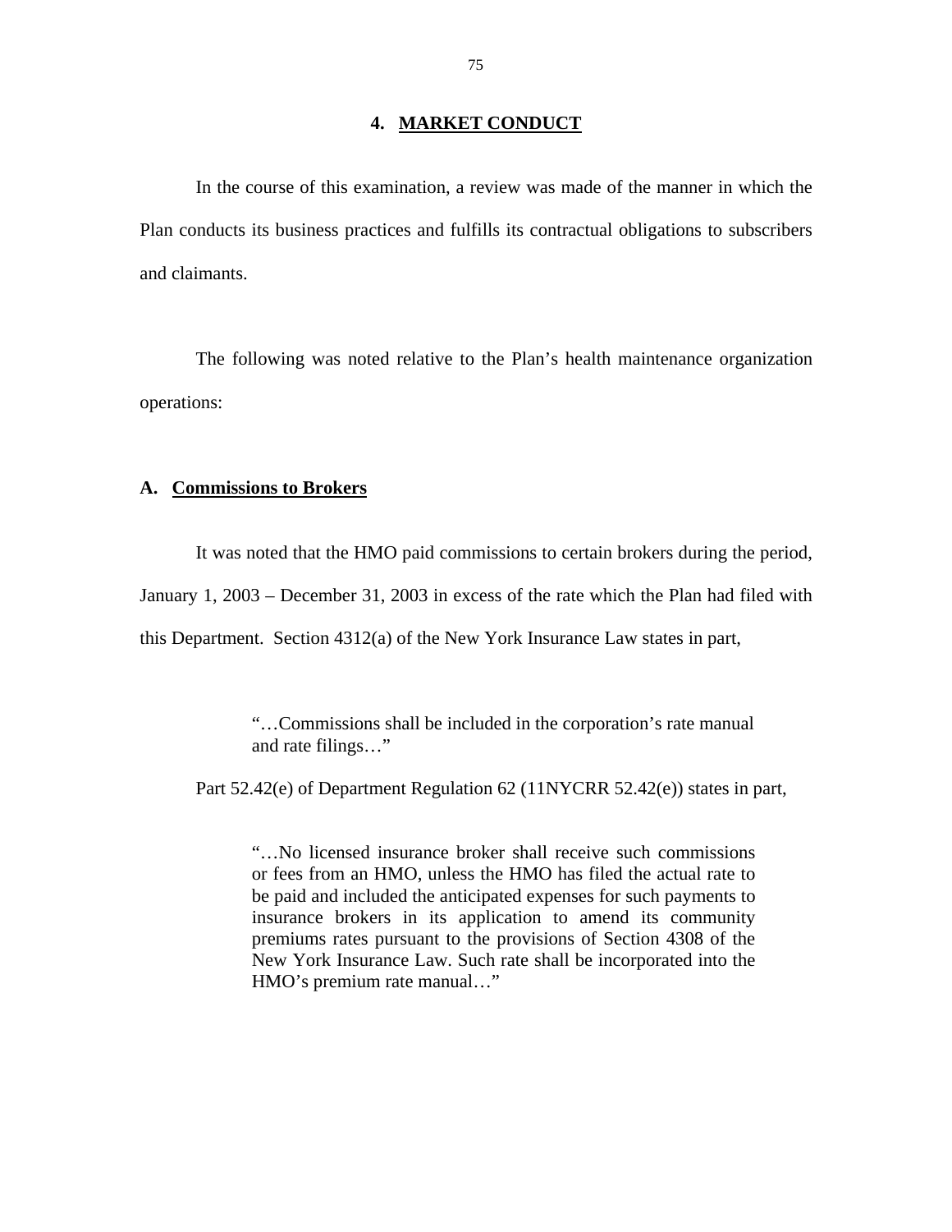## 4. MARKET CONDUCT

In the course of this examination, a review was made of the manner in which the Plan conducts its business practices and fulfills its contractual obligations to subscribers and claimants.

The following was noted relative to the Plan's health maintenance organization operations:

### A. Commissions to Brokers

It was noted that the HMO paid commissions to certain brokers during the period, January 1, 2003 – December 31, 2003 in excess of the rate which the Plan had filed with this Department. Section 4312(a) of the New York Insurance Law states in part,

> "…Commissions shall be included in the corporation's rate manual and rate filings…"

Part 52.42(e) of Department Regulation 62 (11NYCRR 52.42(e)) states in part,

> "…No licensed insurance broker shall receive such commissions or fees from an HMO, unless the HMO has filed the actual rate to be paid and included the anticipated expenses for such payments to insurance brokers in its application to amend its community premiums rates pursuant to the provisions of Section 4308 of the New York Insurance Law. Such rate shall be incorporated into the HMO's premium rate manual…"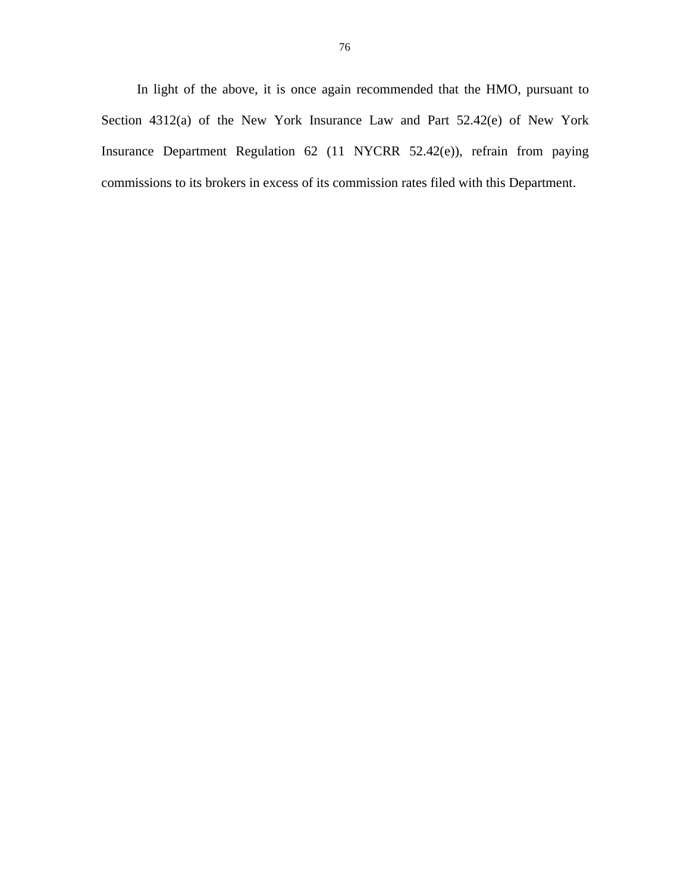In light of the above, it is once again recommended that the HMO, pursuant to Section 4312(a) of the New York Insurance Law and Part 52.42(e) of New York Insurance Department Regulation 62 (11 NYCRR 52.42(e)), refrain from paying commissions to its brokers in excess of its commission rates filed with this Department.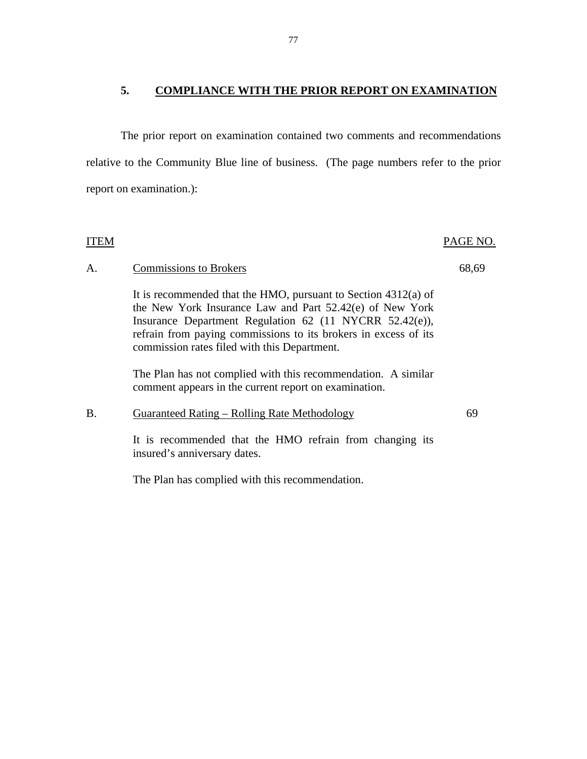## 5. COMPLIANCE WITH THE PRIOR REPORT ON EXAMINATION

The prior report on examination contained two comments and recommendations relative to the Community Blue line of business. (The page numbers refer to the prior report on examination.):

| ITEM | | PAGE NO. |
|---|---|---|
| A. | Commissions to Brokers | 68,69 |
| | It is recommended that the HMO, pursuant to Section 4312(a) of the New York Insurance Law and Part 52.42(e) of New York Insurance Department Regulation 62 (11 NYCRR 52.42(e)), refrain from paying commissions to its brokers in excess of its commission rates filed with this Department. | |
| | The Plan has not complied with this recommendation. A similar comment appears in the current report on examination. | |
| B. | Guaranteed Rating – Rolling Rate Methodology | 69 |
| | It is recommended that the HMO refrain from changing its insured's anniversary dates. | |
| | The Plan has complied with this recommendation. | |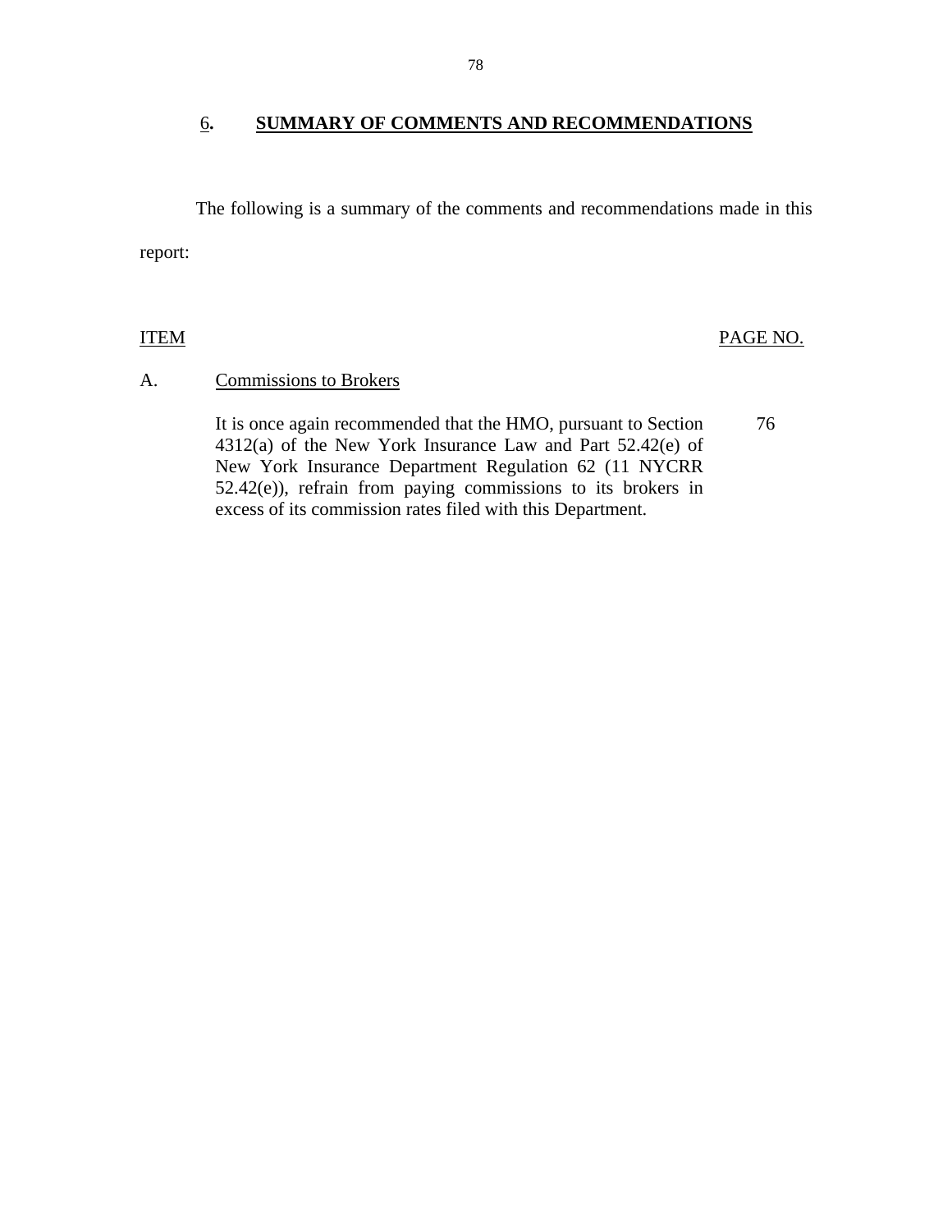## 6. SUMMARY OF COMMENTS AND RECOMMENDATIONS

The following is a summary of the comments and recommendations made in this report:

| ITEM | | PAGE NO. |
|---|---|---|
| A. | Commissions to Brokers | |
| | It is once again recommended that the HMO, pursuant to Section 4312(a) of the New York Insurance Law and Part 52.42(e) of New York Insurance Department Regulation 62 (11 NYCRR 52.42(e)), refrain from paying commissions to its brokers in excess of its commission rates filed with this Department. | 76 |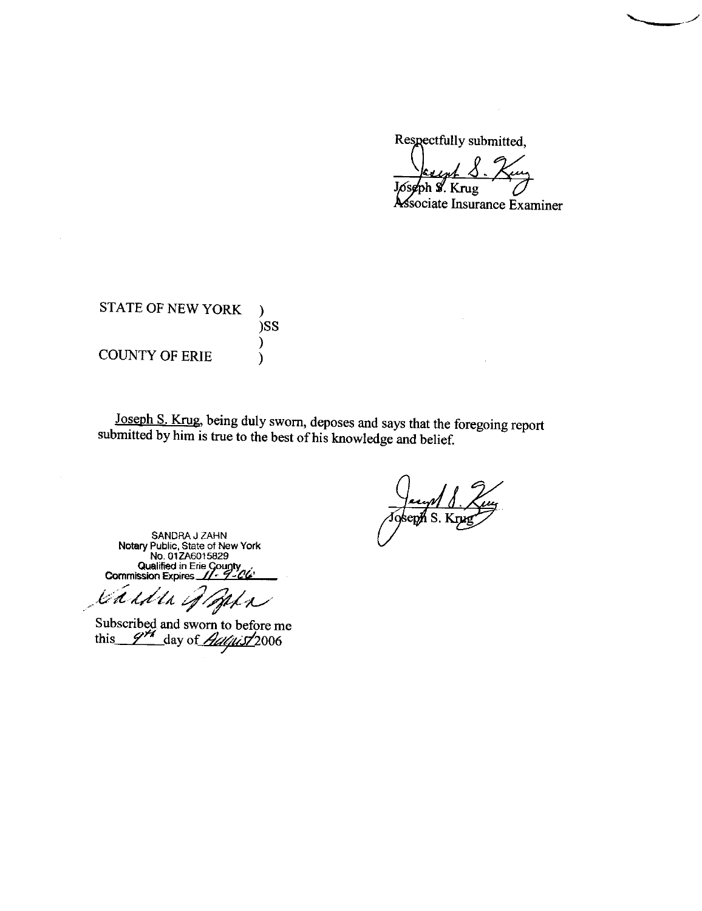Respectfully submitted,

Joseph S. Krug
Associate Insurance Examiner

STATE OF NEW YORK )
)SS
)
COUNTY OF ERIE )

Joseph S. Krug, being duly sworn, deposes and says that the foregoing report submitted by him is true to the best of his knowledge and belief.

Joseph S. Krug

SANDRA J ZAHN
Notary Public, State of New York
No. 01ZA6015829
Qualified in Erie County
Commission Expires 11-9-06

Subscribed and sworn to before me
this 9th day of August 2006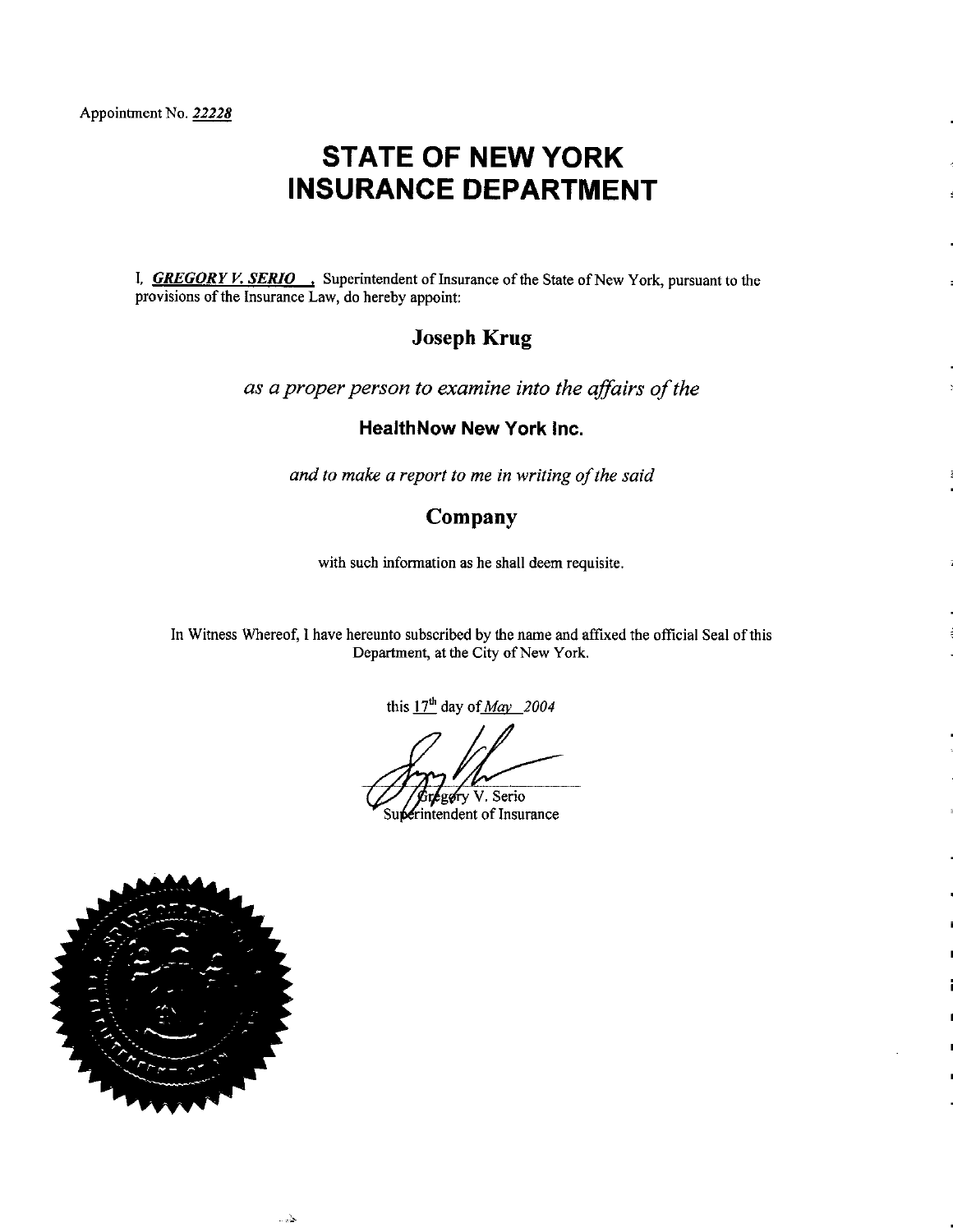Appointment No. *22228*

# STATE OF NEW YORK
# INSURANCE DEPARTMENT

I, ***GREGORY V. SERIO*** , Superintendent of Insurance of the State of New York, pursuant to the provisions of the Insurance Law, do hereby appoint:

**Joseph Krug**

*as a proper person to examine into the affairs of the*

**HealthNow New York Inc.**

*and to make a report to me in writing of the said*

**Company**

with such information as he shall deem requisite.

In Witness Whereof, I have hereunto subscribed by the name and affixed the official Seal of this Department, at the City of New York.

this 17th day of *May 2004*

Gregory V. Serio
Superintendent of Insurance